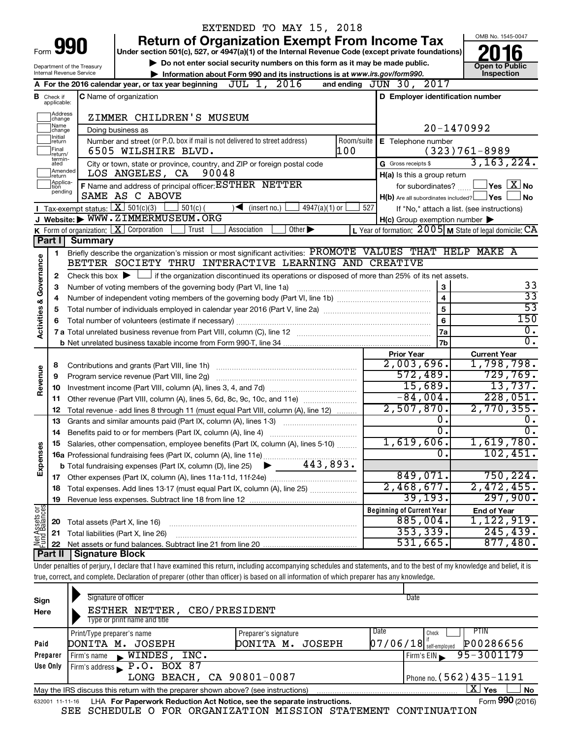EXTENDED TO MAY 15, 2018

# Form 990 — Return of Organization Exempt From Income Tax

**Under section 501(c), 527, or 4947(a)(1) of the Internal Revenue Code (except private foundations)**

▶ Do not enter social security numbers on this form as it may be made public.

▶ Information about Form 990 and its instructions is at www.irs.gov/form990.

Department of the Treasury
Internal Revenue Service

OMB No. 1545-0047

**2016**

**Open to Public Inspection**

**A** For the 2016 calendar year, or tax year beginning JUL 1, 2016 and ending JUN 30, 2017

**B** Check if applicable: Address change, Name change, Initial return, Final return/terminated, Amended return, Application pending

**C** Name of organization: ZIMMER CHILDREN'S MUSEUM

Doing business as

Number and street (or P.O. box if mail is not delivered to street address): 6505 WILSHIRE BLVD. Room/suite: 100

City or town, state or province, country, and ZIP or foreign postal code: LOS ANGELES, CA 90048

**D** Employer identification number: 20-1470992

**E** Telephone number: (323)761-8989

**G** Gross receipts $ 3,163,224.

**F** Name and address of principal officer: ESTHER NETTER
SAME AS C ABOVE

**H(a)** Is this a group return for subordinates? Yes [ ] No [X]

**H(b)** Are all subordinates included? Yes [ ] No [ ]
If "No," attach a list. (see instructions)

**H(c)** Group exemption number ▶

**I** Tax-exempt status: [X] 501(c)(3) [ ] 501(c) ( ) ◀ (insert no.) [ ] 4947(a)(1) or [ ] 527

**J** Website: ▶ WWW.ZIMMERMUSEUM.ORG

**K** Form of organization: [X] Corporation [ ] Trust [ ] Association [ ] Other ▶

**L** Year of formation: 2005 **M** State of legal domicile: CA

## Part I Summary

**Activities & Governance**

1. Briefly describe the organization's mission or most significant activities: PROMOTE VALUES THAT HELP MAKE A BETTER SOCIETY THRU INTERACTIVE LEARNING AND CREATIVE
2. Check this box ▶ [ ] if the organization discontinued its operations or disposed of more than 25% of its net assets.

| | | Line | |
|---|---|---|---|
| 3 | Number of voting members of the governing body (Part VI, line 1a) | 3 | 33 |
| 4 | Number of independent voting members of the governing body (Part VI, line 1b) | 4 | 33 |
| 5 | Total number of individuals employed in calendar year 2016 (Part V, line 2a) | 5 | 53 |
| 6 | Total number of volunteers (estimate if necessary) | 6 | 150 |
| 7a | Total unrelated business revenue from Part VIII, column (C), line 12 | 7a | 0. |
| 7b | Net unrelated business taxable income from Form 990-T, line 34 | 7b | 0. |

| | | Prior Year | Current Year |
|---|---|---|---|
| **Revenue** | | | |
| 8 | Contributions and grants (Part VIII, line 1h) | 2,003,696. | 1,798,798. |
| 9 | Program service revenue (Part VIII, line 2g) | 572,489. | 729,769. |
| 10 | Investment income (Part VIII, column (A), lines 3, 4, and 7d) | 15,689. | 13,737. |
| 11 | Other revenue (Part VIII, column (A), lines 5, 6d, 8c, 9c, 10c, and 11e) | -84,004. | 228,051. |
| 12 | Total revenue - add lines 8 through 11 (must equal Part VIII, column (A), line 12) | 2,507,870. | 2,770,355. |
| **Expenses** | | | |
| 13 | Grants and similar amounts paid (Part IX, column (A), lines 1-3) | 0. | 0. |
| 14 | Benefits paid to or for members (Part IX, column (A), line 4) | 0. | 0. |
| 15 | Salaries, other compensation, employee benefits (Part IX, column (A), lines 5-10) | 1,619,606. | 1,619,780. |
| 16a | Professional fundraising fees (Part IX, column (A), line 11e) | 0. | 102,451. |
| b | Total fundraising expenses (Part IX, column (D), line 25) ▶ 443,893. | | |
| 17 | Other expenses (Part IX, column (A), lines 11a-11d, 11f-24e) | 849,071. | 750,224. |
| 18 | Total expenses. Add lines 13-17 (must equal Part IX, column (A), line 25) | 2,468,677. | 2,472,455. |
| 19 | Revenue less expenses. Subtract line 18 from line 12 | 39,193. | 297,900. |

| **Net Assets or Fund Balances** | | Beginning of Current Year | End of Year |
|---|---|---|---|
| 20 | Total assets (Part X, line 16) | 885,004. | 1,122,919. |
| 21 | Total liabilities (Part X, line 26) | 353,339. | 245,439. |
| 22 | Net assets or fund balances. Subtract line 21 from line 20 | 531,665. | 877,480. |

## Part II Signature Block

Under penalties of perjury, I declare that I have examined this return, including accompanying schedules and statements, and to the best of my knowledge and belief, it is true, correct, and complete. Declaration of preparer (other than officer) is based on all information of which preparer has any knowledge.

**Sign Here**

Signature of officer | Date

ESTHER NETTER, CEO/PRESIDENT
Type or print name and title

| **Paid Preparer Use Only** | | | | |
|---|---|---|---|---|
| Print/Type preparer's name | Preparer's signature | Date | Check if self-employed | PTIN |
| DONITA M. JOSEPH | DONITA M. JOSEPH | 07/06/18 | | P00286656 |
| Firm's name ▶ WINDES, INC. | | | Firm's EIN ▶ 95-3001179 | |
| Firm's address ▶ P.O. BOX 87 LONG BEACH, CA 90801-0087 | | | Phone no. (562)435-1191 | |

May the IRS discuss this return with the preparer shown above? (see instructions) [X] Yes [ ] No

632001 11-11-16 LHA For Paperwork Reduction Act Notice, see the separate instructions. Form **990** (2016)

SEE SCHEDULE O FOR ORGANIZATION MISSION STATEMENT CONTINUATION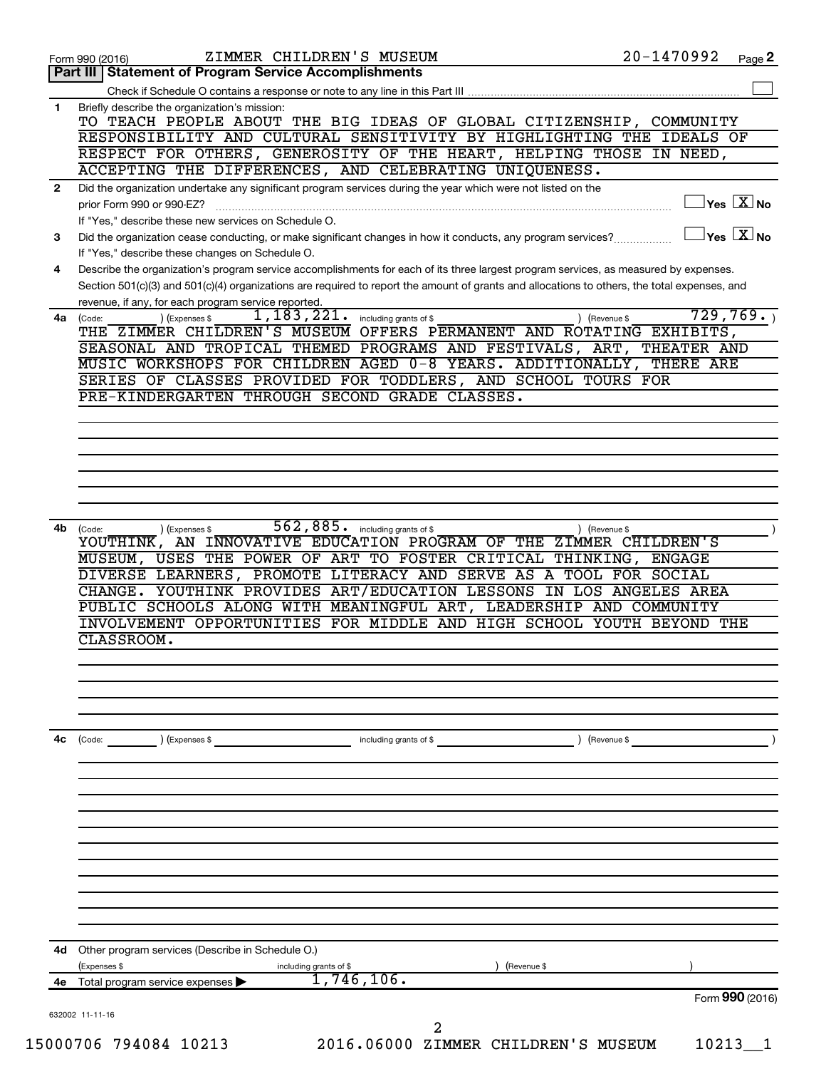Form 990 (2016) ZIMMER CHILDREN'S MUSEUM 20-1470992 Page **2**

**Part III | Statement of Program Service Accomplishments**

Check if Schedule O contains a response or note to any line in this Part III ☐

**1** Briefly describe the organization's mission:

TO TEACH PEOPLE ABOUT THE BIG IDEAS OF GLOBAL CITIZENSHIP, COMMUNITY RESPONSIBILITY AND CULTURAL SENSITIVITY BY HIGHLIGHTING THE IDEALS OF RESPECT FOR OTHERS, GENEROSITY OF THE HEART, HELPING THOSE IN NEED, ACCEPTING THE DIFFERENCES, AND CELEBRATING UNIQUENESS.

**2** Did the organization undertake any significant program services during the year which were not listed on the prior Form 990 or 990-EZ? ☐ Yes ☒ No

If "Yes," describe these new services on Schedule O.

**3** Did the organization cease conducting, or make significant changes in how it conducts, any program services? ☐ Yes ☒ No

If "Yes," describe these changes on Schedule O.

**4** Describe the organization's program service accomplishments for each of its three largest program services, as measured by expenses. Section 501(c)(3) and 501(c)(4) organizations are required to report the amount of grants and allocations to others, the total expenses, and revenue, if any, for each program service reported.

**4a** (Code: ) (Expenses $ 1,183,221. including grants of $ ) (Revenue $ 729,769. )

THE ZIMMER CHILDREN'S MUSEUM OFFERS PERMANENT AND ROTATING EXHIBITS, SEASONAL AND TROPICAL THEMED PROGRAMS AND FESTIVALS, ART, THEATER AND MUSIC WORKSHOPS FOR CHILDREN AGED 0-8 YEARS. ADDITIONALLY, THERE ARE SERIES OF CLASSES PROVIDED FOR TODDLERS, AND SCHOOL TOURS FOR PRE-KINDERGARTEN THROUGH SECOND GRADE CLASSES.

**4b** (Code: ) (Expenses $ 562,885. including grants of $ ) (Revenue $ )

YOUTHINK, AN INNOVATIVE EDUCATION PROGRAM OF THE ZIMMER CHILDREN'S MUSEUM, USES THE POWER OF ART TO FOSTER CRITICAL THINKING, ENGAGE DIVERSE LEARNERS, PROMOTE LITERACY AND SERVE AS A TOOL FOR SOCIAL CHANGE. YOUTHINK PROVIDES ART/EDUCATION LESSONS IN LOS ANGELES AREA PUBLIC SCHOOLS ALONG WITH MEANINGFUL ART, LEADERSHIP AND COMMUNITY INVOLVEMENT OPPORTUNITIES FOR MIDDLE AND HIGH SCHOOL YOUTH BEYOND THE CLASSROOM.

**4c** (Code: ) (Expenses $ including grants of $ ) (Revenue $ )

**4d** Other program services (Describe in Schedule O.)

(Expenses $ including grants of $ ) (Revenue $ )

**4e** Total program service expenses ▶ 1,746,106.

Form **990** (2016)

632002 11-11-16

15000706 794084 10213 2016.06000 ZIMMER CHILDREN'S MUSEUM 10213__1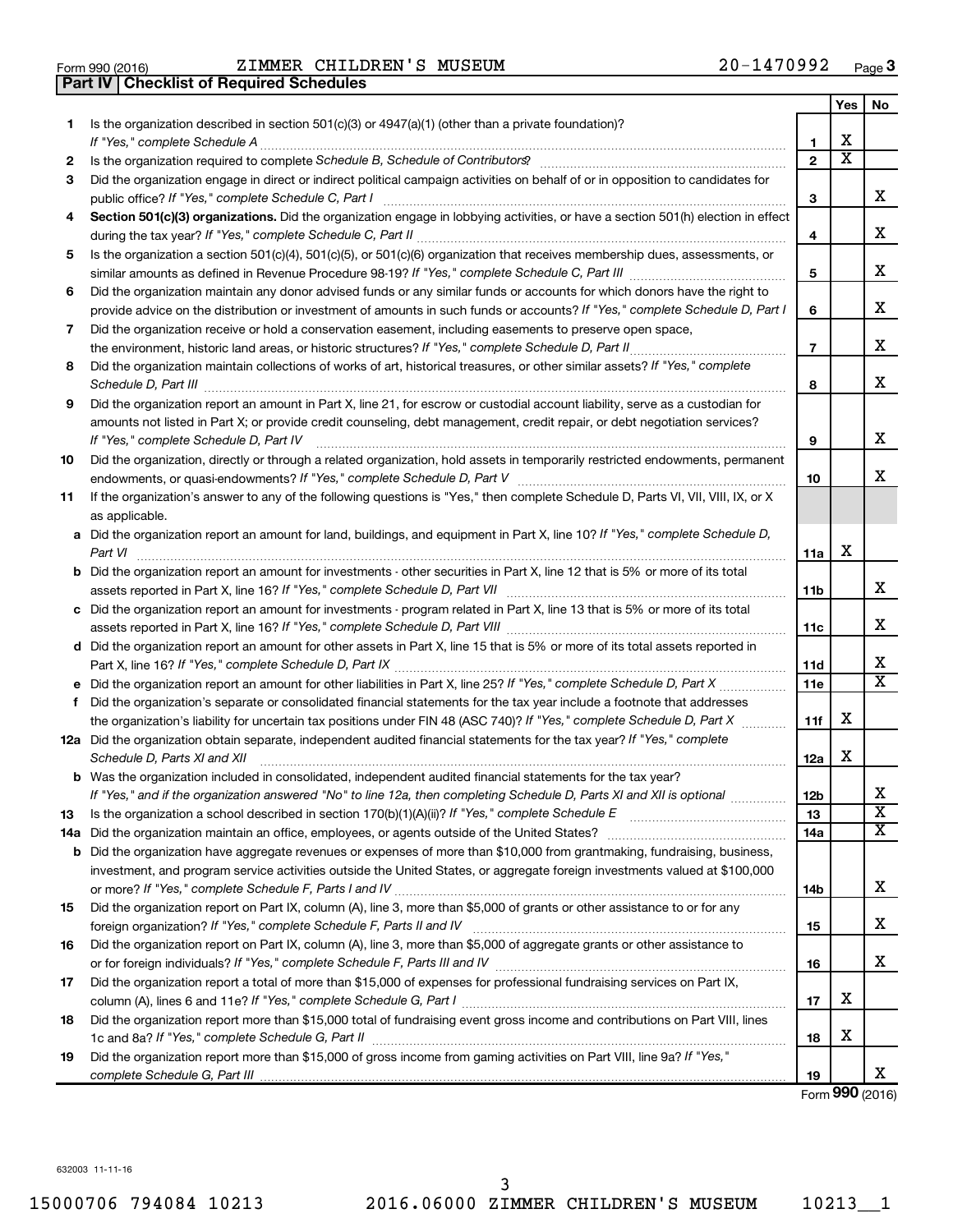Form 990 (2016) ZIMMER CHILDREN'S MUSEUM 20-1470992

## Part IV Checklist of Required Schedules

| | | | Yes | No |
|---|---|---|---|---|
| 1 | Is the organization described in section 501(c)(3) or 4947(a)(1) (other than a private foundation)? *If "Yes," complete Schedule A* | 1 | X | |
| 2 | Is the organization required to complete *Schedule B, Schedule of Contributors*? | 2 | X | |
| 3 | Did the organization engage in direct or indirect political campaign activities on behalf of or in opposition to candidates for public office? *If "Yes," complete Schedule C, Part I* | 3 | | X |
| 4 | **Section 501(c)(3) organizations.** Did the organization engage in lobbying activities, or have a section 501(h) election in effect during the tax year? *If "Yes," complete Schedule C, Part II* | 4 | | X |
| 5 | Is the organization a section 501(c)(4), 501(c)(5), or 501(c)(6) organization that receives membership dues, assessments, or similar amounts as defined in Revenue Procedure 98-19? *If "Yes," complete Schedule C, Part III* | 5 | | X |
| 6 | Did the organization maintain any donor advised funds or any similar funds or accounts for which donors have the right to provide advice on the distribution or investment of amounts in such funds or accounts? *If "Yes," complete Schedule D, Part I* | 6 | | X |
| 7 | Did the organization receive or hold a conservation easement, including easements to preserve open space, the environment, historic land areas, or historic structures? *If "Yes," complete Schedule D, Part II* | 7 | | X |
| 8 | Did the organization maintain collections of works of art, historical treasures, or other similar assets? *If "Yes," complete Schedule D, Part III* | 8 | | X |
| 9 | Did the organization report an amount in Part X, line 21, for escrow or custodial account liability, serve as a custodian for amounts not listed in Part X; or provide credit counseling, debt management, credit repair, or debt negotiation services? *If "Yes," complete Schedule D, Part IV* | 9 | | X |
| 10 | Did the organization, directly or through a related organization, hold assets in temporarily restricted endowments, permanent endowments, or quasi-endowments? *If "Yes," complete Schedule D, Part V* | 10 | | X |
| 11 | If the organization's answer to any of the following questions is "Yes," then complete Schedule D, Parts VI, VII, VIII, IX, or X as applicable. | | | |
| a | Did the organization report an amount for land, buildings, and equipment in Part X, line 10? *If "Yes," complete Schedule D, Part VI* | 11a | X | |
| b | Did the organization report an amount for investments - other securities in Part X, line 12 that is 5% or more of its total assets reported in Part X, line 16? *If "Yes," complete Schedule D, Part VII* | 11b | | X |
| c | Did the organization report an amount for investments - program related in Part X, line 13 that is 5% or more of its total assets reported in Part X, line 16? *If "Yes," complete Schedule D, Part VIII* | 11c | | X |
| d | Did the organization report an amount for other assets in Part X, line 15 that is 5% or more of its total assets reported in Part X, line 16? *If "Yes," complete Schedule D, Part IX* | 11d | | X |
| e | Did the organization report an amount for other liabilities in Part X, line 25? *If "Yes," complete Schedule D, Part X* | 11e | | X |
| f | Did the organization's separate or consolidated financial statements for the tax year include a footnote that addresses the organization's liability for uncertain tax positions under FIN 48 (ASC 740)? *If "Yes," complete Schedule D, Part X* | 11f | X | |
| 12a | Did the organization obtain separate, independent audited financial statements for the tax year? *If "Yes," complete Schedule D, Parts XI and XII* | 12a | X | |
| b | Was the organization included in consolidated, independent audited financial statements for the tax year? *If "Yes," and if the organization answered "No" to line 12a, then completing Schedule D, Parts XI and XII is optional* | 12b | | X |
| 13 | Is the organization a school described in section 170(b)(1)(A)(ii)? *If "Yes," complete Schedule E* | 13 | | X |
| 14a | Did the organization maintain an office, employees, or agents outside of the United States? | 14a | | X |
| b | Did the organization have aggregate revenues or expenses of more than $10,000 from grantmaking, fundraising, business, investment, and program service activities outside the United States, or aggregate foreign investments valued at $100,000 or more? *If "Yes," complete Schedule F, Parts I and IV* | 14b | | X |
| 15 | Did the organization report on Part IX, column (A), line 3, more than $5,000 of grants or other assistance to or for any foreign organization? *If "Yes," complete Schedule F, Parts II and IV* | 15 | | X |
| 16 | Did the organization report on Part IX, column (A), line 3, more than $5,000 of aggregate grants or other assistance to or for foreign individuals? *If "Yes," complete Schedule F, Parts III and IV* | 16 | | X |
| 17 | Did the organization report a total of more than $15,000 of expenses for professional fundraising services on Part IX, column (A), lines 6 and 11e? *If "Yes," complete Schedule G, Part I* | 17 | X | |
| 18 | Did the organization report more than $15,000 total of fundraising event gross income and contributions on Part VIII, lines 1c and 8a? *If "Yes," complete Schedule G, Part II* | 18 | X | |
| 19 | Did the organization report more than $15,000 of gross income from gaming activities on Part VIII, line 9a? *If "Yes," complete Schedule G, Part III* | 19 | | X |

Form **990** (2016)

632003 11-11-16

15000706 794084 10213 2016.06000 ZIMMER CHILDREN'S MUSEUM 10213__1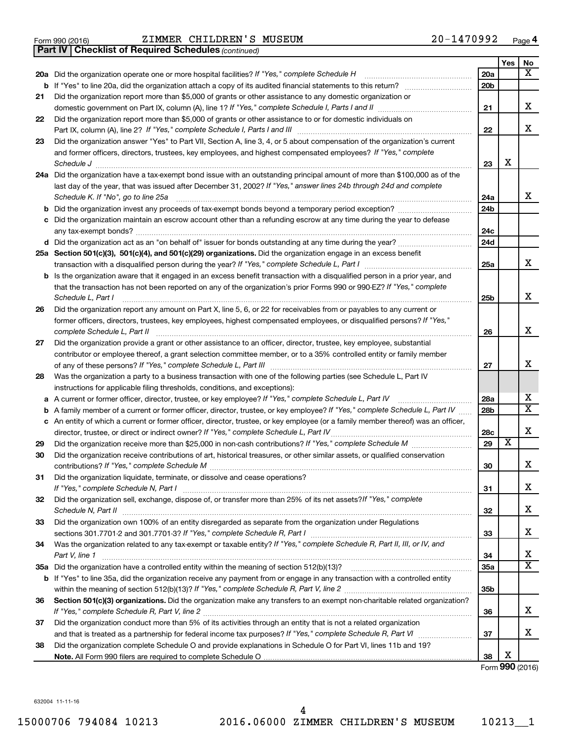Form 990 (2016) ZIMMER CHILDREN'S MUSEUM 20-1470992

**Part IV | Checklist of Required Schedules** *(continued)*

| | | | Yes | No |
|---|---|---|---|---|
| **20a** | Did the organization operate one or more hospital facilities? *If "Yes," complete Schedule H* | 20a | | X |
| **b** | If "Yes" to line 20a, did the organization attach a copy of its audited financial statements to this return? | 20b | | |
| **21** | Did the organization report more than $5,000 of grants or other assistance to any domestic organization or domestic government on Part IX, column (A), line 1? *If "Yes," complete Schedule I, Parts I and II* | 21 | | X |
| **22** | Did the organization report more than $5,000 of grants or other assistance to or for domestic individuals on Part IX, column (A), line 2? *If "Yes," complete Schedule I, Parts I and III* | 22 | | X |
| **23** | Did the organization answer "Yes" to Part VII, Section A, line 3, 4, or 5 about compensation of the organization's current and former officers, directors, trustees, key employees, and highest compensated employees? *If "Yes," complete Schedule J* | 23 | X | |
| **24a** | Did the organization have a tax-exempt bond issue with an outstanding principal amount of more than $100,000 as of the last day of the year, that was issued after December 31, 2002? *If "Yes," answer lines 24b through 24d and complete Schedule K. If "No", go to line 25a* | 24a | | X |
| **b** | Did the organization invest any proceeds of tax-exempt bonds beyond a temporary period exception? | 24b | | |
| **c** | Did the organization maintain an escrow account other than a refunding escrow at any time during the year to defease any tax-exempt bonds? | 24c | | |
| **d** | Did the organization act as an "on behalf of" issuer for bonds outstanding at any time during the year? | 24d | | |
| **25a** | **Section 501(c)(3), 501(c)(4), and 501(c)(29) organizations.** Did the organization engage in an excess benefit transaction with a disqualified person during the year? *If "Yes," complete Schedule L, Part I* | 25a | | X |
| **b** | Is the organization aware that it engaged in an excess benefit transaction with a disqualified person in a prior year, and that the transaction has not been reported on any of the organization's prior Forms 990 or 990-EZ? *If "Yes," complete Schedule L, Part I* | 25b | | X |
| **26** | Did the organization report any amount on Part X, line 5, 6, or 22 for receivables from or payables to any current or former officers, directors, trustees, key employees, highest compensated employees, or disqualified persons? *If "Yes," complete Schedule L, Part II* | 26 | | X |
| **27** | Did the organization provide a grant or other assistance to an officer, director, trustee, key employee, substantial contributor or employee thereof, a grant selection committee member, or to a 35% controlled entity or family member of any of these persons? *If "Yes," complete Schedule L, Part III* | 27 | | X |
| **28** | Was the organization a party to a business transaction with one of the following parties (see Schedule L, Part IV instructions for applicable filing thresholds, conditions, and exceptions): | | | |
| **a** | A current or former officer, director, trustee, or key employee? *If "Yes," complete Schedule L, Part IV* | 28a | | X |
| **b** | A family member of a current or former officer, director, trustee, or key employee? *If "Yes," complete Schedule L, Part IV* | 28b | | X |
| **c** | An entity of which a current or former officer, director, trustee, or key employee (or a family member thereof) was an officer, director, trustee, or direct or indirect owner? *If "Yes," complete Schedule L, Part IV* | 28c | | X |
| **29** | Did the organization receive more than $25,000 in non-cash contributions? *If "Yes," complete Schedule M* | 29 | X | |
| **30** | Did the organization receive contributions of art, historical treasures, or other similar assets, or qualified conservation contributions? *If "Yes," complete Schedule M* | 30 | | X |
| **31** | Did the organization liquidate, terminate, or dissolve and cease operations? *If "Yes," complete Schedule N, Part I* | 31 | | X |
| **32** | Did the organization sell, exchange, dispose of, or transfer more than 25% of its net assets? *If "Yes," complete Schedule N, Part II* | 32 | | X |
| **33** | Did the organization own 100% of an entity disregarded as separate from the organization under Regulations sections 301.7701-2 and 301.7701-3? *If "Yes," complete Schedule R, Part I* | 33 | | X |
| **34** | Was the organization related to any tax-exempt or taxable entity? *If "Yes," complete Schedule R, Part II, III, or IV, and Part V, line 1* | 34 | | X |
| **35a** | Did the organization have a controlled entity within the meaning of section 512(b)(13)? | 35a | | X |
| **b** | If "Yes" to line 35a, did the organization receive any payment from or engage in any transaction with a controlled entity within the meaning of section 512(b)(13)? *If "Yes," complete Schedule R, Part V, line 2* | 35b | | |
| **36** | **Section 501(c)(3) organizations.** Did the organization make any transfers to an exempt non-charitable related organization? *If "Yes," complete Schedule R, Part V, line 2* | 36 | | X |
| **37** | Did the organization conduct more than 5% of its activities through an entity that is not a related organization and that is treated as a partnership for federal income tax purposes? *If "Yes," complete Schedule R, Part VI* | 37 | | X |
| **38** | Did the organization complete Schedule O and provide explanations in Schedule O for Part VI, lines 11b and 19? **Note.** All Form 990 filers are required to complete Schedule O | 38 | X | |

Form **990** (2016)

632004 11-11-16

15000706 794084 10213 2016.06000 ZIMMER CHILDREN'S MUSEUM 10213__1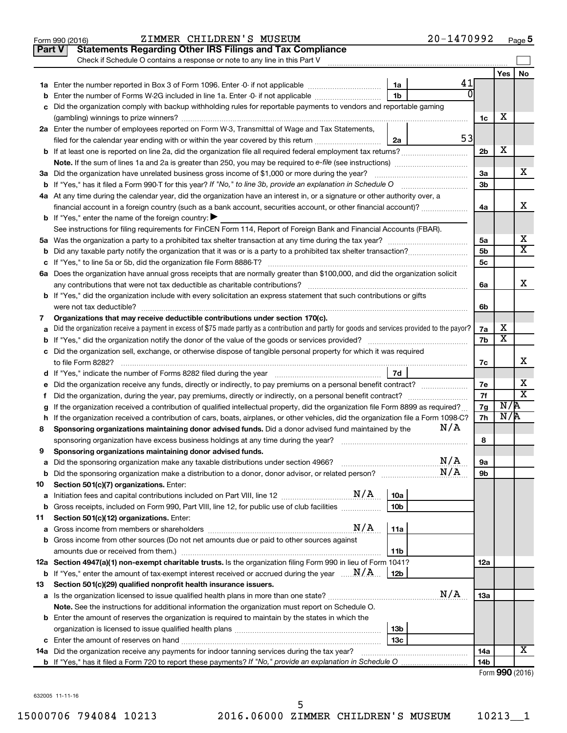Form 990 (2016) ZIMMER CHILDREN'S MUSEUM 20-1470992 Page 5

## Part V Statements Regarding Other IRS Filings and Tax Compliance

Check if Schedule O contains a response or note to any line in this Part V

| | | | | | Yes | No |
|---|---|---|---|---|---|---|
| **1a** | Enter the number reported in Box 3 of Form 1096. Enter -0- if not applicable | 1a | 41 | | | |
| **b** | Enter the number of Forms W-2G included in line 1a. Enter -0- if not applicable | 1b | 0 | | | |
| **c** | Did the organization comply with backup withholding rules for reportable payments to vendors and reportable gaming (gambling) winnings to prize winners? | | | 1c | X | |
| **2a** | Enter the number of employees reported on Form W-3, Transmittal of Wage and Tax Statements, filed for the calendar year ending with or within the year covered by this return | 2a | 53 | | | |
| **b** | If at least one is reported on line 2a, did the organization file all required federal employment tax returns? | | | 2b | X | |
| | **Note.** If the sum of lines 1a and 2a is greater than 250, you may be required to *e-file* (see instructions) | | | | | |
| **3a** | Did the organization have unrelated business gross income of $1,000 or more during the year? | | | 3a | | X |
| **b** | If "Yes," has it filed a Form 990-T for this year? *If "No," to line 3b, provide an explanation in Schedule O* | | | 3b | | |
| **4a** | At any time during the calendar year, did the organization have an interest in, or a signature or other authority over, a financial account in a foreign country (such as a bank account, securities account, or other financial account)? | | | 4a | | X |
| **b** | If "Yes," enter the name of the foreign country: ▶ | | | | | |
| | See instructions for filing requirements for FinCEN Form 114, Report of Foreign Bank and Financial Accounts (FBAR). | | | | | |
| **5a** | Was the organization a party to a prohibited tax shelter transaction at any time during the tax year? | | | 5a | | X |
| **b** | Did any taxable party notify the organization that it was or is a party to a prohibited tax shelter transaction? | | | 5b | | X |
| **c** | If "Yes," to line 5a or 5b, did the organization file Form 8886-T? | | | 5c | | |
| **6a** | Does the organization have annual gross receipts that are normally greater than $100,000, and did the organization solicit any contributions that were not tax deductible as charitable contributions? | | | 6a | | X |
| **b** | If "Yes," did the organization include with every solicitation an express statement that such contributions or gifts were not tax deductible? | | | 6b | | |
| **7** | **Organizations that may receive deductible contributions under section 170(c).** | | | | | |
| **a** | Did the organization receive a payment in excess of $75 made partly as a contribution and partly for goods and services provided to the payor? | | | 7a | X | |
| **b** | If "Yes," did the organization notify the donor of the value of the goods or services provided? | | | 7b | X | |
| **c** | Did the organization sell, exchange, or otherwise dispose of tangible personal property for which it was required to file Form 8282? | | | 7c | | X |
| **d** | If "Yes," indicate the number of Forms 8282 filed during the year | 7d | | | | |
| **e** | Did the organization receive any funds, directly or indirectly, to pay premiums on a personal benefit contract? | | | 7e | | X |
| **f** | Did the organization, during the year, pay premiums, directly or indirectly, on a personal benefit contract? | | | 7f | | X |
| **g** | If the organization received a contribution of qualified intellectual property, did the organization file Form 8899 as required? | | | 7g | N/A | |
| **h** | If the organization received a contribution of cars, boats, airplanes, or other vehicles, did the organization file a Form 1098-C? | | | 7h | N/A | |
| **8** | **Sponsoring organizations maintaining donor advised funds.** Did a donor advised fund maintained by the sponsoring organization have excess business holdings at any time during the year? N/A | | | 8 | | |
| **9** | **Sponsoring organizations maintaining donor advised funds.** | | | | | |
| **a** | Did the sponsoring organization make any taxable distributions under section 4966? N/A | | | 9a | | |
| **b** | Did the sponsoring organization make a distribution to a donor, donor advisor, or related person? N/A | | | 9b | | |
| **10** | **Section 501(c)(7) organizations.** Enter: | | | | | |
| **a** | Initiation fees and capital contributions included on Part VIII, line 12 N/A | 10a | | | | |
| **b** | Gross receipts, included on Form 990, Part VIII, line 12, for public use of club facilities | 10b | | | | |
| **11** | **Section 501(c)(12) organizations.** Enter: | | | | | |
| **a** | Gross income from members or shareholders N/A | 11a | | | | |
| **b** | Gross income from other sources (Do not net amounts due or paid to other sources against amounts due or received from them.) | 11b | | | | |
| **12a** | **Section 4947(a)(1) non-exempt charitable trusts.** Is the organization filing Form 990 in lieu of Form 1041? | | | 12a | | |
| **b** | If "Yes," enter the amount of tax-exempt interest received or accrued during the year N/A | 12b | | | | |
| **13** | **Section 501(c)(29) qualified nonprofit health insurance issuers.** | | | | | |
| **a** | Is the organization licensed to issue qualified health plans in more than one state? N/A | | | 13a | | |
| | **Note.** See the instructions for additional information the organization must report on Schedule O. | | | | | |
| **b** | Enter the amount of reserves the organization is required to maintain by the states in which the organization is licensed to issue qualified health plans | 13b | | | | |
| **c** | Enter the amount of reserves on hand | 13c | | | | |
| **14a** | Did the organization receive any payments for indoor tanning services during the tax year? | | | 14a | | X |
| **b** | If "Yes," has it filed a Form 720 to report these payments? *If "No," provide an explanation in Schedule O* | | | 14b | | |

Form **990** (2016)

632005 11-11-16

15000706 794084 10213 2016.06000 ZIMMER CHILDREN'S MUSEUM 10213__1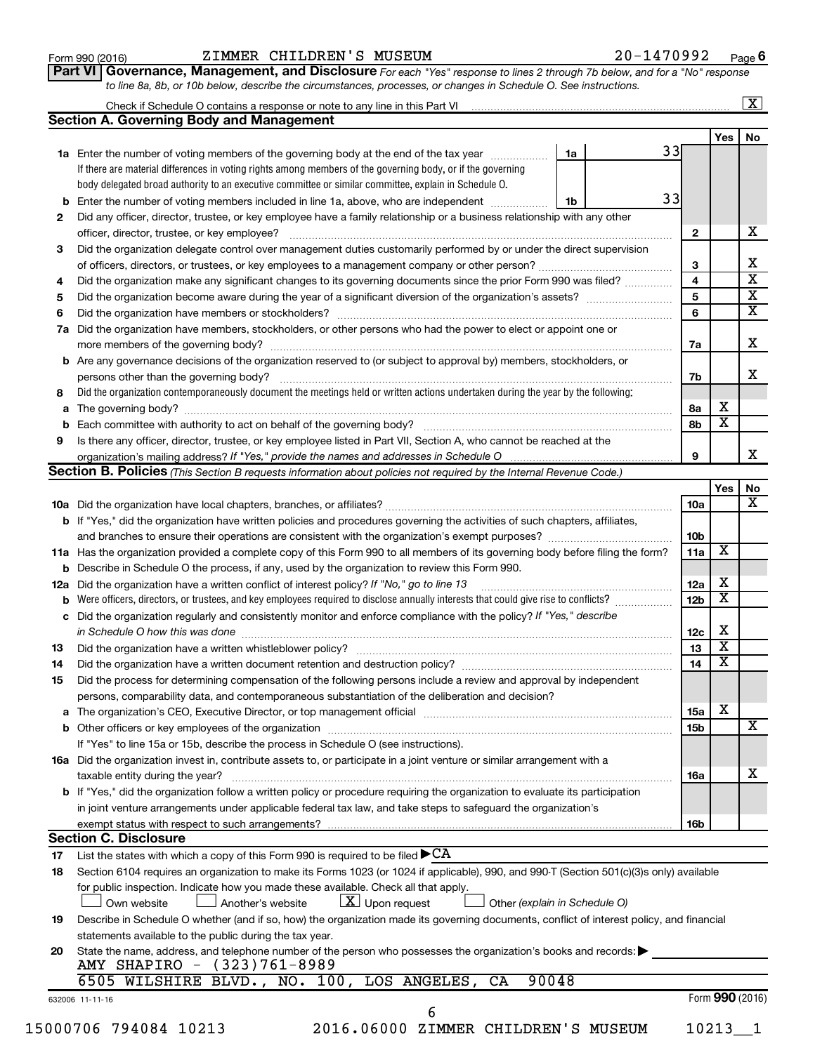Form 990 (2016) ZIMMER CHILDREN'S MUSEUM 20-1470992 Page 6

**Part VI Governance, Management, and Disclosure** *For each "Yes" response to lines 2 through 7b below, and for a "No" response to line 8a, 8b, or 10b below, describe the circumstances, processes, or changes in Schedule O. See instructions.*

Check if Schedule O contains a response or note to any line in this Part VI ..... [X]

## Section A. Governing Body and Management

| | | | | Yes | No |
|---|---|---|---|---|---|
| **1a** | Enter the number of voting members of the governing body at the end of the tax year ..... 1a 33. If there are material differences in voting rights among members of the governing body, or if the governing body delegated broad authority to an executive committee or similar committee, explain in Schedule O. | | | | |
| **b** | Enter the number of voting members included in line 1a, above, who are independent ..... 1b 33 | | | | |
| **2** | Did any officer, director, trustee, or key employee have a family relationship or a business relationship with any other officer, director, trustee, or key employee? | 2 | | | X |
| **3** | Did the organization delegate control over management duties customarily performed by or under the direct supervision of officers, directors, or trustees, or key employees to a management company or other person? | 3 | | | X |
| **4** | Did the organization make any significant changes to its governing documents since the prior Form 990 was filed? | 4 | | | X |
| **5** | Did the organization become aware during the year of a significant diversion of the organization's assets? | 5 | | | X |
| **6** | Did the organization have members or stockholders? | 6 | | | X |
| **7a** | Did the organization have members, stockholders, or other persons who had the power to elect or appoint one or more members of the governing body? | 7a | | | X |
| **b** | Are any governance decisions of the organization reserved to (or subject to approval by) members, stockholders, or persons other than the governing body? | 7b | | | X |
| **8** | Did the organization contemporaneously document the meetings held or written actions undertaken during the year by the following: | | | | |
| **a** | The governing body? | 8a | | X | |
| **b** | Each committee with authority to act on behalf of the governing body? | 8b | | X | |
| **9** | Is there any officer, director, trustee, or key employee listed in Part VII, Section A, who cannot be reached at the organization's mailing address? *If "Yes," provide the names and addresses in Schedule O* | 9 | | | X |

## Section B. Policies *(This Section B requests information about policies not required by the Internal Revenue Code.)*

| | | | Yes | No |
|---|---|---|---|---|
| **10a** | Did the organization have local chapters, branches, or affiliates? | 10a | | X |
| **b** | If "Yes," did the organization have written policies and procedures governing the activities of such chapters, affiliates, and branches to ensure their operations are consistent with the organization's exempt purposes? | 10b | | |
| **11a** | Has the organization provided a complete copy of this Form 990 to all members of its governing body before filing the form? | 11a | X | |
| **b** | Describe in Schedule O the process, if any, used by the organization to review this Form 990. | | | |
| **12a** | Did the organization have a written conflict of interest policy? *If "No," go to line 13* | 12a | X | |
| **b** | Were officers, directors, or trustees, and key employees required to disclose annually interests that could give rise to conflicts? | 12b | X | |
| **c** | Did the organization regularly and consistently monitor and enforce compliance with the policy? *If "Yes," describe in Schedule O how this was done* | 12c | X | |
| **13** | Did the organization have a written whistleblower policy? | 13 | X | |
| **14** | Did the organization have a written document retention and destruction policy? | 14 | X | |
| **15** | Did the process for determining compensation of the following persons include a review and approval by independent persons, comparability data, and contemporaneous substantiation of the deliberation and decision? | | | |
| **a** | The organization's CEO, Executive Director, or top management official | 15a | X | |
| **b** | Other officers or key employees of the organization | 15b | | X |
| | If "Yes" to line 15a or 15b, describe the process in Schedule O (see instructions). | | | |
| **16a** | Did the organization invest in, contribute assets to, or participate in a joint venture or similar arrangement with a taxable entity during the year? | 16a | | X |
| **b** | If "Yes," did the organization follow a written policy or procedure requiring the organization to evaluate its participation in joint venture arrangements under applicable federal tax law, and take steps to safeguard the organization's exempt status with respect to such arrangements? | 16b | | |

## Section C. Disclosure

**17** List the states with which a copy of this Form 990 is required to be filed ▶ CA

**18** Section 6104 requires an organization to make its Forms 1023 (or 1024 if applicable), 990, and 990-T (Section 501(c)(3)s only) available for public inspection. Indicate how you made these available. Check all that apply.

[ ] Own website [ ] Another's website [X] Upon request [ ] Other *(explain in Schedule O)*

**19** Describe in Schedule O whether (and if so, how) the organization made its governing documents, conflict of interest policy, and financial statements available to the public during the tax year.

**20** State the name, address, and telephone number of the person who possesses the organization's books and records: ▶
AMY SHAPIRO - (323)761-8989
6505 WILSHIRE BLVD., NO. 100, LOS ANGELES, CA 90048

632006 11-11-16 Form **990** (2016)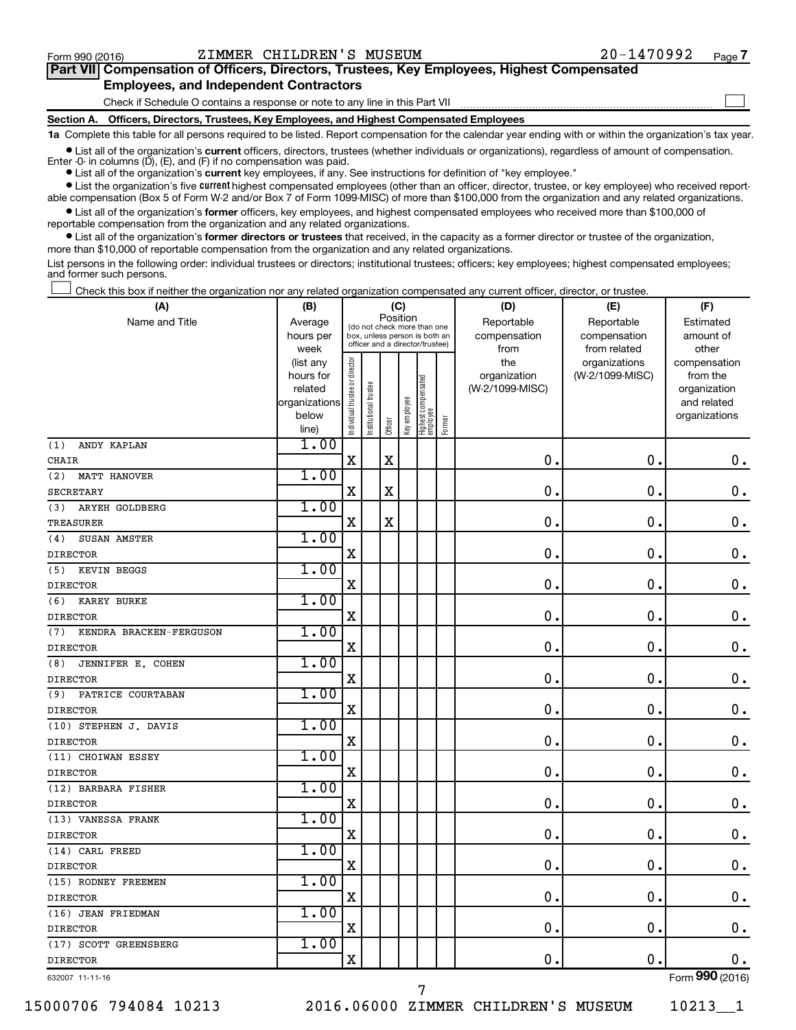Form 990 (2016) ZIMMER CHILDREN'S MUSEUM 20-1470992 Page **7**

## Part VII Compensation of Officers, Directors, Trustees, Key Employees, Highest Compensated Employees, and Independent Contractors

Check if Schedule O contains a response or note to any line in this Part VII ☐

### Section A. Officers, Directors, Trustees, Key Employees, and Highest Compensated Employees

**1a** Complete this table for all persons required to be listed. Report compensation for the calendar year ending with or within the organization's tax year.

- List all of the organization's **current** officers, directors, trustees (whether individuals or organizations), regardless of amount of compensation. Enter -0- in columns (D), (E), and (F) if no compensation was paid.
- List all of the organization's **current** key employees, if any. See instructions for definition of "key employee."
- List the organization's five **current** highest compensated employees (other than an officer, director, trustee, or key employee) who received reportable compensation (Box 5 of Form W-2 and/or Box 7 of Form 1099-MISC) of more than $100,000 from the organization and any related organizations.
- List all of the organization's **former** officers, key employees, and highest compensated employees who received more than $100,000 of reportable compensation from the organization and any related organizations.
- List all of the organization's **former directors or trustees** that received, in the capacity as a former director or trustee of the organization, more than $10,000 of reportable compensation from the organization and any related organizations.

List persons in the following order: individual trustees or directors; institutional trustees; officers; key employees; highest compensated employees; and former such persons.

☐ Check this box if neither the organization nor any related organization compensated any current officer, director, or trustee.

| (A) Name and Title | (B) Average hours per week (list any hours for related organizations below line) | (C) Position: Individual trustee or director | Institutional trustee | Officer | Key employee | Highest compensated employee | Former | (D) Reportable compensation from the organization (W-2/1099-MISC) | (E) Reportable compensation from related organizations (W-2/1099-MISC) | (F) Estimated amount of other compensation from the organization and related organizations |
|---|---|---|---|---|---|---|---|---|---|---|
| (1) ANDY KAPLAN<br>CHAIR | 1.00 | X | | X | | | | 0. | 0. | 0. |
| (2) MATT HANOVER<br>SECRETARY | 1.00 | X | | X | | | | 0. | 0. | 0. |
| (3) ARYEH GOLDBERG<br>TREASURER | 1.00 | X | | X | | | | 0. | 0. | 0. |
| (4) SUSAN AMSTER<br>DIRECTOR | 1.00 | X | | | | | | 0. | 0. | 0. |
| (5) KEVIN BEGGS<br>DIRECTOR | 1.00 | X | | | | | | 0. | 0. | 0. |
| (6) KAREY BURKE<br>DIRECTOR | 1.00 | X | | | | | | 0. | 0. | 0. |
| (7) KENDRA BRACKEN-FERGUSON<br>DIRECTOR | 1.00 | X | | | | | | 0. | 0. | 0. |
| (8) JENNIFER E. COHEN<br>DIRECTOR | 1.00 | X | | | | | | 0. | 0. | 0. |
| (9) PATRICE COURTABAN<br>DIRECTOR | 1.00 | X | | | | | | 0. | 0. | 0. |
| (10) STEPHEN J. DAVIS<br>DIRECTOR | 1.00 | X | | | | | | 0. | 0. | 0. |
| (11) CHOIWAN ESSEY<br>DIRECTOR | 1.00 | X | | | | | | 0. | 0. | 0. |
| (12) BARBARA FISHER<br>DIRECTOR | 1.00 | X | | | | | | 0. | 0. | 0. |
| (13) VANESSA FRANK<br>DIRECTOR | 1.00 | X | | | | | | 0. | 0. | 0. |
| (14) CARL FREED<br>DIRECTOR | 1.00 | X | | | | | | 0. | 0. | 0. |
| (15) RODNEY FREEMEN<br>DIRECTOR | 1.00 | X | | | | | | 0. | 0. | 0. |
| (16) JEAN FRIEDMAN<br>DIRECTOR | 1.00 | X | | | | | | 0. | 0. | 0. |
| (17) SCOTT GREENSBERG<br>DIRECTOR | 1.00 | X | | | | | | 0. | 0. | 0. |

632007 11-11-16 Form **990** (2016)

15000706 794084 10213 2016.06000 ZIMMER CHILDREN'S MUSEUM 10213__1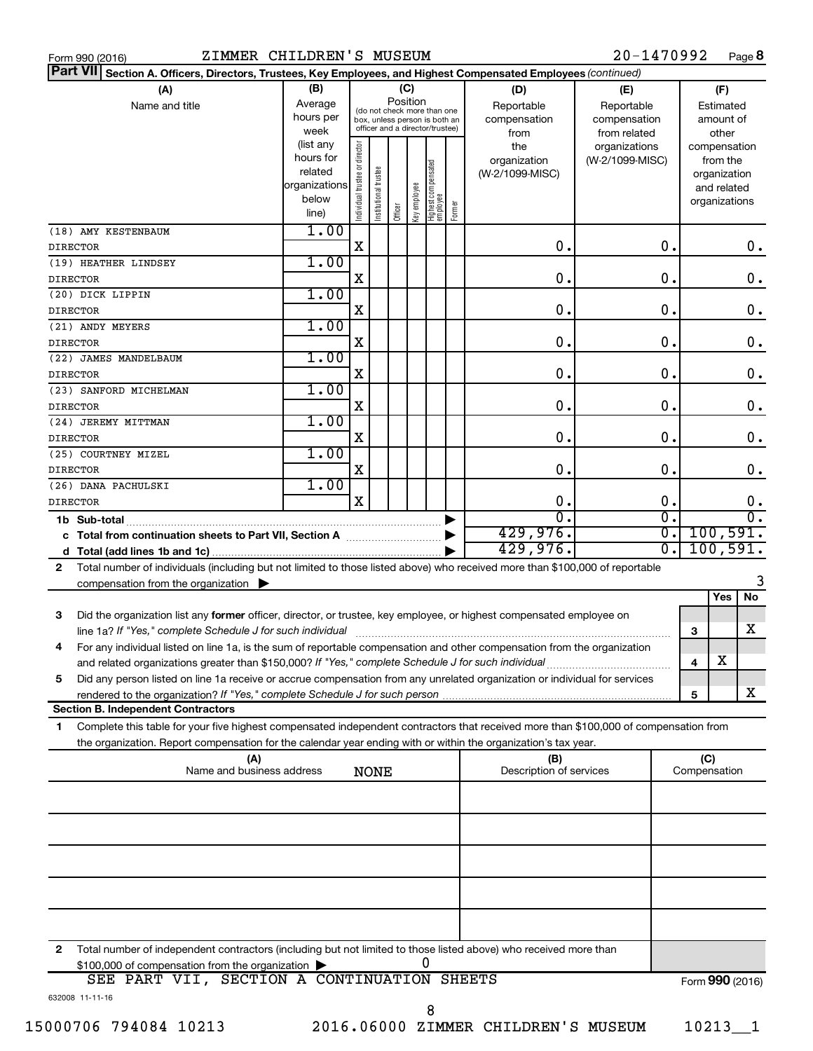Form 990 (2016) ZIMMER CHILDREN'S MUSEUM 20-1470992 Page **8**

**Part VII** **Section A. Officers, Directors, Trustees, Key Employees, and Highest Compensated Employees** *(continued)*

| (A) Name and title | (B) Average hours per week (list any hours for related organizations below line) | (C) Position: Individual trustee or director | Institutional trustee | Officer | Key employee | Highest compensated employee | Former | (D) Reportable compensation from the organization (W-2/1099-MISC) | (E) Reportable compensation from related organizations (W-2/1099-MISC) | (F) Estimated amount of other compensation from the organization and related organizations |
|---|---|---|---|---|---|---|---|---|---|---|
| (18) AMY KESTENBAUM<br>DIRECTOR | 1.00 | X | | | | | | 0. | 0. | 0. |
| (19) HEATHER LINDSEY<br>DIRECTOR | 1.00 | X | | | | | | 0. | 0. | 0. |
| (20) DICK LIPPIN<br>DIRECTOR | 1.00 | X | | | | | | 0. | 0. | 0. |
| (21) ANDY MEYERS<br>DIRECTOR | 1.00 | X | | | | | | 0. | 0. | 0. |
| (22) JAMES MANDELBAUM<br>DIRECTOR | 1.00 | X | | | | | | 0. | 0. | 0. |
| (23) SANFORD MICHELMAN<br>DIRECTOR | 1.00 | X | | | | | | 0. | 0. | 0. |
| (24) JEREMY MITTMAN<br>DIRECTOR | 1.00 | X | | | | | | 0. | 0. | 0. |
| (25) COURTNEY MIZEL<br>DIRECTOR | 1.00 | X | | | | | | 0. | 0. | 0. |
| (26) DANA PACHULSKI<br>DIRECTOR | 1.00 | X | | | | | | 0. | 0. | 0. |
| **1b Sub-total** | | | | | | | | 0. | 0. | 0. |
| **c Total from continuation sheets to Part VII, Section A** | | | | | | | | 429,976. | 0. | 100,591. |
| **d Total (add lines 1b and 1c)** | | | | | | | | 429,976. | 0. | 100,591. |

**2** Total number of individuals (including but not limited to those listed above) who received more than $100,000 of reportable compensation from the organization ▶ 3

| | | | Yes | No |
|---|---|---|---|---|
| **3** | Did the organization list any **former** officer, director, or trustee, key employee, or highest compensated employee on line 1a? *If "Yes," complete Schedule J for such individual* | 3 | | X |
| **4** | For any individual listed on line 1a, is the sum of reportable compensation and other compensation from the organization and related organizations greater than $150,000? *If "Yes," complete Schedule J for such individual* | 4 | X | |
| **5** | Did any person listed on line 1a receive or accrue compensation from any unrelated organization or individual for services rendered to the organization? *If "Yes," complete Schedule J for such person* | 5 | | X |

**Section B. Independent Contractors**

**1** Complete this table for your five highest compensated independent contractors that received more than $100,000 of compensation from the organization. Report compensation for the calendar year ending with or within the organization's tax year.

| (A) Name and business address NONE | (B) Description of services | (C) Compensation |
|---|---|---|
| | | |
| | | |
| | | |
| | | |
| | | |

**2** Total number of independent contractors (including but not limited to those listed above) who received more than $100,000 of compensation from the organization ▶ 0

SEE PART VII, SECTION A CONTINUATION SHEETS

Form **990** (2016)

632008 11-11-16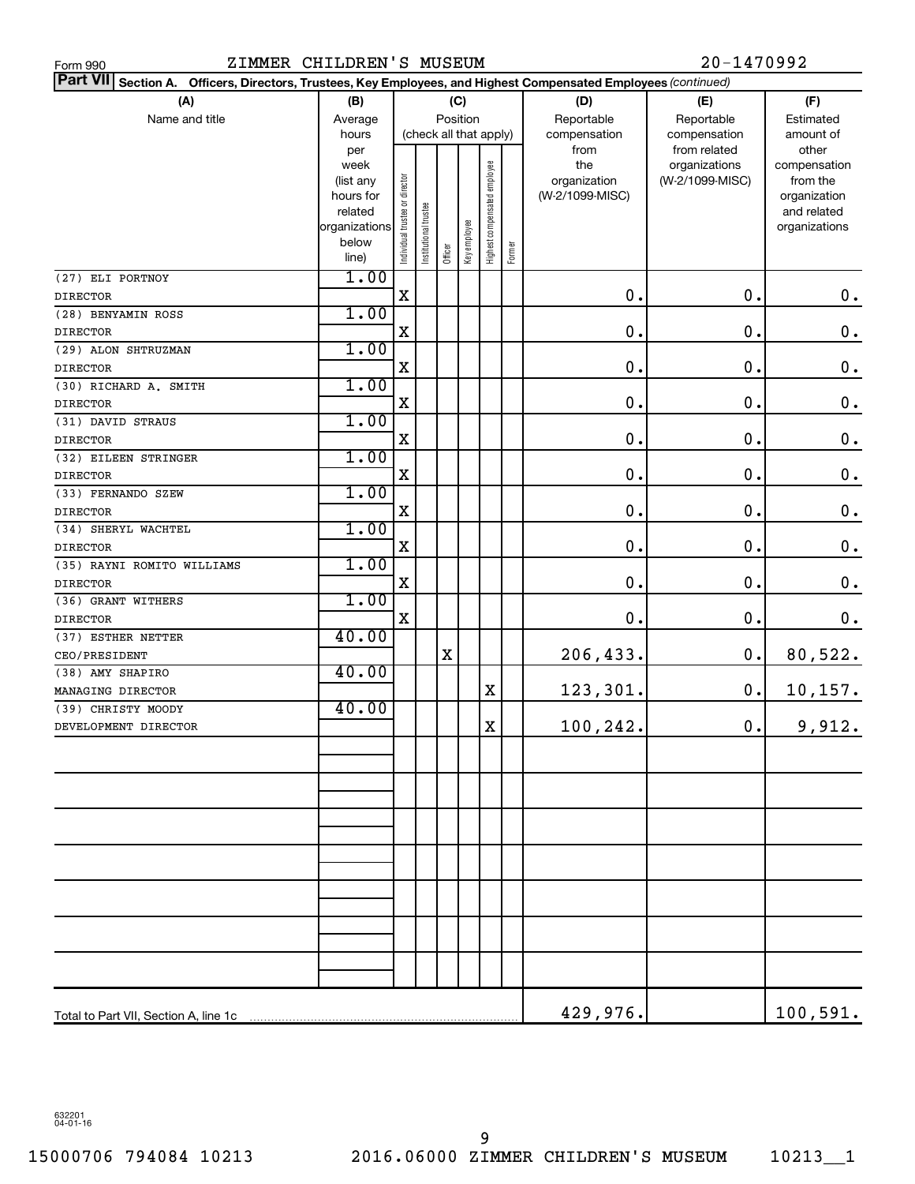Form 990 ZIMMER CHILDREN'S MUSEUM 20-1470992

**Part VII Section A. Officers, Directors, Trustees, Key Employees, and Highest Compensated Employees** *(continued)*

| (A) Name and title | (B) Average hours per week (list any hours for related organizations below line) | (C) Position (check all that apply): Individual trustee or director | Institutional trustee | Officer | Key employee | Highest compensated employee | Former | (D) Reportable compensation from the organization (W-2/1099-MISC) | (E) Reportable compensation from related organizations (W-2/1099-MISC) | (F) Estimated amount of other compensation from the organization and related organizations |
|---|---|---|---|---|---|---|---|---|---|---|
| (27) ELI PORTNOY<br>DIRECTOR | 1.00 | X | | | | | | 0. | 0. | 0. |
| (28) BENYAMIN ROSS<br>DIRECTOR | 1.00 | X | | | | | | 0. | 0. | 0. |
| (29) ALON SHTRUZMAN<br>DIRECTOR | 1.00 | X | | | | | | 0. | 0. | 0. |
| (30) RICHARD A. SMITH<br>DIRECTOR | 1.00 | X | | | | | | 0. | 0. | 0. |
| (31) DAVID STRAUS<br>DIRECTOR | 1.00 | X | | | | | | 0. | 0. | 0. |
| (32) EILEEN STRINGER<br>DIRECTOR | 1.00 | X | | | | | | 0. | 0. | 0. |
| (33) FERNANDO SZEW<br>DIRECTOR | 1.00 | X | | | | | | 0. | 0. | 0. |
| (34) SHERYL WACHTEL<br>DIRECTOR | 1.00 | X | | | | | | 0. | 0. | 0. |
| (35) RAYNI ROMITO WILLIAMS<br>DIRECTOR | 1.00 | X | | | | | | 0. | 0. | 0. |
| (36) GRANT WITHERS<br>DIRECTOR | 1.00 | X | | | | | | 0. | 0. | 0. |
| (37) ESTHER NETTER<br>CEO/PRESIDENT | 40.00 | | | X | | | | 206,433. | 0. | 80,522. |
| (38) AMY SHAPIRO<br>MANAGING DIRECTOR | 40.00 | | | | | X | | 123,301. | 0. | 10,157. |
| (39) CHRISTY MOODY<br>DEVELOPMENT DIRECTOR | 40.00 | | | | | X | | 100,242. | 0. | 9,912. |
| Total to Part VII, Section A, line 1c | | | | | | | | 429,976. | | 100,591. |

632201 04-01-16

15000706 794084 10213 2016.06000 ZIMMER CHILDREN'S MUSEUM 10213__1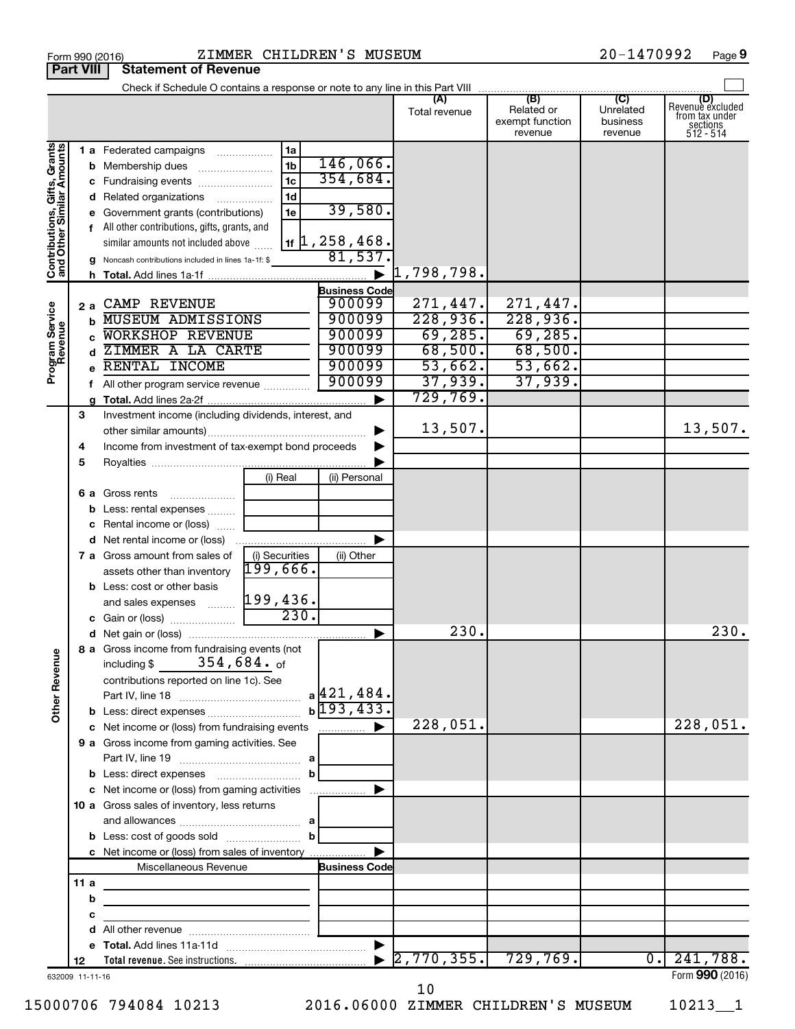Form 990 (2016) ZIMMER CHILDREN'S MUSEUM 20-1470992 Page **9**

**Part VIII Statement of Revenue**

Check if Schedule O contains a response or note to any line in this Part VIII

| | | | (A) Total revenue | (B) Related or exempt function revenue | (C) Unrelated business revenue | (D) Revenue excluded from tax under sections 512 - 514 |
|---|---|---|---|---|---|---|
| **Contributions, Gifts, Grants and Other Similar Amounts** | 1 a Federated campaigns | 1a | | | | |
| | b Membership dues | 1b 146,066. | | | | |
| | c Fundraising events | 1c 354,684. | | | | |
| | d Related organizations | 1d | | | | |
| | e Government grants (contributions) | 1e 39,580. | | | | |
| | f All other contributions, gifts, grants, and similar amounts not included above | 1f 1,258,468. | | | | |
| | g Noncash contributions included in lines 1a-1f: $ | 81,537. | | | | |
| | h **Total.** Add lines 1a-1f | | 1,798,798. | | | |
| **Program Service Revenue** | | **Business Code** | | | | |
| | 2 a CAMP REVENUE | 900099 | 271,447. | 271,447. | | |
| | b MUSEUM ADMISSIONS | 900099 | 228,936. | 228,936. | | |
| | c WORKSHOP REVENUE | 900099 | 69,285. | 69,285. | | |
| | d ZIMMER A LA CARTE | 900099 | 68,500. | 68,500. | | |
| | e RENTAL INCOME | 900099 | 53,662. | 53,662. | | |
| | f All other program service revenue | 900099 | 37,939. | 37,939. | | |
| | g **Total.** Add lines 2a-2f | | 729,769. | | | |
| **Other Revenue** | 3 Investment income (including dividends, interest, and other similar amounts) | | 13,507. | | | 13,507. |
| | 4 Income from investment of tax-exempt bond proceeds | | | | | |
| | 5 Royalties | | | | | |
| | | (i) Real / (ii) Personal | | | | |
| | 6 a Gross rents | | | | | |
| | b Less: rental expenses | | | | | |
| | c Rental income or (loss) | | | | | |
| | d Net rental income or (loss) | | | | | |
| | | (i) Securities / (ii) Other | | | | |
| | 7 a Gross amount from sales of assets other than inventory | 199,666. | | | | |
| | b Less: cost or other basis and sales expenses | 199,436. | | | | |
| | c Gain or (loss) | 230. | | | | |
| | d Net gain or (loss) | | 230. | | | 230. |
| | 8 a Gross income from fundraising events (not including $ 354,684. of contributions reported on line 1c). See Part IV, line 18 | a 421,484. | | | | |
| | b Less: direct expenses | b 193,433. | | | | |
| | c Net income or (loss) from fundraising events | | 228,051. | | | 228,051. |
| | 9 a Gross income from gaming activities. See Part IV, line 19 | a | | | | |
| | b Less: direct expenses | b | | | | |
| | c Net income or (loss) from gaming activities | | | | | |
| | 10 a Gross sales of inventory, less returns and allowances | a | | | | |
| | b Less: cost of goods sold | b | | | | |
| | c Net income or (loss) from sales of inventory | | | | | |
| | Miscellaneous Revenue | **Business Code** | | | | |
| | 11 a | | | | | |
| | b | | | | | |
| | c | | | | | |
| | d All other revenue | | | | | |
| | e **Total.** Add lines 11a-11d | | | | | |
| | 12 **Total revenue.** See instructions. | | 2,770,355. | 729,769. | 0. | 241,788. |

632009 11-11-16 Form **990** (2016)

15000706 794084 10213 2016.06000 ZIMMER CHILDREN'S MUSEUM 10213__1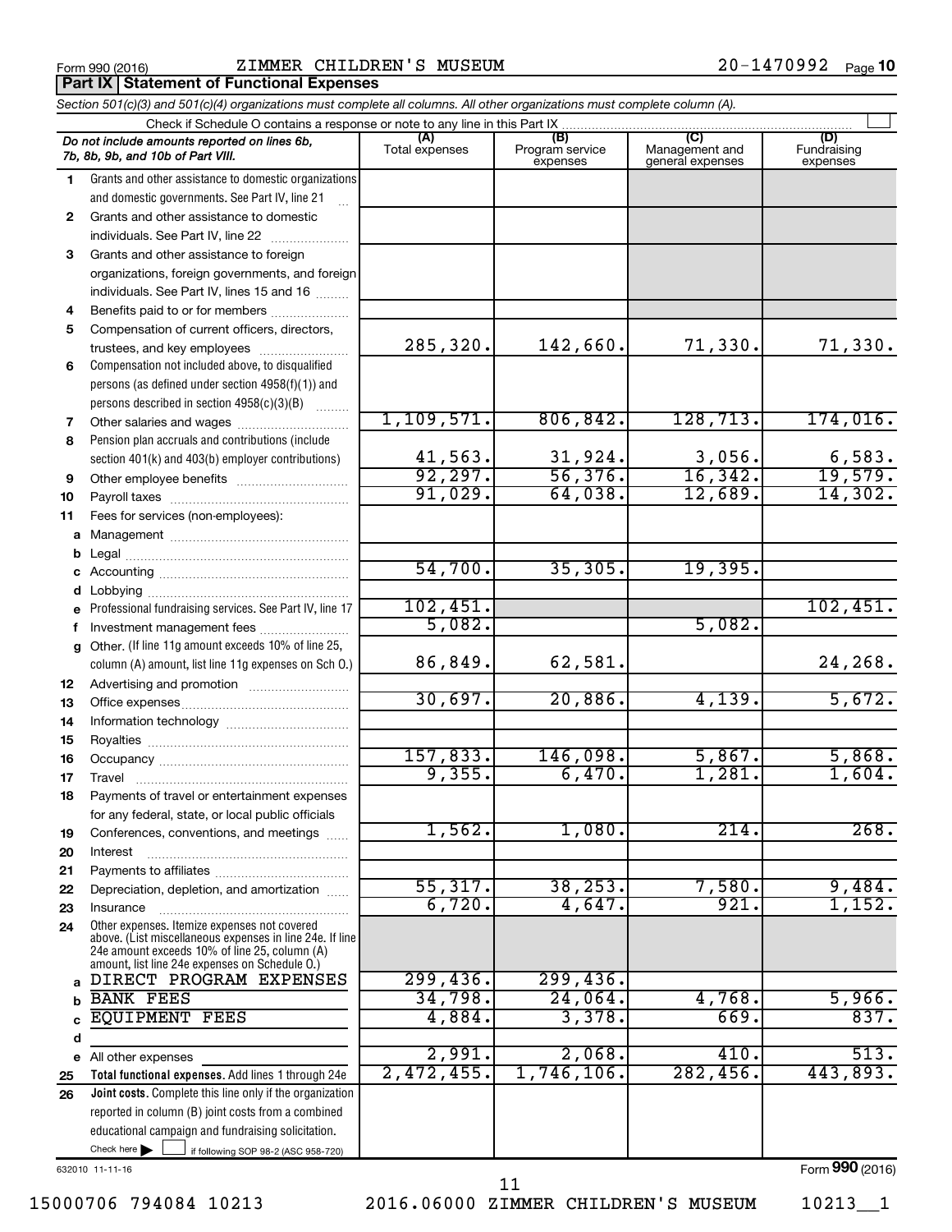Form 990 (2016) ZIMMER CHILDREN'S MUSEUM 20-1470992 Page **10**

**Part IX | Statement of Functional Expenses**

*Section 501(c)(3) and 501(c)(4) organizations must complete all columns. All other organizations must complete column (A).*

Check if Schedule O contains a response or note to any line in this Part IX

| | *Do not include amounts reported on lines 6b, 7b, 8b, 9b, and 10b of Part VIII.* | (A) Total expenses | (B) Program service expenses | (C) Management and general expenses | (D) Fundraising expenses |
|---|---|---|---|---|---|
| 1 | Grants and other assistance to domestic organizations and domestic governments. See Part IV, line 21 | | | | |
| 2 | Grants and other assistance to domestic individuals. See Part IV, line 22 | | | | |
| 3 | Grants and other assistance to foreign organizations, foreign governments, and foreign individuals. See Part IV, lines 15 and 16 | | | | |
| 4 | Benefits paid to or for members | | | | |
| 5 | Compensation of current officers, directors, trustees, and key employees | 285,320. | 142,660. | 71,330. | 71,330. |
| 6 | Compensation not included above, to disqualified persons (as defined under section 4958(f)(1)) and persons described in section 4958(c)(3)(B) | | | | |
| 7 | Other salaries and wages | 1,109,571. | 806,842. | 128,713. | 174,016. |
| 8 | Pension plan accruals and contributions (include section 401(k) and 403(b) employer contributions) | 41,563. | 31,924. | 3,056. | 6,583. |
| 9 | Other employee benefits | 92,297. | 56,376. | 16,342. | 19,579. |
| 10 | Payroll taxes | 91,029. | 64,038. | 12,689. | 14,302. |
| 11 | Fees for services (non-employees): | | | | |
| a | Management | | | | |
| b | Legal | | | | |
| c | Accounting | 54,700. | 35,305. | 19,395. | |
| d | Lobbying | | | | |
| e | Professional fundraising services. See Part IV, line 17 | 102,451. | | | 102,451. |
| f | Investment management fees | 5,082. | | 5,082. | |
| g | Other. (If line 11g amount exceeds 10% of line 25, column (A) amount, list line 11g expenses on Sch O.) | 86,849. | 62,581. | | 24,268. |
| 12 | Advertising and promotion | | | | |
| 13 | Office expenses | 30,697. | 20,886. | 4,139. | 5,672. |
| 14 | Information technology | | | | |
| 15 | Royalties | | | | |
| 16 | Occupancy | 157,833. | 146,098. | 5,867. | 5,868. |
| 17 | Travel | 9,355. | 6,470. | 1,281. | 1,604. |
| 18 | Payments of travel or entertainment expenses for any federal, state, or local public officials | | | | |
| 19 | Conferences, conventions, and meetings | 1,562. | 1,080. | 214. | 268. |
| 20 | Interest | | | | |
| 21 | Payments to affiliates | | | | |
| 22 | Depreciation, depletion, and amortization | 55,317. | 38,253. | 7,580. | 9,484. |
| 23 | Insurance | 6,720. | 4,647. | 921. | 1,152. |
| 24 | Other expenses. Itemize expenses not covered above. (List miscellaneous expenses in line 24e. If line 24e amount exceeds 10% of line 25, column (A) amount, list line 24e expenses on Schedule O.) | | | | |
| a | DIRECT PROGRAM EXPENSES | 299,436. | 299,436. | | |
| b | BANK FEES | 34,798. | 24,064. | 4,768. | 5,966. |
| c | EQUIPMENT FEES | 4,884. | 3,378. | 669. | 837. |
| d | | | | | |
| e | All other expenses | 2,991. | 2,068. | 410. | 513. |
| 25 | **Total functional expenses.** Add lines 1 through 24e | 2,472,455. | 1,746,106. | 282,456. | 443,893. |
| 26 | **Joint costs.** Complete this line only if the organization reported in column (B) joint costs from a combined educational campaign and fundraising solicitation. Check here ▶ ☐ if following SOP 98-2 (ASC 958-720) | | | | |

632010 11-11-16

Form **990** (2016)

15000706 794084 10213 2016.06000 ZIMMER CHILDREN'S MUSEUM 10213__1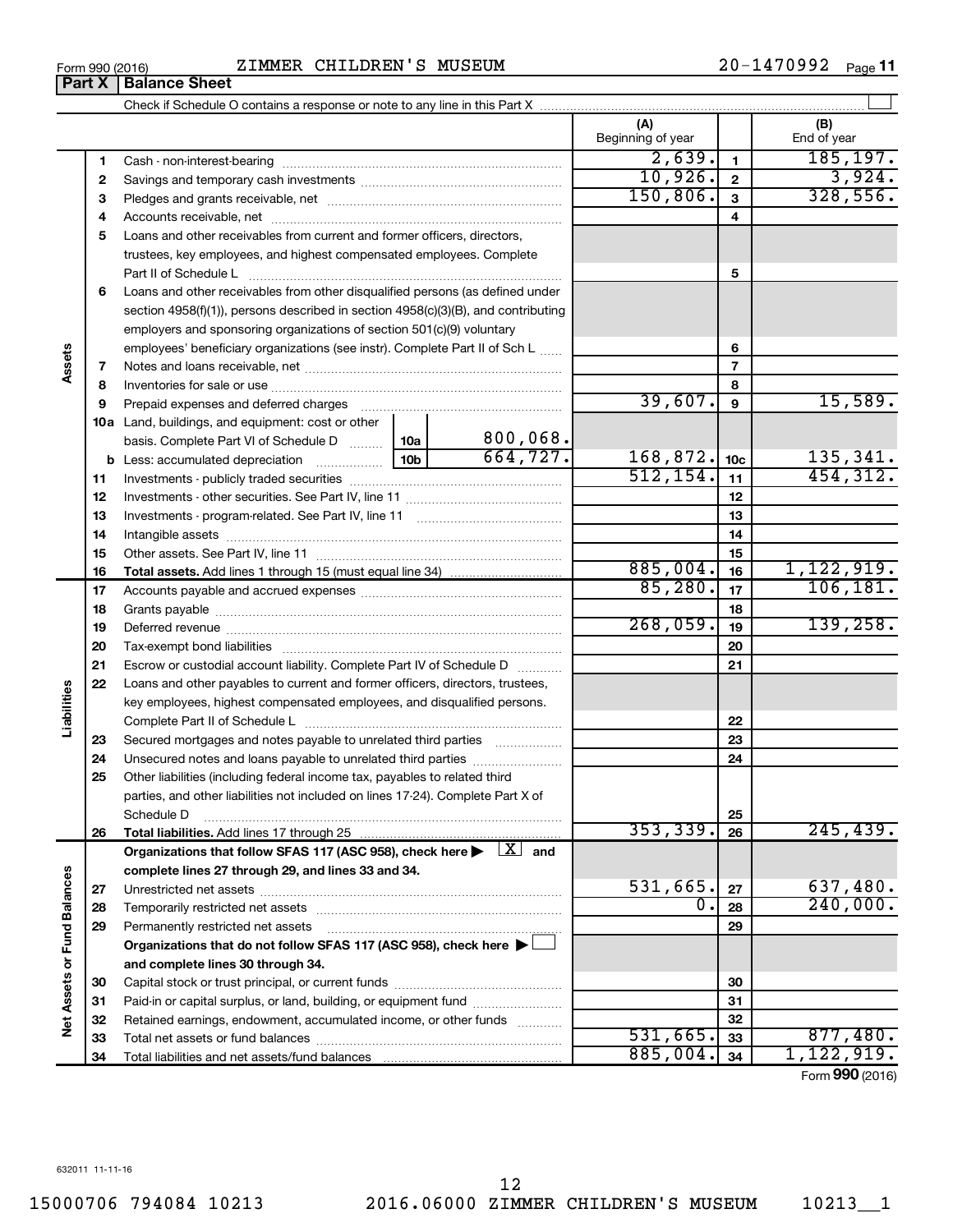Form 990 (2016) ZIMMER CHILDREN'S MUSEUM 20-1470992 Page **11**

**Part X | Balance Sheet**

Check if Schedule O contains a response or note to any line in this Part X ☐

| | | | | (A) Beginning of year | | (B) End of year |
|---|---|---|---|---|---|---|
| **Assets** | 1 | Cash - non-interest-bearing | | 2,639. | 1 | 185,197. |
| | 2 | Savings and temporary cash investments | | 10,926. | 2 | 3,924. |
| | 3 | Pledges and grants receivable, net | | 150,806. | 3 | 328,556. |
| | 4 | Accounts receivable, net | | | 4 | |
| | 5 | Loans and other receivables from current and former officers, directors, trustees, key employees, and highest compensated employees. Complete Part II of Schedule L | | | 5 | |
| | 6 | Loans and other receivables from other disqualified persons (as defined under section 4958(f)(1)), persons described in section 4958(c)(3)(B), and contributing employers and sponsoring organizations of section 501(c)(9) voluntary employees' beneficiary organizations (see instr). Complete Part II of Sch L | | | 6 | |
| | 7 | Notes and loans receivable, net | | | 7 | |
| | 8 | Inventories for sale or use | | | 8 | |
| | 9 | Prepaid expenses and deferred charges | | 39,607. | 9 | 15,589. |
| | 10a | Land, buildings, and equipment: cost or other basis. Complete Part VI of Schedule D | 10a 800,068. | | | |
| | b | Less: accumulated depreciation | 10b 664,727. | 168,872. | 10c | 135,341. |
| | 11 | Investments - publicly traded securities | | 512,154. | 11 | 454,312. |
| | 12 | Investments - other securities. See Part IV, line 11 | | | 12 | |
| | 13 | Investments - program-related. See Part IV, line 11 | | | 13 | |
| | 14 | Intangible assets | | | 14 | |
| | 15 | Other assets. See Part IV, line 11 | | | 15 | |
| | 16 | **Total assets.** Add lines 1 through 15 (must equal line 34) | | 885,004. | 16 | 1,122,919. |
| **Liabilities** | 17 | Accounts payable and accrued expenses | | 85,280. | 17 | 106,181. |
| | 18 | Grants payable | | | 18 | |
| | 19 | Deferred revenue | | 268,059. | 19 | 139,258. |
| | 20 | Tax-exempt bond liabilities | | | 20 | |
| | 21 | Escrow or custodial account liability. Complete Part IV of Schedule D | | | 21 | |
| | 22 | Loans and other payables to current and former officers, directors, trustees, key employees, highest compensated employees, and disqualified persons. Complete Part II of Schedule L | | | 22 | |
| | 23 | Secured mortgages and notes payable to unrelated third parties | | | 23 | |
| | 24 | Unsecured notes and loans payable to unrelated third parties | | | 24 | |
| | 25 | Other liabilities (including federal income tax, payables to related third parties, and other liabilities not included on lines 17-24). Complete Part X of Schedule D | | | 25 | |
| | 26 | **Total liabilities.** Add lines 17 through 25 | | 353,339. | 26 | 245,439. |
| **Net Assets or Fund Balances** | | **Organizations that follow SFAS 117 (ASC 958), check here ▶ ☒ and complete lines 27 through 29, and lines 33 and 34.** | | | | |
| | 27 | Unrestricted net assets | | 531,665. | 27 | 637,480. |
| | 28 | Temporarily restricted net assets | | 0. | 28 | 240,000. |
| | 29 | Permanently restricted net assets | | | 29 | |
| | | **Organizations that do not follow SFAS 117 (ASC 958), check here ▶ ☐ and complete lines 30 through 34.** | | | | |
| | 30 | Capital stock or trust principal, or current funds | | | 30 | |
| | 31 | Paid-in or capital surplus, or land, building, or equipment fund | | | 31 | |
| | 32 | Retained earnings, endowment, accumulated income, or other funds | | | 32 | |
| | 33 | Total net assets or fund balances | | 531,665. | 33 | 877,480. |
| | 34 | Total liabilities and net assets/fund balances | | 885,004. | 34 | 1,122,919. |

Form **990** (2016)

632011 11-11-16

15000706 794084 10213 2016.06000 ZIMMER CHILDREN'S MUSEUM 10213__1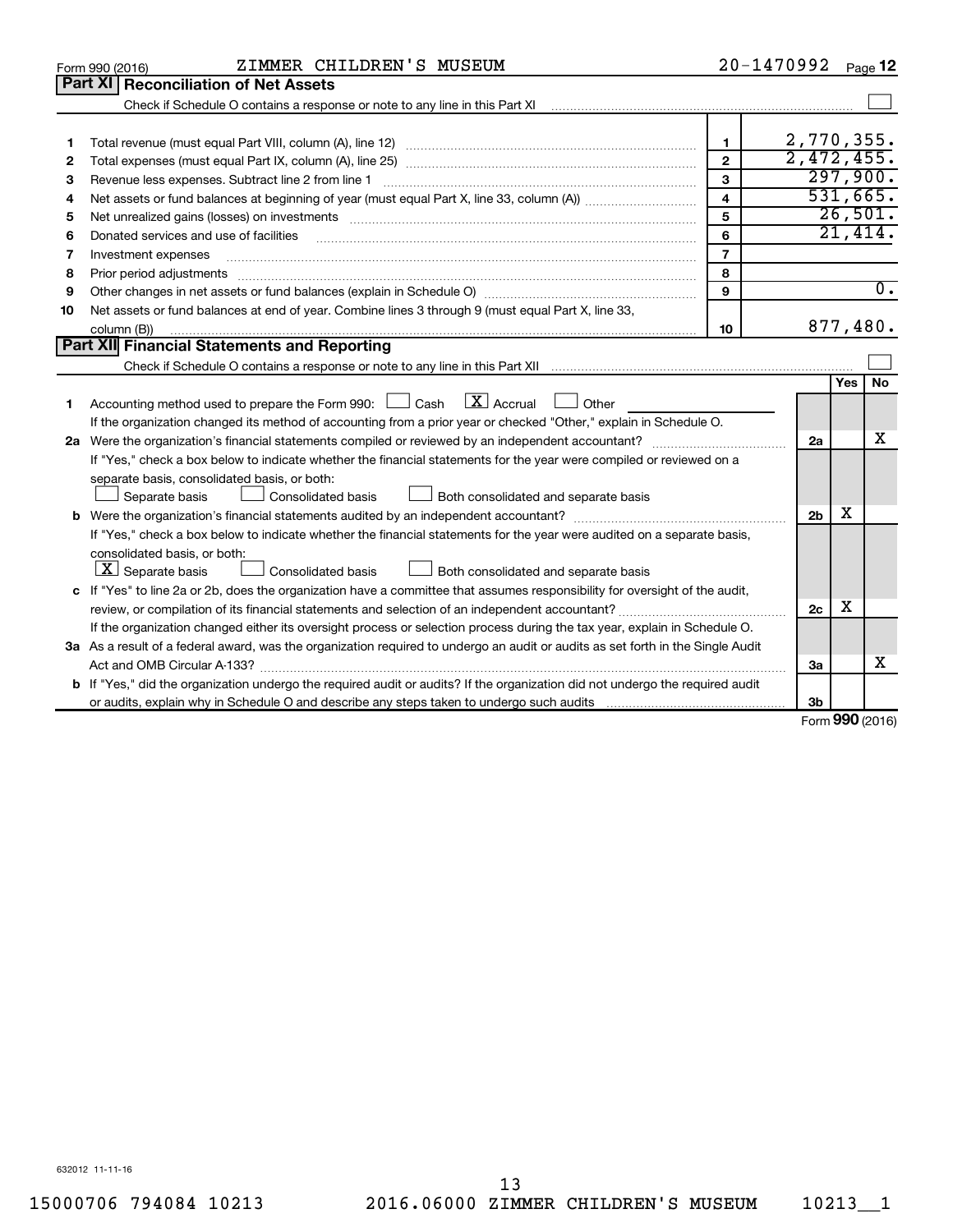Form 990 (2016) ZIMMER CHILDREN'S MUSEUM 20-1470992 Page 12

## Part XI Reconciliation of Net Assets

Check if Schedule O contains a response or note to any line in this Part XI ☐

| | | | |
|---|---|---|---|
| 1 | Total revenue (must equal Part VIII, column (A), line 12) | 1 | 2,770,355. |
| 2 | Total expenses (must equal Part IX, column (A), line 25) | 2 | 2,472,455. |
| 3 | Revenue less expenses. Subtract line 2 from line 1 | 3 | 297,900. |
| 4 | Net assets or fund balances at beginning of year (must equal Part X, line 33, column (A)) | 4 | 531,665. |
| 5 | Net unrealized gains (losses) on investments | 5 | 26,501. |
| 6 | Donated services and use of facilities | 6 | 21,414. |
| 7 | Investment expenses | 7 | |
| 8 | Prior period adjustments | 8 | |
| 9 | Other changes in net assets or fund balances (explain in Schedule O) | 9 | 0. |
| 10 | Net assets or fund balances at end of year. Combine lines 3 through 9 (must equal Part X, line 33, column (B)) | 10 | 877,480. |

## Part XII Financial Statements and Reporting

Check if Schedule O contains a response or note to any line in this Part XII ☐

| | | | Yes | No |
|---|---|---|---|---|
| 1 | Accounting method used to prepare the Form 990: ☐ Cash ☒ Accrual ☐ Other<br>If the organization changed its method of accounting from a prior year or checked "Other," explain in Schedule O. | | | |
| 2a | Were the organization's financial statements compiled or reviewed by an independent accountant?<br>If "Yes," check a box below to indicate whether the financial statements for the year were compiled or reviewed on a separate basis, consolidated basis, or both:<br>☐ Separate basis ☐ Consolidated basis ☐ Both consolidated and separate basis | 2a | | X |
| b | Were the organization's financial statements audited by an independent accountant?<br>If "Yes," check a box below to indicate whether the financial statements for the year were audited on a separate basis, consolidated basis, or both:<br>☒ Separate basis ☐ Consolidated basis ☐ Both consolidated and separate basis | 2b | X | |
| c | If "Yes" to line 2a or 2b, does the organization have a committee that assumes responsibility for oversight of the audit, review, or compilation of its financial statements and selection of an independent accountant?<br>If the organization changed either its oversight process or selection process during the tax year, explain in Schedule O. | 2c | X | |
| 3a | As a result of a federal award, was the organization required to undergo an audit or audits as set forth in the Single Audit Act and OMB Circular A-133? | 3a | | X |
| b | If "Yes," did the organization undergo the required audit or audits? If the organization did not undergo the required audit or audits, explain why in Schedule O and describe any steps taken to undergo such audits | 3b | | |

Form 990 (2016)

632012 11-11-16

15000706 794084 10213 2016.06000 ZIMMER CHILDREN'S MUSEUM 10213__1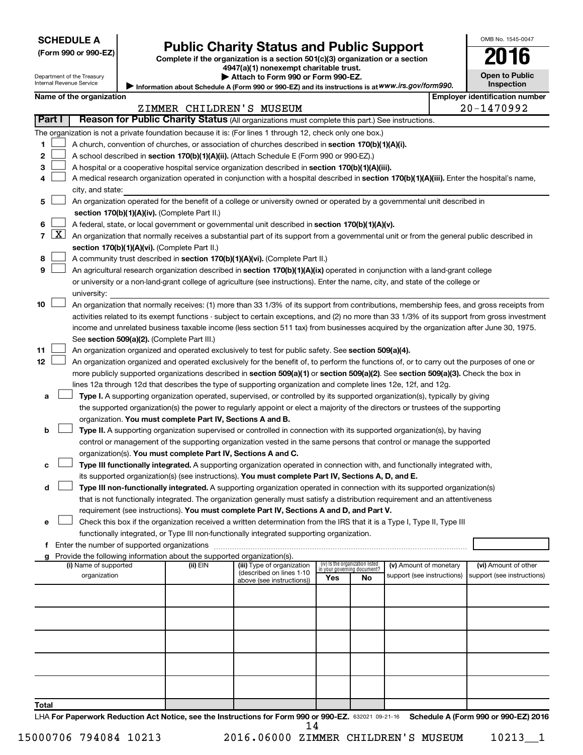**SCHEDULE A**
**(Form 990 or 990-EZ)**

Department of the Treasury
Internal Revenue Service

# Public Charity Status and Public Support

**Complete if the organization is a section 501(c)(3) organization or a section 4947(a)(1) nonexempt charitable trust.**
**▶ Attach to Form 990 or Form 990-EZ.**
▶ Information about Schedule A (Form 990 or 990-EZ) and its instructions is at *www.irs.gov/form990.*

OMB No. 1545-0047
**2016**
**Open to Public Inspection**

**Name of the organization:** ZIMMER CHILDREN'S MUSEUM
**Employer identification number:** 20-1470992

## Part I — Reason for Public Charity Status (All organizations must complete this part.) See instructions.

The organization is not a private foundation because it is: (For lines 1 through 12, check only one box.)

1. ☐ A church, convention of churches, or association of churches described in **section 170(b)(1)(A)(i).**
2. ☐ A school described in **section 170(b)(1)(A)(ii).** (Attach Schedule E (Form 990 or 990-EZ).)
3. ☐ A hospital or a cooperative hospital service organization described in **section 170(b)(1)(A)(iii).**
4. ☐ A medical research organization operated in conjunction with a hospital described in **section 170(b)(1)(A)(iii).** Enter the hospital's name, city, and state:
5. ☐ An organization operated for the benefit of a college or university owned or operated by a governmental unit described in **section 170(b)(1)(A)(iv).** (Complete Part II.)
6. ☐ A federal, state, or local government or governmental unit described in **section 170(b)(1)(A)(v).**
7. ☒ An organization that normally receives a substantial part of its support from a governmental unit or from the general public described in **section 170(b)(1)(A)(vi).** (Complete Part II.)
8. ☐ A community trust described in **section 170(b)(1)(A)(vi).** (Complete Part II.)
9. ☐ An agricultural research organization described in **section 170(b)(1)(A)(ix)** operated in conjunction with a land-grant college or university or a non-land-grant college of agriculture (see instructions). Enter the name, city, and state of the college or university:
10. ☐ An organization that normally receives: (1) more than 33 1/3% of its support from contributions, membership fees, and gross receipts from activities related to its exempt functions - subject to certain exceptions, and (2) no more than 33 1/3% of its support from gross investment income and unrelated business taxable income (less section 511 tax) from businesses acquired by the organization after June 30, 1975. See **section 509(a)(2).** (Complete Part III.)
11. ☐ An organization organized and operated exclusively to test for public safety. See **section 509(a)(4).**
12. ☐ An organization organized and operated exclusively for the benefit of, to perform the functions of, or to carry out the purposes of one or more publicly supported organizations described in **section 509(a)(1)** or **section 509(a)(2)**. See **section 509(a)(3).** Check the box in lines 12a through 12d that describes the type of supporting organization and complete lines 12e, 12f, and 12g.
   - **a** ☐ **Type I.** A supporting organization operated, supervised, or controlled by its supported organization(s), typically by giving the supported organization(s) the power to regularly appoint or elect a majority of the directors or trustees of the supporting organization. **You must complete Part IV, Sections A and B.**
   - **b** ☐ **Type II.** A supporting organization supervised or controlled in connection with its supported organization(s), by having control or management of the supporting organization vested in the same persons that control or manage the supported organization(s). **You must complete Part IV, Sections A and C.**
   - **c** ☐ **Type III functionally integrated.** A supporting organization operated in connection with, and functionally integrated with, its supported organization(s) (see instructions). **You must complete Part IV, Sections A, D, and E.**
   - **d** ☐ **Type III non-functionally integrated.** A supporting organization operated in connection with its supported organization(s) that is not functionally integrated. The organization generally must satisfy a distribution requirement and an attentiveness requirement (see instructions). **You must complete Part IV, Sections A and D, and Part V.**
   - **e** ☐ Check this box if the organization received a written determination from the IRS that it is a Type I, Type II, Type III functionally integrated, or Type III non-functionally integrated supporting organization.
   - **f** Enter the number of supported organizations
   - **g** Provide the following information about the supported organization(s).

| (i) Name of supported organization | (ii) EIN | (iii) Type of organization (described on lines 1-10 above (see instructions)) | (iv) Is the organization listed in your governing document? Yes | No | (v) Amount of monetary support (see instructions) | (vi) Amount of other support (see instructions) |
|---|---|---|---|---|---|---|
| | | | | | | |
| | | | | | | |
| | | | | | | |
| | | | | | | |
| | | | | | | |
| **Total** | | | | | | |

LHA **For Paperwork Reduction Act Notice, see the Instructions for Form 990 or 990-EZ.** 632021 09-21-16 **Schedule A (Form 990 or 990-EZ) 2016**

15000706 794084 10213 2016.06000 ZIMMER CHILDREN'S MUSEUM 10213__1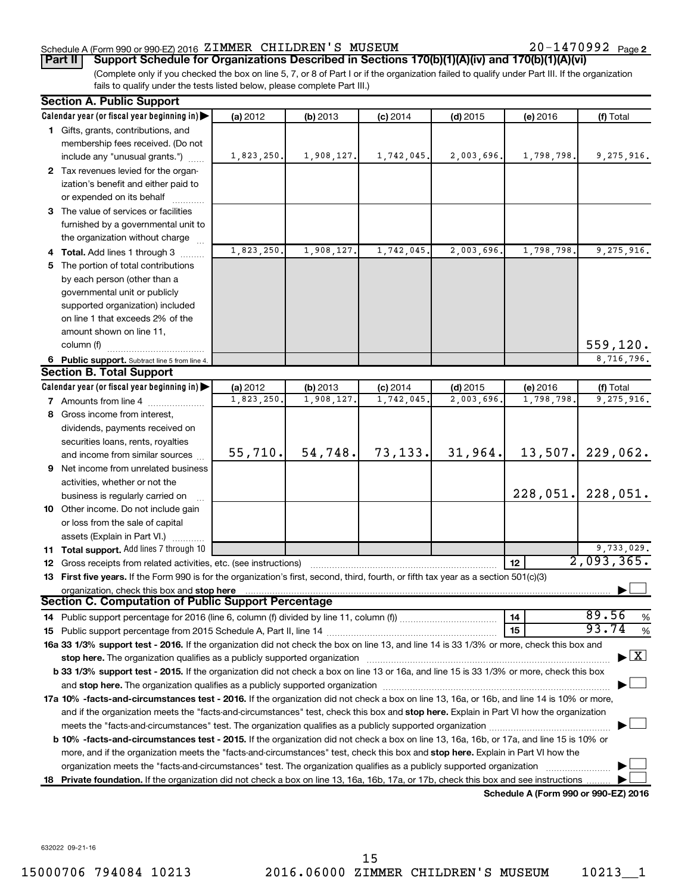Schedule A (Form 990 or 990-EZ) 2016 ZIMMER CHILDREN'S MUSEUM 20-1470992 Page 2

**Part II** **Support Schedule for Organizations Described in Sections 170(b)(1)(A)(iv) and 170(b)(1)(A)(vi)**

(Complete only if you checked the box on line 5, 7, or 8 of Part I or if the organization failed to qualify under Part III. If the organization fails to qualify under the tests listed below, please complete Part III.)

**Section A. Public Support**

| Calendar year (or fiscal year beginning in) | (a) 2012 | (b) 2013 | (c) 2014 | (d) 2015 | (e) 2016 | (f) Total |
|---|---|---|---|---|---|---|
| 1 Gifts, grants, contributions, and membership fees received. (Do not include any "unusual grants.") | 1,823,250. | 1,908,127. | 1,742,045. | 2,003,696. | 1,798,798. | 9,275,916. |
| 2 Tax revenues levied for the organization's benefit and either paid to or expended on its behalf | | | | | | |
| 3 The value of services or facilities furnished by a governmental unit to the organization without charge | | | | | | |
| 4 **Total.** Add lines 1 through 3 | 1,823,250. | 1,908,127. | 1,742,045. | 2,003,696. | 1,798,798. | 9,275,916. |
| 5 The portion of total contributions by each person (other than a governmental unit or publicly supported organization) included on line 1 that exceeds 2% of the amount shown on line 11, column (f) | | | | | | 559,120. |
| 6 **Public support.** Subtract line 5 from line 4. | | | | | | 8,716,796. |

**Section B. Total Support**

| Calendar year (or fiscal year beginning in) | (a) 2012 | (b) 2013 | (c) 2014 | (d) 2015 | (e) 2016 | (f) Total |
|---|---|---|---|---|---|---|
| 7 Amounts from line 4 | 1,823,250. | 1,908,127. | 1,742,045. | 2,003,696. | 1,798,798. | 9,275,916. |
| 8 Gross income from interest, dividends, payments received on securities loans, rents, royalties and income from similar sources | 55,710. | 54,748. | 73,133. | 31,964. | 13,507. | 229,062. |
| 9 Net income from unrelated business activities, whether or not the business is regularly carried on | | | | | 228,051. | 228,051. |
| 10 Other income. Do not include gain or loss from the sale of capital assets (Explain in Part VI.) | | | | | | |
| 11 **Total support.** Add lines 7 through 10 | | | | | | 9,733,029. |

12 Gross receipts from related activities, etc. (see instructions) — 12 — 2,093,365.

13 **First five years.** If the Form 990 is for the organization's first, second, third, fourth, or fifth tax year as a section 501(c)(3) organization, check this box and **stop here** ☐

**Section C. Computation of Public Support Percentage**

14 Public support percentage for 2016 (line 6, column (f) divided by line 11, column (f)) — 14 — 89.56 %

15 Public support percentage from 2015 Schedule A, Part II, line 14 — 15 — 93.74 %

16a **33 1/3% support test - 2016.** If the organization did not check the box on line 13, and line 14 is 33 1/3% or more, check this box and **stop here.** The organization qualifies as a publicly supported organization ☒

b **33 1/3% support test - 2015.** If the organization did not check a box on line 13 or 16a, and line 15 is 33 1/3% or more, check this box and **stop here.** The organization qualifies as a publicly supported organization ☐

17a **10% -facts-and-circumstances test - 2016.** If the organization did not check a box on line 13, 16a, or 16b, and line 14 is 10% or more, and if the organization meets the "facts-and-circumstances" test, check this box and **stop here.** Explain in Part VI how the organization meets the "facts-and-circumstances" test. The organization qualifies as a publicly supported organization ☐

b **10% -facts-and-circumstances test - 2015.** If the organization did not check a box on line 13, 16a, 16b, or 17a, and line 15 is 10% or more, and if the organization meets the "facts-and-circumstances" test, check this box and **stop here.** Explain in Part VI how the organization meets the "facts-and-circumstances" test. The organization qualifies as a publicly supported organization ☐

18 **Private foundation.** If the organization did not check a box on line 13, 16a, 16b, 17a, or 17b, check this box and see instructions ☐

**Schedule A (Form 990 or 990-EZ) 2016**

632022 09-21-16

15000706 794084 10213 2016.06000 ZIMMER CHILDREN'S MUSEUM 10213__1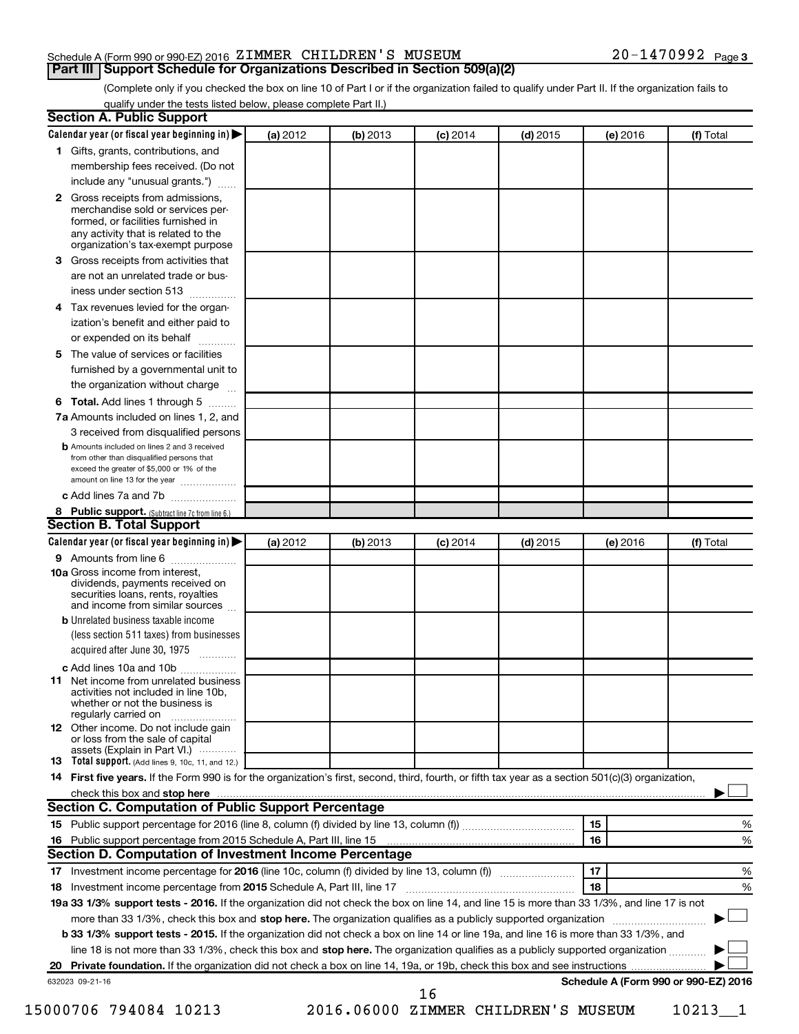Schedule A (Form 990 or 990-EZ) 2016 ZIMMER CHILDREN'S MUSEUM 20-1470992 Page 3

## Part III Support Schedule for Organizations Described in Section 509(a)(2)

(Complete only if you checked the box on line 10 of Part I or if the organization failed to qualify under Part II. If the organization fails to qualify under the tests listed below, please complete Part II.)

### Section A. Public Support

| Calendar year (or fiscal year beginning in) ▶ | (a) 2012 | (b) 2013 | (c) 2014 | (d) 2015 | (e) 2016 | (f) Total |
|---|---|---|---|---|---|---|
| **1** Gifts, grants, contributions, and membership fees received. (Do not include any "unusual grants.") | | | | | | |
| **2** Gross receipts from admissions, merchandise sold or services performed, or facilities furnished in any activity that is related to the organization's tax-exempt purpose | | | | | | |
| **3** Gross receipts from activities that are not an unrelated trade or business under section 513 | | | | | | |
| **4** Tax revenues levied for the organization's benefit and either paid to or expended on its behalf | | | | | | |
| **5** The value of services or facilities furnished by a governmental unit to the organization without charge | | | | | | |
| **6 Total.** Add lines 1 through 5 | | | | | | |
| **7a** Amounts included on lines 1, 2, and 3 received from disqualified persons | | | | | | |
| **b** Amounts included on lines 2 and 3 received from other than disqualified persons that exceed the greater of $5,000 or 1% of the amount on line 13 for the year | | | | | | |
| **c** Add lines 7a and 7b | | | | | | |
| **8 Public support.** (Subtract line 7c from line 6.) | | | | | | |

### Section B. Total Support

| Calendar year (or fiscal year beginning in) ▶ | (a) 2012 | (b) 2013 | (c) 2014 | (d) 2015 | (e) 2016 | (f) Total |
|---|---|---|---|---|---|---|
| **9** Amounts from line 6 | | | | | | |
| **10a** Gross income from interest, dividends, payments received on securities loans, rents, royalties and income from similar sources | | | | | | |
| **b** Unrelated business taxable income (less section 511 taxes) from businesses acquired after June 30, 1975 | | | | | | |
| **c** Add lines 10a and 10b | | | | | | |
| **11** Net income from unrelated business activities not included in line 10b, whether or not the business is regularly carried on | | | | | | |
| **12** Other income. Do not include gain or loss from the sale of capital assets (Explain in Part VI.) | | | | | | |
| **13 Total support.** (Add lines 9, 10c, 11, and 12.) | | | | | | |

**14 First five years.** If the Form 990 is for the organization's first, second, third, fourth, or fifth tax year as a section 501(c)(3) organization, check this box and **stop here** ▶ ☐

### Section C. Computation of Public Support Percentage

| | | | |
|---|---|---|---|
| **15** | Public support percentage for 2016 (line 8, column (f) divided by line 13, column (f)) | 15 | % |
| **16** | Public support percentage from 2015 Schedule A, Part III, line 15 | 16 | % |

### Section D. Computation of Investment Income Percentage

| | | | |
|---|---|---|---|
| **17** | Investment income percentage for **2016** (line 10c, column (f) divided by line 13, column (f)) | 17 | % |
| **18** | Investment income percentage from **2015** Schedule A, Part III, line 17 | 18 | % |

**19a 33 1/3% support tests - 2016.** If the organization did not check the box on line 14, and line 15 is more than 33 1/3%, and line 17 is not more than 33 1/3%, check this box and **stop here.** The organization qualifies as a publicly supported organization ▶ ☐

**b 33 1/3% support tests - 2015.** If the organization did not check a box on line 14 or line 19a, and line 16 is more than 33 1/3%, and line 18 is not more than 33 1/3%, check this box and **stop here.** The organization qualifies as a publicly supported organization ▶ ☐

**20 Private foundation.** If the organization did not check a box on line 14, 19a, or 19b, check this box and see instructions ▶ ☐

632023 09-21-16 **Schedule A (Form 990 or 990-EZ) 2016**

15000706 794084 10213 2016.06000 ZIMMER CHILDREN'S MUSEUM 10213__1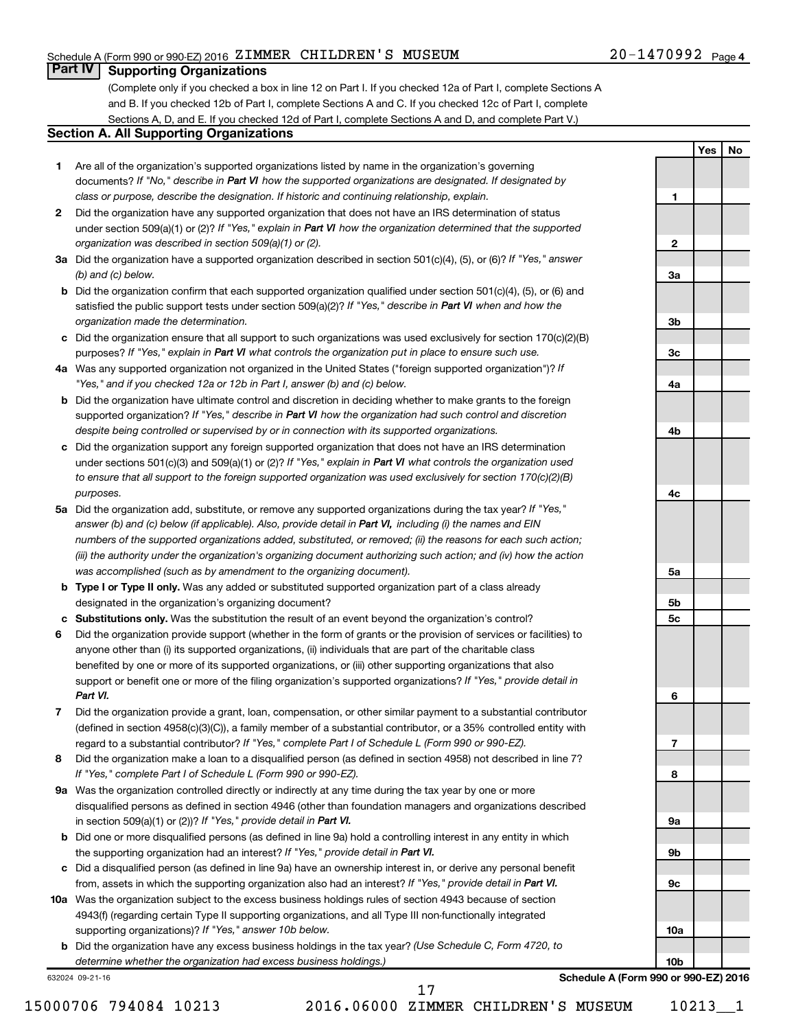Schedule A (Form 990 or 990-EZ) 2016 ZIMMER CHILDREN'S MUSEUM 20-1470992 Page 4

## Part IV Supporting Organizations

(Complete only if you checked a box in line 12 on Part I. If you checked 12a of Part I, complete Sections A and B. If you checked 12b of Part I, complete Sections A and C. If you checked 12c of Part I, complete Sections A, D, and E. If you checked 12d of Part I, complete Sections A and D, and complete Part V.)

### Section A. All Supporting Organizations

| | | | Yes | No |
|---|---|---|---|---|
| **1** | Are all of the organization's supported organizations listed by name in the organization's governing documents? *If "No," describe in **Part VI** how the supported organizations are designated. If designated by class or purpose, describe the designation. If historic and continuing relationship, explain.* | 1 | | |
| **2** | Did the organization have any supported organization that does not have an IRS determination of status under section 509(a)(1) or (2)? *If "Yes," explain in **Part VI** how the organization determined that the supported organization was described in section 509(a)(1) or (2).* | 2 | | |
| **3a** | Did the organization have a supported organization described in section 501(c)(4), (5), or (6)? *If "Yes," answer (b) and (c) below.* | 3a | | |
| **b** | Did the organization confirm that each supported organization qualified under section 501(c)(4), (5), or (6) and satisfied the public support tests under section 509(a)(2)? *If "Yes," describe in **Part VI** when and how the organization made the determination.* | 3b | | |
| **c** | Did the organization ensure that all support to such organizations was used exclusively for section 170(c)(2)(B) purposes? *If "Yes," explain in **Part VI** what controls the organization put in place to ensure such use.* | 3c | | |
| **4a** | Was any supported organization not organized in the United States ("foreign supported organization")? *If "Yes," and if you checked 12a or 12b in Part I, answer (b) and (c) below.* | 4a | | |
| **b** | Did the organization have ultimate control and discretion in deciding whether to make grants to the foreign supported organization? *If "Yes," describe in **Part VI** how the organization had such control and discretion despite being controlled or supervised by or in connection with its supported organizations.* | 4b | | |
| **c** | Did the organization support any foreign supported organization that does not have an IRS determination under sections 501(c)(3) and 509(a)(1) or (2)? *If "Yes," explain in **Part VI** what controls the organization used to ensure that all support to the foreign supported organization was used exclusively for section 170(c)(2)(B) purposes.* | 4c | | |
| **5a** | Did the organization add, substitute, or remove any supported organizations during the tax year? *If "Yes," answer (b) and (c) below (if applicable). Also, provide detail in **Part VI,** including (i) the names and EIN numbers of the supported organizations added, substituted, or removed; (ii) the reasons for each such action; (iii) the authority under the organization's organizing document authorizing such action; and (iv) how the action was accomplished (such as by amendment to the organizing document).* | 5a | | |
| **b** | **Type I or Type II only.** Was any added or substituted supported organization part of a class already designated in the organization's organizing document? | 5b | | |
| **c** | **Substitutions only.** Was the substitution the result of an event beyond the organization's control? | 5c | | |
| **6** | Did the organization provide support (whether in the form of grants or the provision of services or facilities) to anyone other than (i) its supported organizations, (ii) individuals that are part of the charitable class benefited by one or more of its supported organizations, or (iii) other supporting organizations that also support or benefit one or more of the filing organization's supported organizations? *If "Yes," provide detail in **Part VI.*** | 6 | | |
| **7** | Did the organization provide a grant, loan, compensation, or other similar payment to a substantial contributor (defined in section 4958(c)(3)(C)), a family member of a substantial contributor, or a 35% controlled entity with regard to a substantial contributor? *If "Yes," complete Part I of Schedule L (Form 990 or 990-EZ).* | 7 | | |
| **8** | Did the organization make a loan to a disqualified person (as defined in section 4958) not described in line 7? *If "Yes," complete Part I of Schedule L (Form 990 or 990-EZ).* | 8 | | |
| **9a** | Was the organization controlled directly or indirectly at any time during the tax year by one or more disqualified persons as defined in section 4946 (other than foundation managers and organizations described in section 509(a)(1) or (2))? *If "Yes," provide detail in **Part VI.*** | 9a | | |
| **b** | Did one or more disqualified persons (as defined in line 9a) hold a controlling interest in any entity in which the supporting organization had an interest? *If "Yes," provide detail in **Part VI.*** | 9b | | |
| **c** | Did a disqualified person (as defined in line 9a) have an ownership interest in, or derive any personal benefit from, assets in which the supporting organization also had an interest? *If "Yes," provide detail in **Part VI.*** | 9c | | |
| **10a** | Was the organization subject to the excess business holdings rules of section 4943 because of section 4943(f) (regarding certain Type II supporting organizations, and all Type III non-functionally integrated supporting organizations)? *If "Yes," answer 10b below.* | 10a | | |
| **b** | Did the organization have any excess business holdings in the tax year? *(Use Schedule C, Form 4720, to determine whether the organization had excess business holdings.)* | 10b | | |

632024 09-21-16 **Schedule A (Form 990 or 990-EZ) 2016**

15000706 794084 10213 2016.06000 ZIMMER CHILDREN'S MUSEUM 10213__1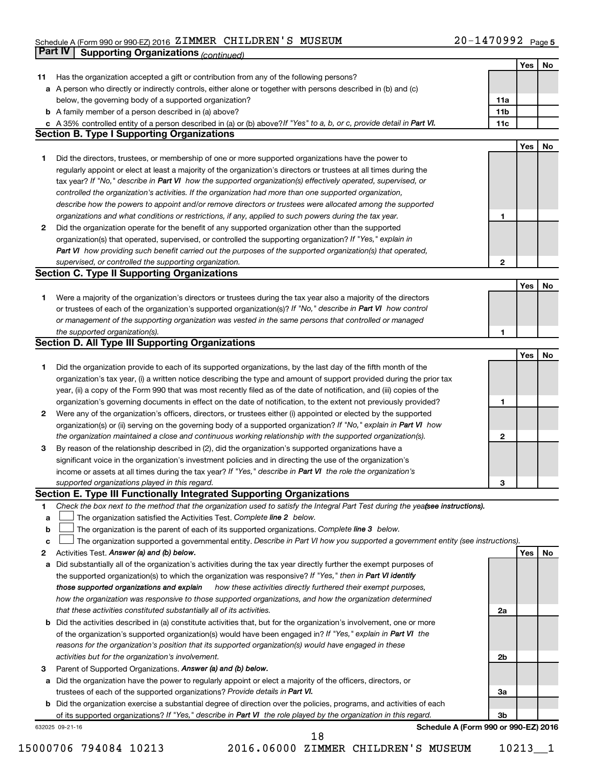Schedule A (Form 990 or 990-EZ) 2016 ZIMMER CHILDREN'S MUSEUM 20-1470992 Page 5

## Part IV Supporting Organizations *(continued)*

| | | | Yes | No |
|---|---|---|---|---|
| 11 | Has the organization accepted a gift or contribution from any of the following persons? | | | |
| a | A person who directly or indirectly controls, either alone or together with persons described in (b) and (c) below, the governing body of a supported organization? | 11a | | |
| b | A family member of a person described in (a) above? | 11b | | |
| c | A 35% controlled entity of a person described in (a) or (b) above? *If "Yes" to a, b, or c, provide detail in* ***Part VI.*** | 11c | | |

### Section B. Type I Supporting Organizations

| | | | Yes | No |
|---|---|---|---|---|
| 1 | Did the directors, trustees, or membership of one or more supported organizations have the power to regularly appoint or elect at least a majority of the organization's directors or trustees at all times during the tax year? *If "No," describe in* ***Part VI*** *how the supported organization(s) effectively operated, supervised, or controlled the organization's activities. If the organization had more than one supported organization, describe how the powers to appoint and/or remove directors or trustees were allocated among the supported organizations and what conditions or restrictions, if any, applied to such powers during the tax year.* | 1 | | |
| 2 | Did the organization operate for the benefit of any supported organization other than the supported organization(s) that operated, supervised, or controlled the supporting organization? *If "Yes," explain in* ***Part VI*** *how providing such benefit carried out the purposes of the supported organization(s) that operated, supervised, or controlled the supporting organization.* | 2 | | |

### Section C. Type II Supporting Organizations

| | | | Yes | No |
|---|---|---|---|---|
| 1 | Were a majority of the organization's directors or trustees during the tax year also a majority of the directors or trustees of each of the organization's supported organization(s)? *If "No," describe in* ***Part VI*** *how control or management of the supporting organization was vested in the same persons that controlled or managed the supported organization(s).* | 1 | | |

### Section D. All Type III Supporting Organizations

| | | | Yes | No |
|---|---|---|---|---|
| 1 | Did the organization provide to each of its supported organizations, by the last day of the fifth month of the organization's tax year, (i) a written notice describing the type and amount of support provided during the prior tax year, (ii) a copy of the Form 990 that was most recently filed as of the date of notification, and (iii) copies of the organization's governing documents in effect on the date of notification, to the extent not previously provided? | 1 | | |
| 2 | Were any of the organization's officers, directors, or trustees either (i) appointed or elected by the supported organization(s) or (ii) serving on the governing body of a supported organization? *If "No," explain in* ***Part VI*** *how the organization maintained a close and continuous working relationship with the supported organization(s).* | 2 | | |
| 3 | By reason of the relationship described in (2), did the organization's supported organizations have a significant voice in the organization's investment policies and in directing the use of the organization's income or assets at all times during the tax year? *If "Yes," describe in* ***Part VI*** *the role the organization's supported organizations played in this regard.* | 3 | | |

### Section E. Type III Functionally Integrated Supporting Organizations

1 *Check the box next to the method that the organization used to satisfy the Integral Part Test during the year* ***(see instructions).***

- a ☐ The organization satisfied the Activities Test. *Complete* ***line 2*** *below.*
- b ☐ The organization is the parent of each of its supported organizations. *Complete* ***line 3*** *below.*
- c ☐ The organization supported a governmental entity. *Describe in Part VI how you supported a government entity (see instructions).*

| | | | Yes | No |
|---|---|---|---|---|
| 2 | Activities Test. ***Answer (a) and (b) below.*** | | | |
| a | Did substantially all of the organization's activities during the tax year directly further the exempt purposes of the supported organization(s) to which the organization was responsive? *If "Yes," then in* ***Part VI identify those supported organizations and explain*** *how these activities directly furthered their exempt purposes, how the organization was responsive to those supported organizations, and how the organization determined that these activities constituted substantially all of its activities.* | 2a | | |
| b | Did the activities described in (a) constitute activities that, but for the organization's involvement, one or more of the organization's supported organization(s) would have been engaged in? *If "Yes," explain in* ***Part VI*** *the reasons for the organization's position that its supported organization(s) would have engaged in these activities but for the organization's involvement.* | 2b | | |
| 3 | Parent of Supported Organizations. ***Answer (a) and (b) below.*** | | | |
| a | Did the organization have the power to regularly appoint or elect a majority of the officers, directors, or trustees of each of the supported organizations? *Provide details in* ***Part VI.*** | 3a | | |
| b | Did the organization exercise a substantial degree of direction over the policies, programs, and activities of each of its supported organizations? *If "Yes," describe in* ***Part VI*** *the role played by the organization in this regard.* | 3b | | |

632025 09-21-16 **Schedule A (Form 990 or 990-EZ) 2016**

15000706 794084 10213 2016.06000 ZIMMER CHILDREN'S MUSEUM 10213__1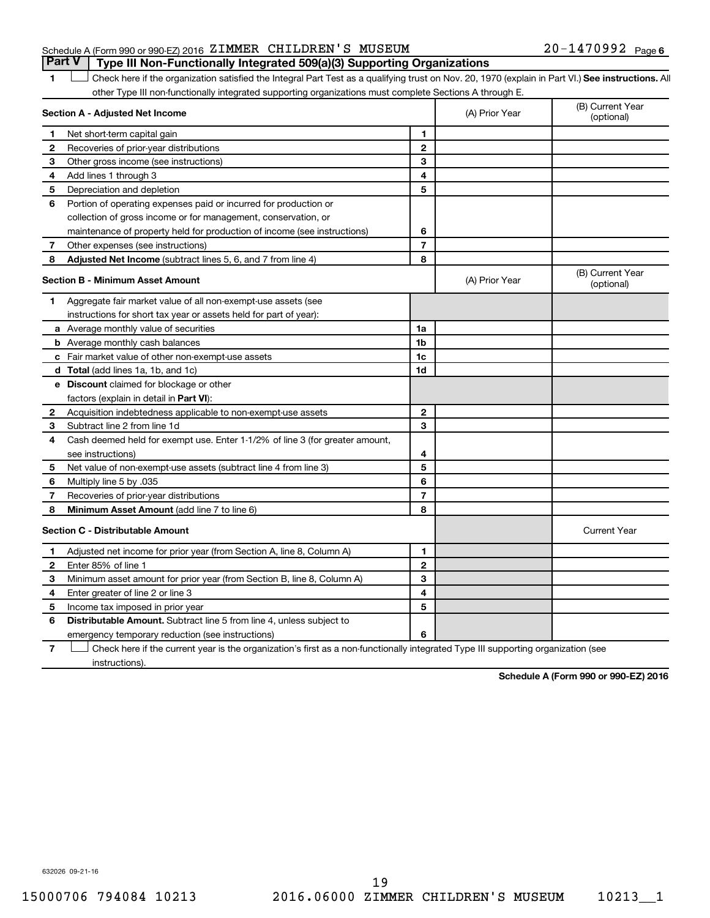## Part V — Type III Non-Functionally Integrated 509(a)(3) Supporting Organizations

**1** ☐ Check here if the organization satisfied the Integral Part Test as a qualifying trust on Nov. 20, 1970 (explain in Part VI.) **See instructions.** All other Type III non-functionally integrated supporting organizations must complete Sections A through E.

| **Section A - Adjusted Net Income** | | | (A) Prior Year | (B) Current Year (optional) |
|---|---|---|---|---|
| 1 | Net short-term capital gain | 1 | | |
| 2 | Recoveries of prior-year distributions | 2 | | |
| 3 | Other gross income (see instructions) | 3 | | |
| 4 | Add lines 1 through 3 | 4 | | |
| 5 | Depreciation and depletion | 5 | | |
| 6 | Portion of operating expenses paid or incurred for production or collection of gross income or for management, conservation, or maintenance of property held for production of income (see instructions) | 6 | | |
| 7 | Other expenses (see instructions) | 7 | | |
| 8 | **Adjusted Net Income** (subtract lines 5, 6, and 7 from line 4) | 8 | | |

| **Section B - Minimum Asset Amount** | | | (A) Prior Year | (B) Current Year (optional) |
|---|---|---|---|---|
| 1 | Aggregate fair market value of all non-exempt-use assets (see instructions for short tax year or assets held for part of year): | | | |
| a | Average monthly value of securities | 1a | | |
| b | Average monthly cash balances | 1b | | |
| c | Fair market value of other non-exempt-use assets | 1c | | |
| d | **Total** (add lines 1a, 1b, and 1c) | 1d | | |
| e | **Discount** claimed for blockage or other factors (explain in detail in **Part VI**): | | | |
| 2 | Acquisition indebtedness applicable to non-exempt-use assets | 2 | | |
| 3 | Subtract line 2 from line 1d | 3 | | |
| 4 | Cash deemed held for exempt use. Enter 1-1/2% of line 3 (for greater amount, see instructions) | 4 | | |
| 5 | Net value of non-exempt-use assets (subtract line 4 from line 3) | 5 | | |
| 6 | Multiply line 5 by .035 | 6 | | |
| 7 | Recoveries of prior-year distributions | 7 | | |
| 8 | **Minimum Asset Amount** (add line 7 to line 6) | 8 | | |

| **Section C - Distributable Amount** | | | | Current Year |
|---|---|---|---|---|
| 1 | Adjusted net income for prior year (from Section A, line 8, Column A) | 1 | | |
| 2 | Enter 85% of line 1 | 2 | | |
| 3 | Minimum asset amount for prior year (from Section B, line 8, Column A) | 3 | | |
| 4 | Enter greater of line 2 or line 3 | 4 | | |
| 5 | Income tax imposed in prior year | 5 | | |
| 6 | **Distributable Amount.** Subtract line 5 from line 4, unless subject to emergency temporary reduction (see instructions) | 6 | | |

**7** ☐ Check here if the current year is the organization's first as a non-functionally integrated Type III supporting organization (see instructions).

**Schedule A (Form 990 or 990-EZ) 2016**

632026 09-21-16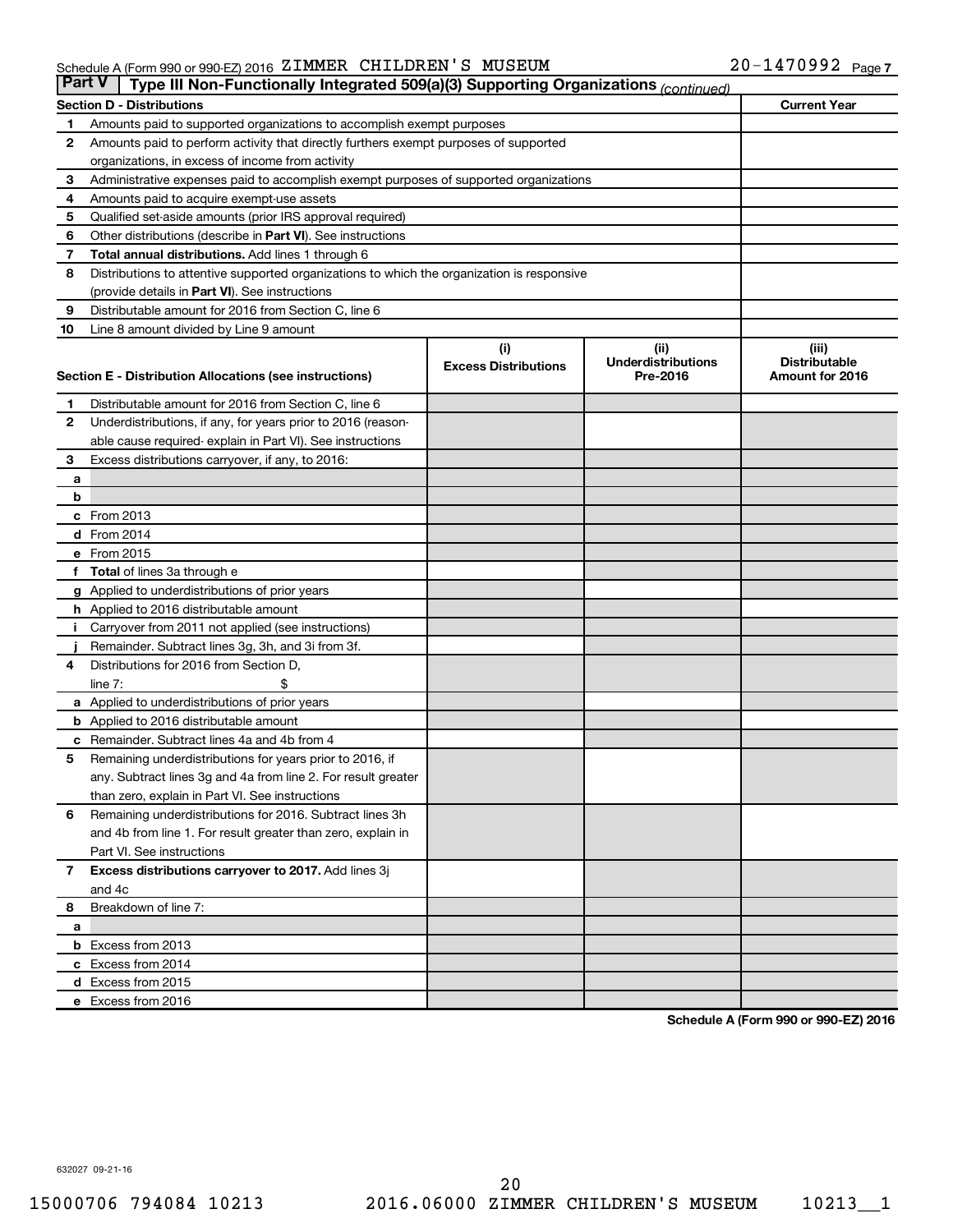Schedule A (Form 990 or 990-EZ) 2016 ZIMMER CHILDREN'S MUSEUM 20-1470992 Page 7

**Part V** Type III Non-Functionally Integrated 509(a)(3) Supporting Organizations *(continued)*

| Section D - Distributions | | Current Year |
|---|---|---|
| 1 | Amounts paid to supported organizations to accomplish exempt purposes | |
| 2 | Amounts paid to perform activity that directly furthers exempt purposes of supported organizations, in excess of income from activity | |
| 3 | Administrative expenses paid to accomplish exempt purposes of supported organizations | |
| 4 | Amounts paid to acquire exempt-use assets | |
| 5 | Qualified set-aside amounts (prior IRS approval required) | |
| 6 | Other distributions (describe in **Part VI**). See instructions | |
| 7 | **Total annual distributions.** Add lines 1 through 6 | |
| 8 | Distributions to attentive supported organizations to which the organization is responsive (provide details in **Part VI**). See instructions | |
| 9 | Distributable amount for 2016 from Section C, line 6 | |
| 10 | Line 8 amount divided by Line 9 amount | |

| Section E - Distribution Allocations (see instructions) | | (i) Excess Distributions | (ii) Underdistributions Pre-2016 | (iii) Distributable Amount for 2016 |
|---|---|---|---|---|
| 1 | Distributable amount for 2016 from Section C, line 6 | | | |
| 2 | Underdistributions, if any, for years prior to 2016 (reasonable cause required- explain in Part VI). See instructions | | | |
| 3 | Excess distributions carryover, if any, to 2016: | | | |
| a | | | | |
| b | | | | |
| c | From 2013 | | | |
| d | From 2014 | | | |
| e | From 2015 | | | |
| f | **Total** of lines 3a through e | | | |
| g | Applied to underdistributions of prior years | | | |
| h | Applied to 2016 distributable amount | | | |
| i | Carryover from 2011 not applied (see instructions) | | | |
| j | Remainder. Subtract lines 3g, 3h, and 3i from 3f. | | | |
| 4 | Distributions for 2016 from Section D, line 7: $ | | | |
| a | Applied to underdistributions of prior years | | | |
| b | Applied to 2016 distributable amount | | | |
| c | Remainder. Subtract lines 4a and 4b from 4 | | | |
| 5 | Remaining underdistributions for years prior to 2016, if any. Subtract lines 3g and 4a from line 2. For result greater than zero, explain in Part VI. See instructions | | | |
| 6 | Remaining underdistributions for 2016. Subtract lines 3h and 4b from line 1. For result greater than zero, explain in Part VI. See instructions | | | |
| 7 | **Excess distributions carryover to 2017.** Add lines 3j and 4c | | | |
| 8 | Breakdown of line 7: | | | |
| a | | | | |
| b | Excess from 2013 | | | |
| c | Excess from 2014 | | | |
| d | Excess from 2015 | | | |
| e | Excess from 2016 | | | |

**Schedule A (Form 990 or 990-EZ) 2016**

632027 09-21-16

15000706 794084 10213 2016.06000 ZIMMER CHILDREN'S MUSEUM 10213__1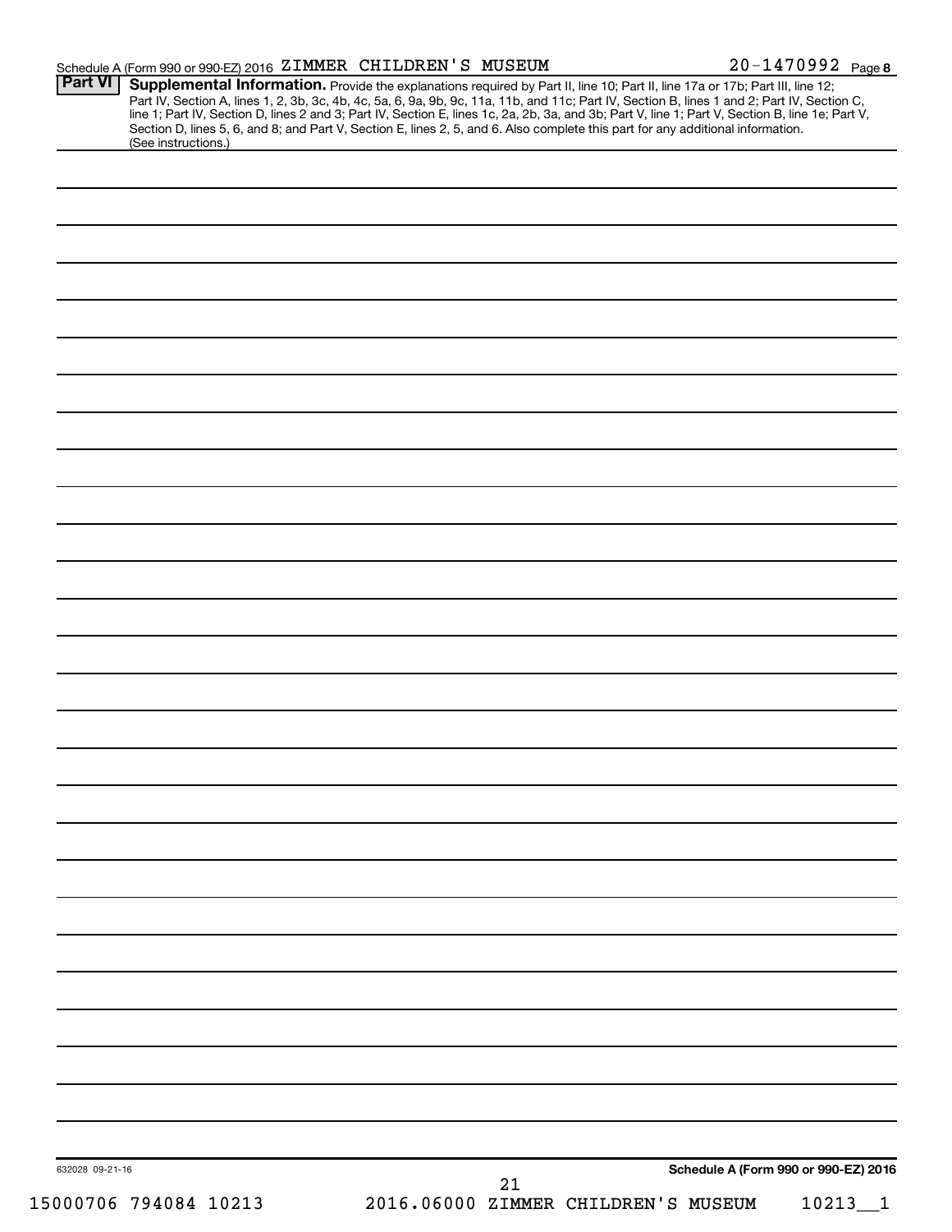Schedule A (Form 990 or 990-EZ) 2016 ZIMMER CHILDREN'S MUSEUM 20-1470992 Page 8

## Part VI Supplemental Information.

Provide the explanations required by Part II, line 10; Part II, line 17a or 17b; Part III, line 12; Part IV, Section A, lines 1, 2, 3b, 3c, 4b, 4c, 5a, 6, 9a, 9b, 9c, 11a, 11b, and 11c; Part IV, Section B, lines 1 and 2; Part IV, Section C, line 1; Part IV, Section D, lines 2 and 3; Part IV, Section E, lines 1c, 2a, 2b, 3a, and 3b; Part V, line 1; Part V, Section B, line 1e; Part V, Section D, lines 5, 6, and 8; and Part V, Section E, lines 2, 5, and 6. Also complete this part for any additional information. (See instructions.)

632028 09-21-16

Schedule A (Form 990 or 990-EZ) 2016

15000706 794084 10213 2016.06000 ZIMMER CHILDREN'S MUSEUM 10213__1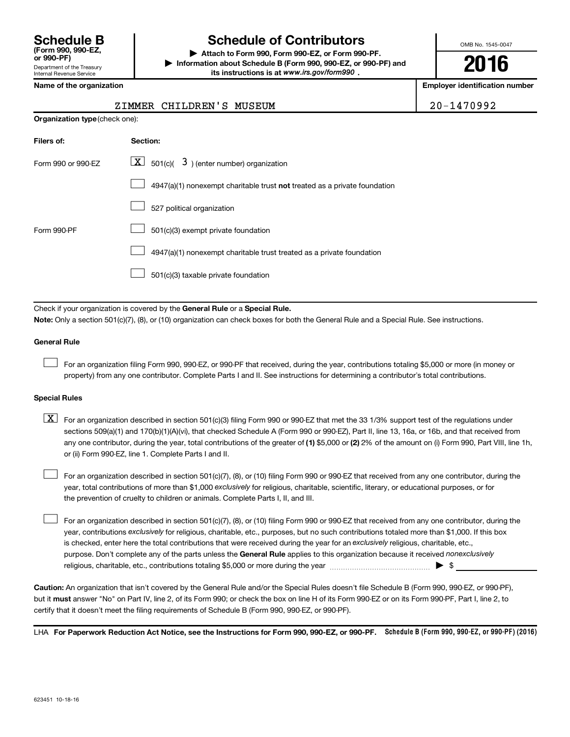**Schedule B**
**(Form 990, 990-EZ, or 990-PF)**
Department of the Treasury
Internal Revenue Service

# Schedule of Contributors

▶ **Attach to Form 990, Form 990-EZ, or Form 990-PF.**
▶ **Information about Schedule B (Form 990, 990-EZ, or 990-PF) and its instructions is at www.irs.gov/form990 .**

OMB No. 1545-0047

**2016**

**Name of the organization**

ZIMMER CHILDREN'S MUSEUM

**Employer identification number**

20-1470992

**Organization type** (check one):

| Filers of: | Section: |
|---|---|
| Form 990 or 990-EZ | [X] 501(c)( 3 ) (enter number) organization |
| | [ ] 4947(a)(1) nonexempt charitable trust **not** treated as a private foundation |
| | [ ] 527 political organization |
| Form 990-PF | [ ] 501(c)(3) exempt private foundation |
| | [ ] 4947(a)(1) nonexempt charitable trust treated as a private foundation |
| | [ ] 501(c)(3) taxable private foundation |

Check if your organization is covered by the **General Rule** or a **Special Rule.**

**Note:** Only a section 501(c)(7), (8), or (10) organization can check boxes for both the General Rule and a Special Rule. See instructions.

**General Rule**

[ ] For an organization filing Form 990, 990-EZ, or 990-PF that received, during the year, contributions totaling $5,000 or more (in money or property) from any one contributor. Complete Parts I and II. See instructions for determining a contributor's total contributions.

**Special Rules**

[X] For an organization described in section 501(c)(3) filing Form 990 or 990-EZ that met the 33 1/3% support test of the regulations under sections 509(a)(1) and 170(b)(1)(A)(vi), that checked Schedule A (Form 990 or 990-EZ), Part II, line 13, 16a, or 16b, and that received from any one contributor, during the year, total contributions of the greater of **(1)** $5,000 or **(2)** 2% of the amount on (i) Form 990, Part VIII, line 1h, or (ii) Form 990-EZ, line 1. Complete Parts I and II.

[ ] For an organization described in section 501(c)(7), (8), or (10) filing Form 990 or 990-EZ that received from any one contributor, during the year, total contributions of more than $1,000 *exclusively* for religious, charitable, scientific, literary, or educational purposes, or for the prevention of cruelty to children or animals. Complete Parts I, II, and III.

[ ] For an organization described in section 501(c)(7), (8), or (10) filing Form 990 or 990-EZ that received from any one contributor, during the year, contributions *exclusively* for religious, charitable, etc., purposes, but no such contributions totaled more than $1,000. If this box is checked, enter here the total contributions that were received during the year for an *exclusively* religious, charitable, etc., purpose. Don't complete any of the parts unless the **General Rule** applies to this organization because it received *nonexclusively* religious, charitable, etc., contributions totaling $5,000 or more during the year ▶ $ ____________

**Caution:** An organization that isn't covered by the General Rule and/or the Special Rules doesn't file Schedule B (Form 990, 990-EZ, or 990-PF), but it **must** answer "No" on Part IV, line 2, of its Form 990; or check the box on line H of its Form 990-EZ or on its Form 990-PF, Part I, line 2, to certify that it doesn't meet the filing requirements of Schedule B (Form 990, 990-EZ, or 990-PF).

LHA **For Paperwork Reduction Act Notice, see the Instructions for Form 990, 990-EZ, or 990-PF.** **Schedule B (Form 990, 990-EZ, or 990-PF) (2016)**

623451 10-18-16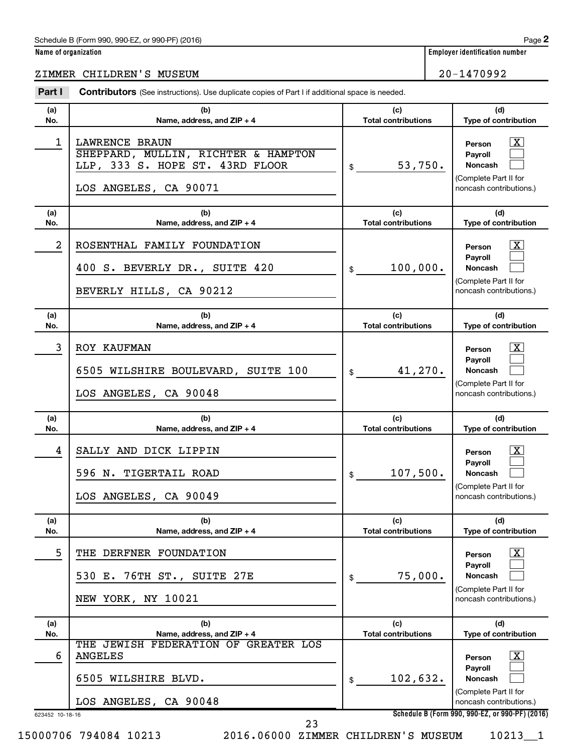Schedule B (Form 990, 990-EZ, or 990-PF) (2016)

**Name of organization**

ZIMMER CHILDREN'S MUSEUM

**Employer identification number**

20-1470992

**Part I** **Contributors** (See instructions). Use duplicate copies of Part I if additional space is needed.

| (a) No. | (b) Name, address, and ZIP + 4 | (c) Total contributions | (d) Type of contribution |
|---|---|---|---|
| 1 | LAWRENCE BRAUN<br>SHEPPARD, MULLIN, RICHTER & HAMPTON LLP, 333 S. HOPE ST. 43RD FLOOR<br>LOS ANGELES, CA 90071 | $ 53,750. | Person [X]<br>Payroll [ ]<br>Noncash [ ]<br>(Complete Part II for noncash contributions.) |
| 2 | ROSENTHAL FAMILY FOUNDATION<br>400 S. BEVERLY DR., SUITE 420<br>BEVERLY HILLS, CA 90212 | $ 100,000. | Person [X]<br>Payroll [ ]<br>Noncash [ ]<br>(Complete Part II for noncash contributions.) |
| 3 | ROY KAUFMAN<br>6505 WILSHIRE BOULEVARD, SUITE 100<br>LOS ANGELES, CA 90048 | $ 41,270. | Person [X]<br>Payroll [ ]<br>Noncash [ ]<br>(Complete Part II for noncash contributions.) |
| 4 | SALLY AND DICK LIPPIN<br>596 N. TIGERTAIL ROAD<br>LOS ANGELES, CA 90049 | $ 107,500. | Person [X]<br>Payroll [ ]<br>Noncash [ ]<br>(Complete Part II for noncash contributions.) |
| 5 | THE DERFNER FOUNDATION<br>530 E. 76TH ST., SUITE 27E<br>NEW YORK, NY 10021 | $ 75,000. | Person [X]<br>Payroll [ ]<br>Noncash [ ]<br>(Complete Part II for noncash contributions.) |
| 6 | THE JEWISH FEDERATION OF GREATER LOS ANGELES<br>6505 WILSHIRE BLVD.<br>LOS ANGELES, CA 90048 | $ 102,632. | Person [X]<br>Payroll [ ]<br>Noncash [ ]<br>(Complete Part II for noncash contributions.) |

623452 10-18-16

Schedule B (Form 990, 990-EZ, or 990-PF) (2016)

15000706 794084 10213 2016.06000 ZIMMER CHILDREN'S MUSEUM 10213__1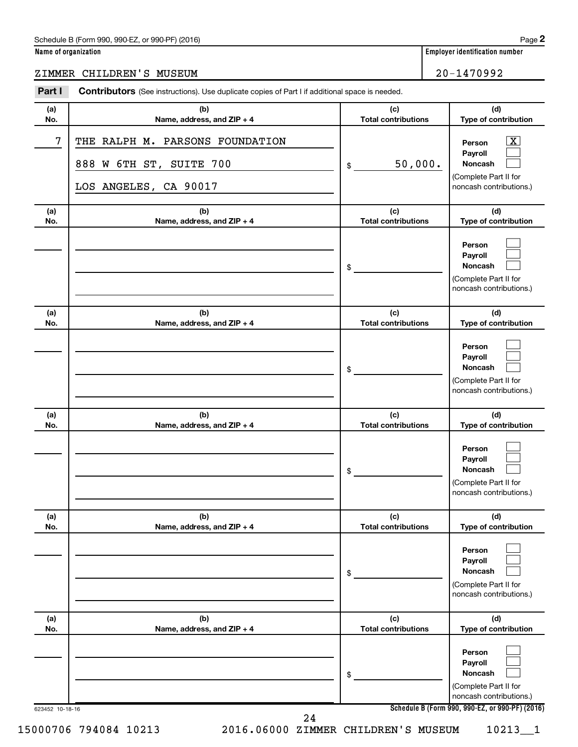Schedule B (Form 990, 990-EZ, or 990-PF) (2016)

**Name of organization**

ZIMMER CHILDREN'S MUSEUM

**Employer identification number**

20-1470992

**Part I** **Contributors** (See instructions). Use duplicate copies of Part I if additional space is needed.

| (a) No. | (b) Name, address, and ZIP + 4 | (c) Total contributions | (d) Type of contribution |
|---|---|---|---|
| 7 | THE RALPH M. PARSONS FOUNDATION<br>888 W 6TH ST, SUITE 700<br>LOS ANGELES, CA 90017 | $ 50,000. | Person [X]<br>Payroll [ ]<br>Noncash [ ]<br>(Complete Part II for noncash contributions.) |
| | | $ | Person [ ]<br>Payroll [ ]<br>Noncash [ ]<br>(Complete Part II for noncash contributions.) |
| | | $ | Person [ ]<br>Payroll [ ]<br>Noncash [ ]<br>(Complete Part II for noncash contributions.) |
| | | $ | Person [ ]<br>Payroll [ ]<br>Noncash [ ]<br>(Complete Part II for noncash contributions.) |
| | | $ | Person [ ]<br>Payroll [ ]<br>Noncash [ ]<br>(Complete Part II for noncash contributions.) |
| | | $ | Person [ ]<br>Payroll [ ]<br>Noncash [ ]<br>(Complete Part II for noncash contributions.) |

623452 10-18-16

Schedule B (Form 990, 990-EZ, or 990-PF) (2016)

15000706 794084 10213 2016.06000 ZIMMER CHILDREN'S MUSEUM 10213__1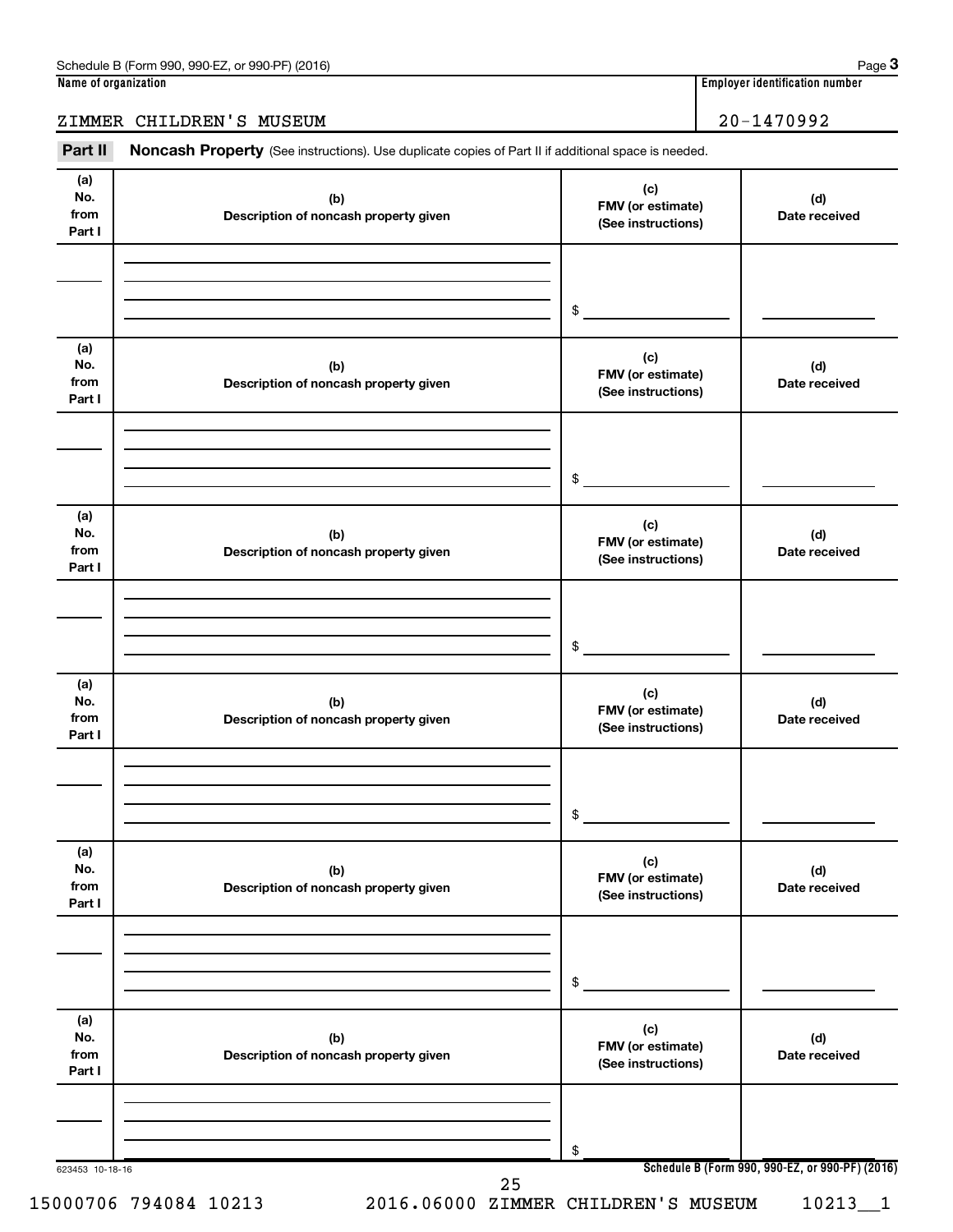Schedule B (Form 990, 990-EZ, or 990-PF) (2016) Page **3**

**Name of organization**

ZIMMER CHILDREN'S MUSEUM

**Employer identification number**

20-1470992

**Part II** **Noncash Property** (See instructions). Use duplicate copies of Part II if additional space is needed.

| (a) No. from Part I | (b) Description of noncash property given | (c) FMV (or estimate) (See instructions) | (d) Date received |
|---|---|---|---|
| | | $ | |

| (a) No. from Part I | (b) Description of noncash property given | (c) FMV (or estimate) (See instructions) | (d) Date received |
|---|---|---|---|
| | | $ | |

| (a) No. from Part I | (b) Description of noncash property given | (c) FMV (or estimate) (See instructions) | (d) Date received |
|---|---|---|---|
| | | $ | |

| (a) No. from Part I | (b) Description of noncash property given | (c) FMV (or estimate) (See instructions) | (d) Date received |
|---|---|---|---|
| | | $ | |

| (a) No. from Part I | (b) Description of noncash property given | (c) FMV (or estimate) (See instructions) | (d) Date received |
|---|---|---|---|
| | | $ | |

| (a) No. from Part I | (b) Description of noncash property given | (c) FMV (or estimate) (See instructions) | (d) Date received |
|---|---|---|---|
| | | $ | |

623453 10-18-16

**Schedule B (Form 990, 990-EZ, or 990-PF) (2016)**

15000706 794084 10213 2016.06000 ZIMMER CHILDREN'S MUSEUM 10213__1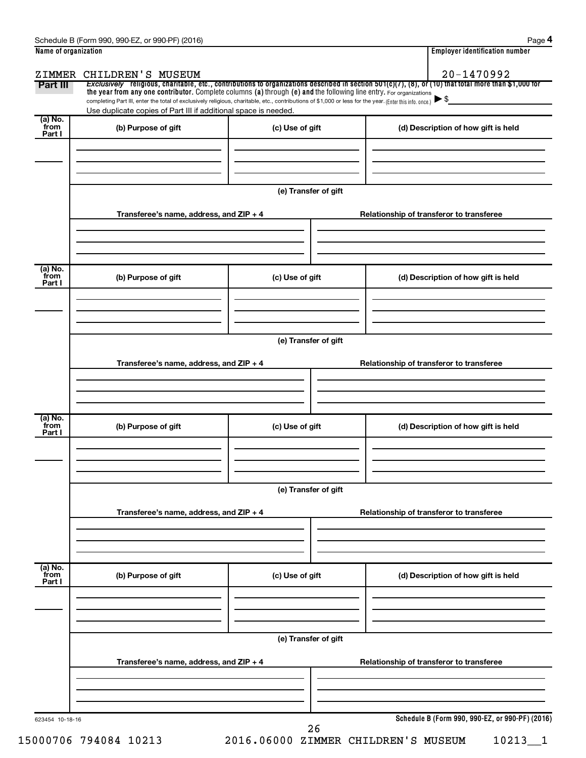Schedule B (Form 990, 990-EZ, or 990-PF) (2016) Page **4**

**Name of organization**

ZIMMER CHILDREN'S MUSEUM

**Employer identification number**

20-1470992

**Part III** *Exclusively* **religious, charitable, etc., contributions to organizations described in section 501(c)(7), (8), or (10) that total more than $1,000 for the year from any one contributor.** Complete columns **(a)** through **(e) and** the following line entry. For organizations completing Part III, enter the total of exclusively religious, charitable, etc., contributions of $1,000 or less for the year. (Enter this info. once.) ▶ $

Use duplicate copies of Part III if additional space is needed.

| (a) No. from Part I | (b) Purpose of gift | (c) Use of gift | (d) Description of how gift is held |
|---|---|---|---|
| | | | |

(e) Transfer of gift

| Transferee's name, address, and ZIP + 4 | Relationship of transferor to transferee |
|---|---|
| | |

| (a) No. from Part I | (b) Purpose of gift | (c) Use of gift | (d) Description of how gift is held |
|---|---|---|---|
| | | | |

(e) Transfer of gift

| Transferee's name, address, and ZIP + 4 | Relationship of transferor to transferee |
|---|---|
| | |

| (a) No. from Part I | (b) Purpose of gift | (c) Use of gift | (d) Description of how gift is held |
|---|---|---|---|
| | | | |

(e) Transfer of gift

| Transferee's name, address, and ZIP + 4 | Relationship of transferor to transferee |
|---|---|
| | |

| (a) No. from Part I | (b) Purpose of gift | (c) Use of gift | (d) Description of how gift is held |
|---|---|---|---|
| | | | |

(e) Transfer of gift

| Transferee's name, address, and ZIP + 4 | Relationship of transferor to transferee |
|---|---|
| | |

623454 10-18-16

**Schedule B (Form 990, 990-EZ, or 990-PF) (2016)**

15000706 794084 10213 2016.06000 ZIMMER CHILDREN'S MUSEUM 10213__1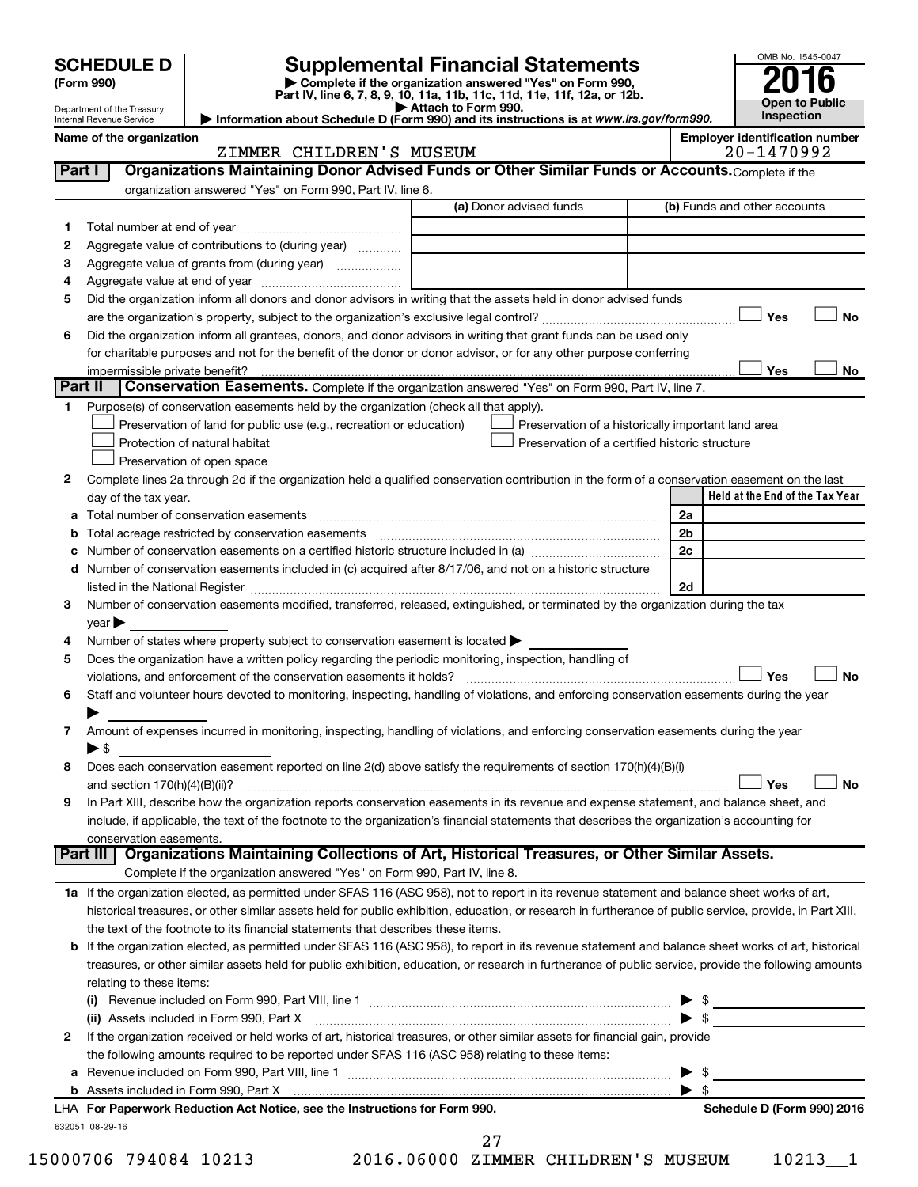# SCHEDULE D (Form 990)

Department of the Treasury
Internal Revenue Service

## Supplemental Financial Statements

▶ Complete if the organization answered "Yes" on Form 990, Part IV, line 6, 7, 8, 9, 10, 11a, 11b, 11c, 11d, 11e, 11f, 12a, or 12b.
▶ Attach to Form 990.
▶ Information about Schedule D (Form 990) and its instructions is at *www.irs.gov/form990.*

OMB No. 1545-0047

**2016**

**Open to Public Inspection**

**Name of the organization:** ZIMMER CHILDREN'S MUSEUM

**Employer identification number:** 20-1470992

## Part I — Organizations Maintaining Donor Advised Funds or Other Similar Funds or Accounts.

Complete if the organization answered "Yes" on Form 990, Part IV, line 6.

| | | (a) Donor advised funds | (b) Funds and other accounts |
|---|---|---|---|
| 1 | Total number at end of year | | |
| 2 | Aggregate value of contributions to (during year) | | |
| 3 | Aggregate value of grants from (during year) | | |
| 4 | Aggregate value at end of year | | |

5 Did the organization inform all donors and donor advisors in writing that the assets held in donor advised funds are the organization's property, subject to the organization's exclusive legal control? ☐ Yes ☐ No

6 Did the organization inform all grantees, donors, and donor advisors in writing that grant funds can be used only for charitable purposes and not for the benefit of the donor or donor advisor, or for any other purpose conferring impermissible private benefit? ☐ Yes ☐ No

## Part II — Conservation Easements.

Complete if the organization answered "Yes" on Form 990, Part IV, line 7.

1 Purpose(s) of conservation easements held by the organization (check all that apply).

- ☐ Preservation of land for public use (e.g., recreation or education)
- ☐ Protection of natural habitat
- ☐ Preservation of open space
- ☐ Preservation of a historically important land area
- ☐ Preservation of a certified historic structure

2 Complete lines 2a through 2d if the organization held a qualified conservation contribution in the form of a conservation easement on the last day of the tax year.

| | | | Held at the End of the Tax Year |
|---|---|---|---|
| a | Total number of conservation easements | 2a | |
| b | Total acreage restricted by conservation easements | 2b | |
| c | Number of conservation easements on a certified historic structure included in (a) | 2c | |
| d | Number of conservation easements included in (c) acquired after 8/17/06, and not on a historic structure listed in the National Register | 2d | |

3 Number of conservation easements modified, transferred, released, extinguished, or terminated by the organization during the tax year ▶

4 Number of states where property subject to conservation easement is located ▶

5 Does the organization have a written policy regarding the periodic monitoring, inspection, handling of violations, and enforcement of the conservation easements it holds? ☐ Yes ☐ No

6 Staff and volunteer hours devoted to monitoring, inspecting, handling of violations, and enforcing conservation easements during the year ▶

7 Amount of expenses incurred in monitoring, inspecting, handling of violations, and enforcing conservation easements during the year ▶ $

8 Does each conservation easement reported on line 2(d) above satisfy the requirements of section 170(h)(4)(B)(i) and section 170(h)(4)(B)(ii)? ☐ Yes ☐ No

9 In Part XIII, describe how the organization reports conservation easements in its revenue and expense statement, and balance sheet, and include, if applicable, the text of the footnote to the organization's financial statements that describes the organization's accounting for conservation easements.

## Part III — Organizations Maintaining Collections of Art, Historical Treasures, or Other Similar Assets.

Complete if the organization answered "Yes" on Form 990, Part IV, line 8.

1a If the organization elected, as permitted under SFAS 116 (ASC 958), not to report in its revenue statement and balance sheet works of art, historical treasures, or other similar assets held for public exhibition, education, or research in furtherance of public service, provide, in Part XIII, the text of the footnote to its financial statements that describes these items.

b If the organization elected, as permitted under SFAS 116 (ASC 958), to report in its revenue statement and balance sheet works of art, historical treasures, or other similar assets held for public exhibition, education, or research in furtherance of public service, provide the following amounts relating to these items:

(i) Revenue included on Form 990, Part VIII, line 1 ▶ $

(ii) Assets included in Form 990, Part X ▶ $

2 If the organization received or held works of art, historical treasures, or other similar assets for financial gain, provide the following amounts required to be reported under SFAS 116 (ASC 958) relating to these items:

a Revenue included on Form 990, Part VIII, line 1 ▶ $

b Assets included in Form 990, Part X ▶ $

LHA **For Paperwork Reduction Act Notice, see the Instructions for Form 990.** **Schedule D (Form 990) 2016**

632051 08-29-16

15000706 794084 10213 2016.06000 ZIMMER CHILDREN'S MUSEUM 10213__1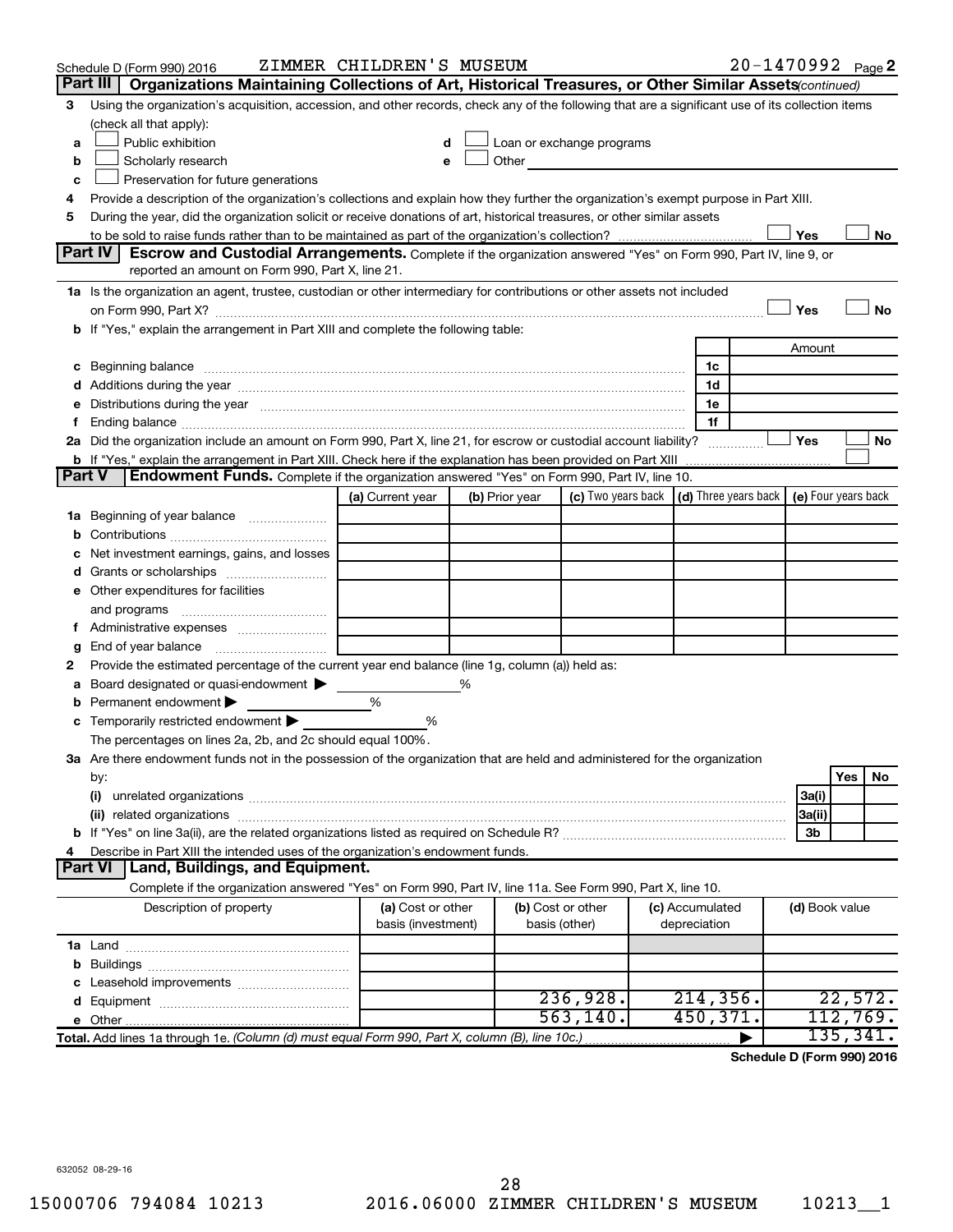Schedule D (Form 990) 2016 ZIMMER CHILDREN'S MUSEUM 20-1470992 Page 2

## Part III Organizations Maintaining Collections of Art, Historical Treasures, or Other Similar Assets *(continued)*

3 Using the organization's acquisition, accession, and other records, check any of the following that are a significant use of its collection items (check all that apply):

- a ☐ Public exhibition
- b ☐ Scholarly research
- c ☐ Preservation for future generations
- d ☐ Loan or exchange programs
- e ☐ Other

4 Provide a description of the organization's collections and explain how they further the organization's exempt purpose in Part XIII.

5 During the year, did the organization solicit or receive donations of art, historical treasures, or other similar assets to be sold to raise funds rather than to be maintained as part of the organization's collection? ☐ Yes ☐ No

## Part IV Escrow and Custodial Arrangements.

Complete if the organization answered "Yes" on Form 990, Part IV, line 9, or reported an amount on Form 990, Part X, line 21.

1a Is the organization an agent, trustee, custodian or other intermediary for contributions or other assets not included on Form 990, Part X? ☐ Yes ☐ No

b If "Yes," explain the arrangement in Part XIII and complete the following table:

| | | Amount |
|---|---|---|
| c Beginning balance | 1c | |
| d Additions during the year | 1d | |
| e Distributions during the year | 1e | |
| f Ending balance | 1f | |

2a Did the organization include an amount on Form 990, Part X, line 21, for escrow or custodial account liability? ☐ Yes ☐ No

b If "Yes," explain the arrangement in Part XIII. Check here if the explanation has been provided on Part XIII ☐

## Part V Endowment Funds.

Complete if the organization answered "Yes" on Form 990, Part IV, line 10.

| | (a) Current year | (b) Prior year | (c) Two years back | (d) Three years back | (e) Four years back |
|---|---|---|---|---|---|
| 1a Beginning of year balance | | | | | |
| b Contributions | | | | | |
| c Net investment earnings, gains, and losses | | | | | |
| d Grants or scholarships | | | | | |
| e Other expenditures for facilities and programs | | | | | |
| f Administrative expenses | | | | | |
| g End of year balance | | | | | |

2 Provide the estimated percentage of the current year end balance (line 1g, column (a)) held as:

- a Board designated or quasi-endowment ▶ %
- b Permanent endowment ▶ %
- c Temporarily restricted endowment ▶ %

The percentages on lines 2a, 2b, and 2c should equal 100%.

3a Are there endowment funds not in the possession of the organization that are held and administered for the organization by:

| | | Yes | No |
|---|---|---|---|
| (i) unrelated organizations | 3a(i) | | |
| (ii) related organizations | 3a(ii) | | |
| b If "Yes" on line 3a(ii), are the related organizations listed as required on Schedule R? | 3b | | |

4 Describe in Part XIII the intended uses of the organization's endowment funds.

## Part VI Land, Buildings, and Equipment.

Complete if the organization answered "Yes" on Form 990, Part IV, line 11a. See Form 990, Part X, line 10.

| Description of property | (a) Cost or other basis (investment) | (b) Cost or other basis (other) | (c) Accumulated depreciation | (d) Book value |
|---|---|---|---|---|
| 1a Land | | | | |
| b Buildings | | | | |
| c Leasehold improvements | | | | |
| d Equipment | | 236,928. | 214,356. | 22,572. |
| e Other | | 563,140. | 450,371. | 112,769. |
| **Total.** Add lines 1a through 1e. *(Column (d) must equal Form 990, Part X, column (B), line 10c.)* ▶ | | | | 135,341. |

**Schedule D (Form 990) 2016**

632052 08-29-16

15000706 794084 10213 2016.06000 ZIMMER CHILDREN'S MUSEUM 10213__1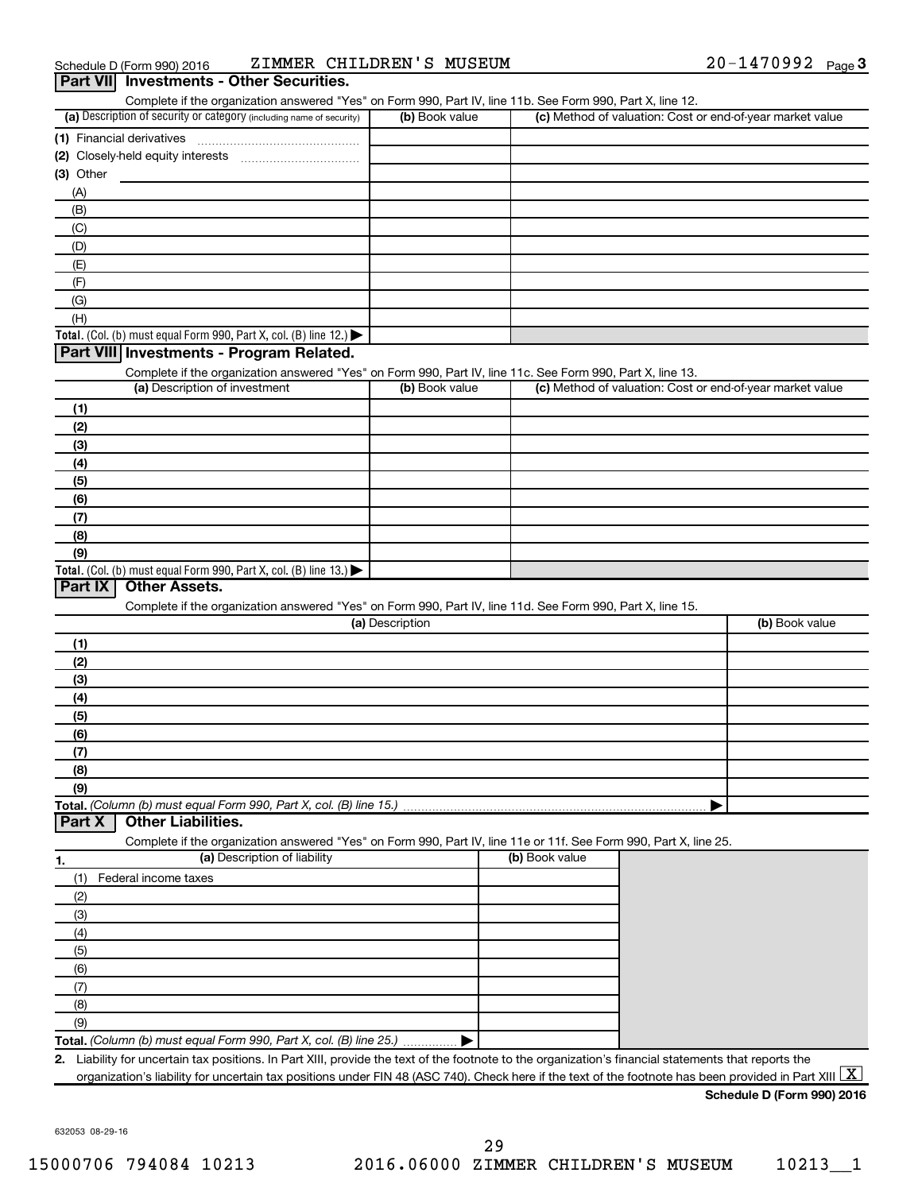Schedule D (Form 990) 2016 ZIMMER CHILDREN'S MUSEUM 20-1470992 Page 3

## Part VII Investments - Other Securities.

Complete if the organization answered "Yes" on Form 990, Part IV, line 11b. See Form 990, Part X, line 12.

| (a) Description of security or category (including name of security) | (b) Book value | (c) Method of valuation: Cost or end-of-year market value |
|---|---|---|
| (1) Financial derivatives | | |
| (2) Closely-held equity interests | | |
| (3) Other | | |
| (A) | | |
| (B) | | |
| (C) | | |
| (D) | | |
| (E) | | |
| (F) | | |
| (G) | | |
| (H) | | |
| **Total.** (Col. (b) must equal Form 990, Part X, col. (B) line 12.) ▶ | | |

## Part VIII Investments - Program Related.

Complete if the organization answered "Yes" on Form 990, Part IV, line 11c. See Form 990, Part X, line 13.

| (a) Description of investment | (b) Book value | (c) Method of valuation: Cost or end-of-year market value |
|---|---|---|
| (1) | | |
| (2) | | |
| (3) | | |
| (4) | | |
| (5) | | |
| (6) | | |
| (7) | | |
| (8) | | |
| (9) | | |
| **Total.** (Col. (b) must equal Form 990, Part X, col. (B) line 13.) ▶ | | |

## Part IX Other Assets.

Complete if the organization answered "Yes" on Form 990, Part IV, line 11d. See Form 990, Part X, line 15.

| (a) Description | (b) Book value |
|---|---|
| (1) | |
| (2) | |
| (3) | |
| (4) | |
| (5) | |
| (6) | |
| (7) | |
| (8) | |
| (9) | |
| **Total.** *(Column (b) must equal Form 990, Part X, col. (B) line 15.)* ▶ | |

## Part X Other Liabilities.

Complete if the organization answered "Yes" on Form 990, Part IV, line 11e or 11f. See Form 990, Part X, line 25.

| 1. (a) Description of liability | (b) Book value |
|---|---|
| (1) Federal income taxes | |
| (2) | |
| (3) | |
| (4) | |
| (5) | |
| (6) | |
| (7) | |
| (8) | |
| (9) | |
| **Total.** *(Column (b) must equal Form 990, Part X, col. (B) line 25.)* ▶ | |

**2.** Liability for uncertain tax positions. In Part XIII, provide the text of the footnote to the organization's financial statements that reports the organization's liability for uncertain tax positions under FIN 48 (ASC 740). Check here if the text of the footnote has been provided in Part XIII [X]

**Schedule D (Form 990) 2016**

632053 08-29-16

15000706 794084 10213 2016.06000 ZIMMER CHILDREN'S MUSEUM 10213__1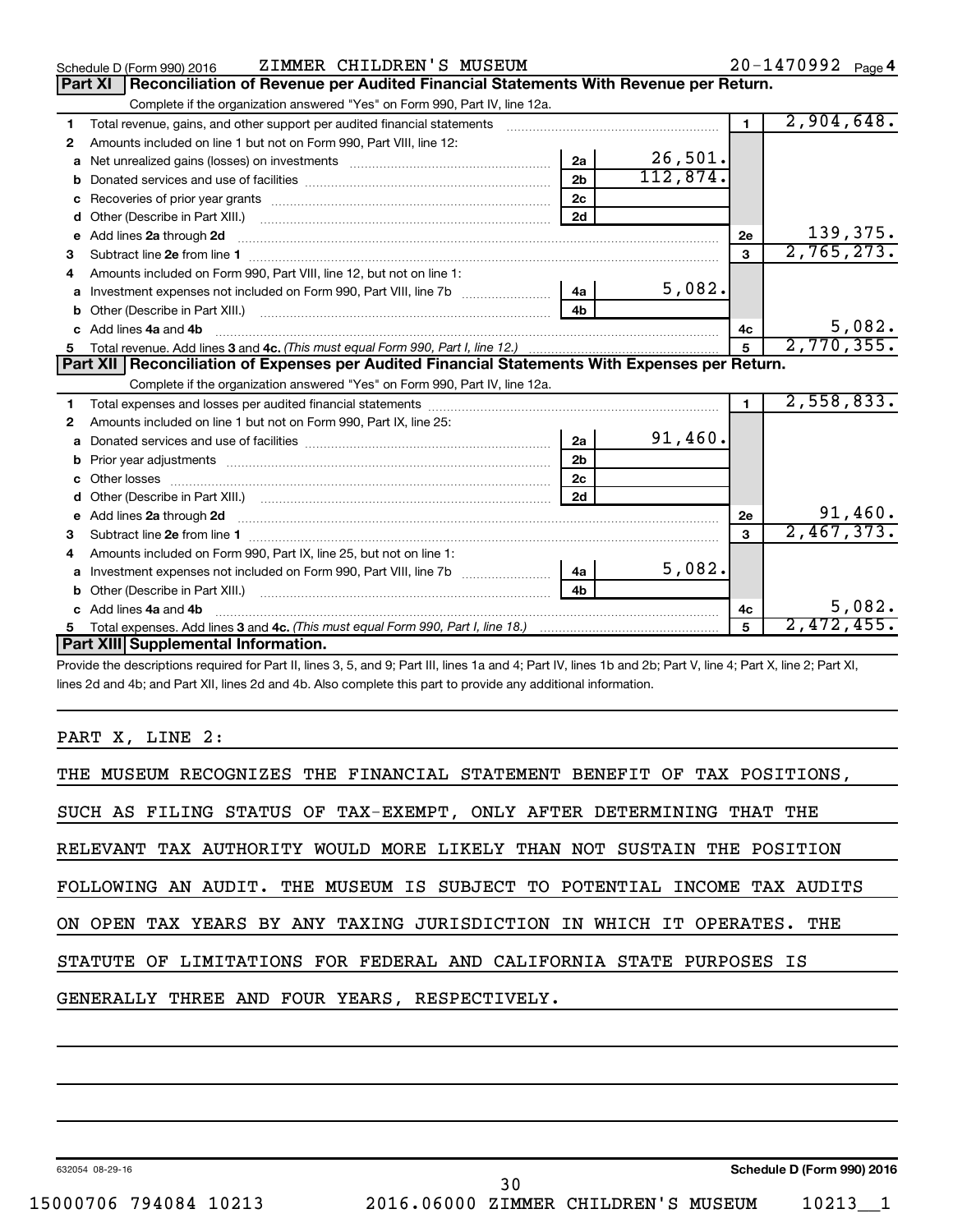Schedule D (Form 990) 2016 ZIMMER CHILDREN'S MUSEUM 20-1470992 Page 4

## Part XI Reconciliation of Revenue per Audited Financial Statements With Revenue per Return.

Complete if the organization answered "Yes" on Form 990, Part IV, line 12a.

| | | | | | |
|---|---|---|---|---|---|
| 1 | Total revenue, gains, and other support per audited financial statements | | | 1 | 2,904,648. |
| 2 | Amounts included on line 1 but not on Form 990, Part VIII, line 12: | | | | |
| a | Net unrealized gains (losses) on investments | 2a | 26,501. | | |
| b | Donated services and use of facilities | 2b | 112,874. | | |
| c | Recoveries of prior year grants | 2c | | | |
| d | Other (Describe in Part XIII.) | 2d | | | |
| e | Add lines 2a through 2d | | | 2e | 139,375. |
| 3 | Subtract line 2e from line 1 | | | 3 | 2,765,273. |
| 4 | Amounts included on Form 990, Part VIII, line 12, but not on line 1: | | | | |
| a | Investment expenses not included on Form 990, Part VIII, line 7b | 4a | 5,082. | | |
| b | Other (Describe in Part XIII.) | 4b | | | |
| c | Add lines 4a and 4b | | | 4c | 5,082. |
| 5 | Total revenue. Add lines 3 and 4c. *(This must equal Form 990, Part I, line 12.)* | | | 5 | 2,770,355. |

## Part XII Reconciliation of Expenses per Audited Financial Statements With Expenses per Return.

Complete if the organization answered "Yes" on Form 990, Part IV, line 12a.

| | | | | | |
|---|---|---|---|---|---|
| 1 | Total expenses and losses per audited financial statements | | | 1 | 2,558,833. |
| 2 | Amounts included on line 1 but not on Form 990, Part IX, line 25: | | | | |
| a | Donated services and use of facilities | 2a | 91,460. | | |
| b | Prior year adjustments | 2b | | | |
| c | Other losses | 2c | | | |
| d | Other (Describe in Part XIII.) | 2d | | | |
| e | Add lines 2a through 2d | | | 2e | 91,460. |
| 3 | Subtract line 2e from line 1 | | | 3 | 2,467,373. |
| 4 | Amounts included on Form 990, Part IX, line 25, but not on line 1: | | | | |
| a | Investment expenses not included on Form 990, Part VIII, line 7b | 4a | 5,082. | | |
| b | Other (Describe in Part XIII.) | 4b | | | |
| c | Add lines 4a and 4b | | | 4c | 5,082. |
| 5 | Total expenses. Add lines 3 and 4c. *(This must equal Form 990, Part I, line 18.)* | | | 5 | 2,472,455. |

## Part XIII Supplemental Information.

Provide the descriptions required for Part II, lines 3, 5, and 9; Part III, lines 1a and 4; Part IV, lines 1b and 2b; Part V, line 4; Part X, line 2; Part XI, lines 2d and 4b; and Part XII, lines 2d and 4b. Also complete this part to provide any additional information.

PART X, LINE 2:

THE MUSEUM RECOGNIZES THE FINANCIAL STATEMENT BENEFIT OF TAX POSITIONS, SUCH AS FILING STATUS OF TAX-EXEMPT, ONLY AFTER DETERMINING THAT THE RELEVANT TAX AUTHORITY WOULD MORE LIKELY THAN NOT SUSTAIN THE POSITION FOLLOWING AN AUDIT. THE MUSEUM IS SUBJECT TO POTENTIAL INCOME TAX AUDITS ON OPEN TAX YEARS BY ANY TAXING JURISDICTION IN WHICH IT OPERATES. THE STATUTE OF LIMITATIONS FOR FEDERAL AND CALIFORNIA STATE PURPOSES IS GENERALLY THREE AND FOUR YEARS, RESPECTIVELY.

632054 08-29-16 **Schedule D (Form 990) 2016**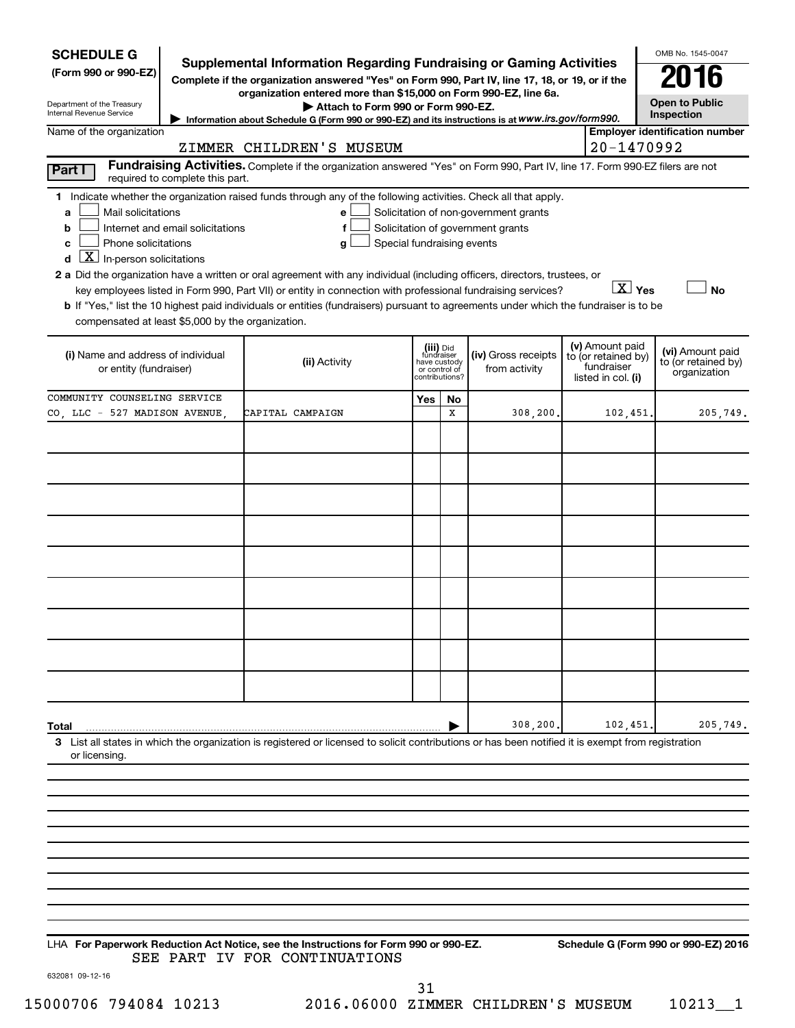**SCHEDULE G**
**(Form 990 or 990-EZ)**

Department of the Treasury
Internal Revenue Service

# Supplemental Information Regarding Fundraising or Gaming Activities

**Complete if the organization answered "Yes" on Form 990, Part IV, line 17, 18, or 19, or if the organization entered more than $15,000 on Form 990-EZ, line 6a.**

**▶ Attach to Form 990 or Form 990-EZ.**

▶ Information about Schedule G (Form 990 or 990-EZ) and its instructions is at *www.irs.gov/form990.*

OMB No. 1545-0047

**2016**

**Open to Public Inspection**

Name of the organization: ZIMMER CHILDREN'S MUSEUM

**Employer identification number:** 20-1470992

**Part I** **Fundraising Activities.** Complete if the organization answered "Yes" on Form 990, Part IV, line 17. Form 990-EZ filers are not required to complete this part.

**1** Indicate whether the organization raised funds through any of the following activities. Check all that apply.

- **a** ☐ Mail solicitations
- **b** ☐ Internet and email solicitations
- **c** ☐ Phone solicitations
- **d** ☒ In-person solicitations
- **e** ☐ Solicitation of non-government grants
- **f** ☐ Solicitation of government grants
- **g** ☐ Special fundraising events

**2 a** Did the organization have a written or oral agreement with any individual (including officers, directors, trustees, or key employees listed in Form 990, Part VII) or entity in connection with professional fundraising services? ☒ **Yes** ☐ **No**

**b** If "Yes," list the 10 highest paid individuals or entities (fundraisers) pursuant to agreements under which the fundraiser is to be compensated at least $5,000 by the organization.

| (i) Name and address of individual or entity (fundraiser) | (ii) Activity | (iii) Did fundraiser have custody or control of contributions? Yes | No | (iv) Gross receipts from activity | (v) Amount paid to (or retained by) fundraiser listed in col. (i) | (vi) Amount paid to (or retained by) organization |
|---|---|---|---|---|---|---|
| COMMUNITY COUNSELING SERVICE CO, LLC - 527 MADISON AVENUE, | CAPITAL CAMPAIGN | | X | 308,200. | 102,451. | 205,749. |
| | | | | | | |
| | | | | | | |
| | | | | | | |
| | | | | | | |
| | | | | | | |
| | | | | | | |
| | | | | | | |
| | | | | | | |
| | | | | | | |
| **Total** | | | ▶ | 308,200. | 102,451. | 205,749. |

**3** List all states in which the organization is registered or licensed to solicit contributions or has been notified it is exempt from registration or licensing.

LHA **For Paperwork Reduction Act Notice, see the Instructions for Form 990 or 990-EZ.** **Schedule G (Form 990 or 990-EZ) 2016**

SEE PART IV FOR CONTINUATIONS

632081 09-12-16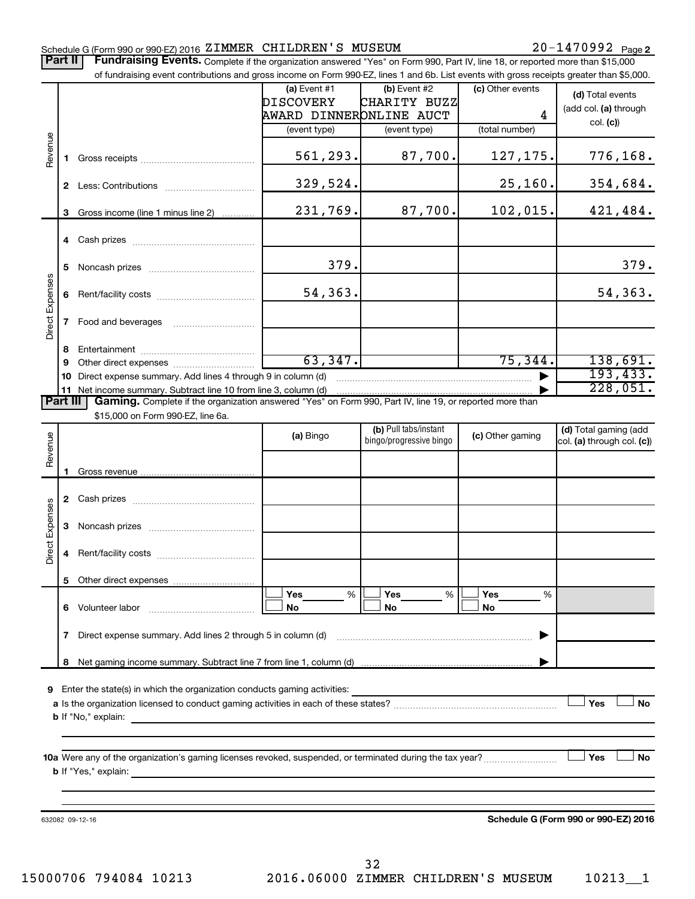Schedule G (Form 990 or 990-EZ) 2016 ZIMMER CHILDREN'S MUSEUM 20-1470992 Page **2**

**Part II** **Fundraising Events.** Complete if the organization answered "Yes" on Form 990, Part IV, line 18, or reported more than $15,000 of fundraising event contributions and gross income on Form 990-EZ, lines 1 and 6b. List events with gross receipts greater than $5,000.

| | | (a) Event #1 DISCOVERY AWARD DINNER (event type) | (b) Event #2 CHARITY BUZZ ONLINE AUCT (event type) | (c) Other events 4 (total number) | (d) Total events (add col. (a) through col. (c)) |
|---|---|---|---|---|---|
| Revenue | 1 Gross receipts | 561,293. | 87,700. | 127,175. | 776,168. |
| | 2 Less: Contributions | 329,524. | | 25,160. | 354,684. |
| | 3 Gross income (line 1 minus line 2) | 231,769. | 87,700. | 102,015. | 421,484. |
| Direct Expenses | 4 Cash prizes | | | | |
| | 5 Noncash prizes | 379. | | | 379. |
| | 6 Rent/facility costs | 54,363. | | | 54,363. |
| | 7 Food and beverages | | | | |
| | 8 Entertainment | | | | |
| | 9 Other direct expenses | 63,347. | | 75,344. | 138,691. |
| | 10 Direct expense summary. Add lines 4 through 9 in column (d) | | | | 193,433. |
| | 11 Net income summary. Subtract line 10 from line 3, column (d) | | | | 228,051. |

**Part III** **Gaming.** Complete if the organization answered "Yes" on Form 990, Part IV, line 19, or reported more than $15,000 on Form 990-EZ, line 6a.

| | | (a) Bingo | (b) Pull tabs/instant bingo/progressive bingo | (c) Other gaming | (d) Total gaming (add col. (a) through col. (c)) |
|---|---|---|---|---|---|
| Revenue | 1 Gross revenue | | | | |
| Direct Expenses | 2 Cash prizes | | | | |
| | 3 Noncash prizes | | | | |
| | 4 Rent/facility costs | | | | |
| | 5 Other direct expenses | | | | |
| | 6 Volunteer labor | ☐ Yes ___ % ☐ No | ☐ Yes ___ % ☐ No | ☐ Yes ___ % ☐ No | |
| | 7 Direct expense summary. Add lines 2 through 5 in column (d) | | | | |
| | 8 Net gaming income summary. Subtract line 7 from line 1, column (d) | | | | |

**9** Enter the state(s) in which the organization conducts gaming activities:

**a** Is the organization licensed to conduct gaming activities in each of these states? ☐ Yes ☐ No

**b** If "No," explain:

**10a** Were any of the organization's gaming licenses revoked, suspended, or terminated during the tax year? ☐ Yes ☐ No

**b** If "Yes," explain:

632082 09-12-16 **Schedule G (Form 990 or 990-EZ) 2016**

15000706 794084 10213 2016.06000 ZIMMER CHILDREN'S MUSEUM 10213__1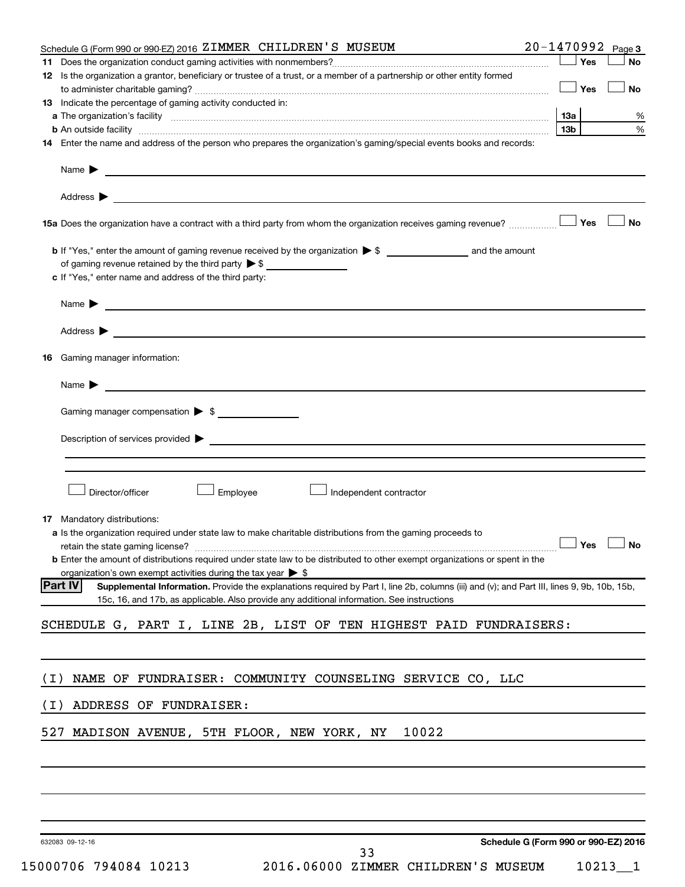Schedule G (Form 990 or 990-EZ) 2016 ZIMMER CHILDREN'S MUSEUM 20-1470992 Page 3

**11** Does the organization conduct gaming activities with nonmembers? ☐ Yes ☐ No

**12** Is the organization a grantor, beneficiary or trustee of a trust, or a member of a partnership or other entity formed to administer charitable gaming? ☐ Yes ☐ No

**13** Indicate the percentage of gaming activity conducted in:

**a** The organization's facility **13a** %

**b** An outside facility **13b** %

**14** Enter the name and address of the person who prepares the organization's gaming/special events books and records:

Name ▶

Address ▶

**15a** Does the organization have a contract with a third party from whom the organization receives gaming revenue? ☐ Yes ☐ No

**b** If "Yes," enter the amount of gaming revenue received by the organization ▶ $ ______ and the amount of gaming revenue retained by the third party ▶ $ ______

**c** If "Yes," enter name and address of the third party:

Name ▶

Address ▶

**16** Gaming manager information:

Name ▶

Gaming manager compensation ▶ $

Description of services provided ▶

☐ Director/officer ☐ Employee ☐ Independent contractor

**17** Mandatory distributions:

**a** Is the organization required under state law to make charitable distributions from the gaming proceeds to retain the state gaming license? ☐ Yes ☐ No

**b** Enter the amount of distributions required under state law to be distributed to other exempt organizations or spent in the organization's own exempt activities during the tax year ▶ $

**Part IV** **Supplemental Information.** Provide the explanations required by Part I, line 2b, columns (iii) and (v); and Part III, lines 9, 9b, 10b, 15b, 15c, 16, and 17b, as applicable. Also provide any additional information. See instructions

SCHEDULE G, PART I, LINE 2B, LIST OF TEN HIGHEST PAID FUNDRAISERS:

(I) NAME OF FUNDRAISER: COMMUNITY COUNSELING SERVICE CO, LLC

(I) ADDRESS OF FUNDRAISER:

527 MADISON AVENUE, 5TH FLOOR, NEW YORK, NY 10022

632083 09-12-16 **Schedule G (Form 990 or 990-EZ) 2016**

15000706 794084 10213 2016.06000 ZIMMER CHILDREN'S MUSEUM 10213__1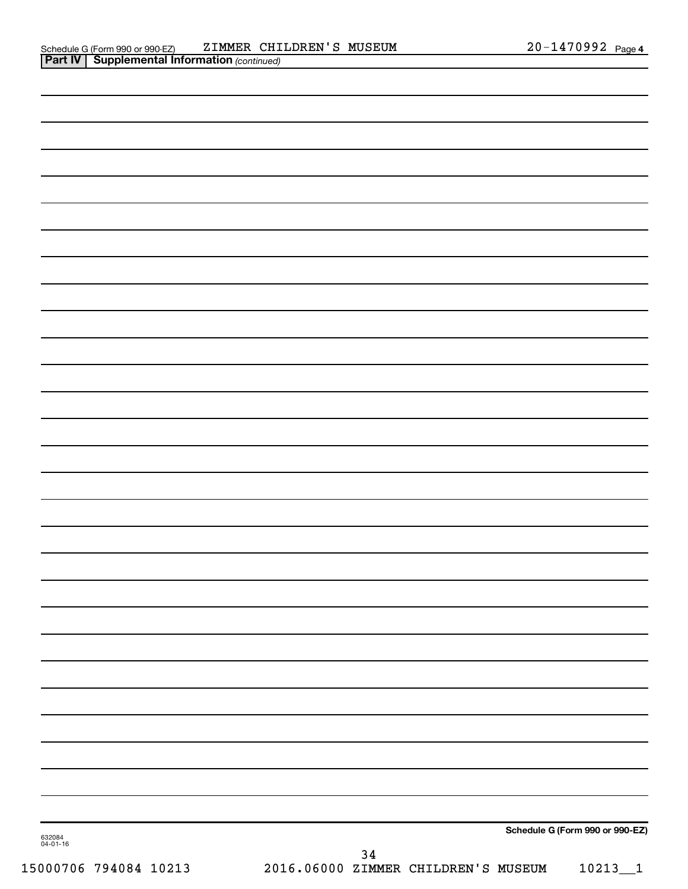Schedule G (Form 990 or 990-EZ) ZIMMER CHILDREN'S MUSEUM 20-1470992 Page 4

**Part IV | Supplemental Information** *(continued)*

Schedule G (Form 990 or 990-EZ)

632084
04-01-16

15000706 794084 10213 2016.06000 ZIMMER CHILDREN'S MUSEUM 10213__1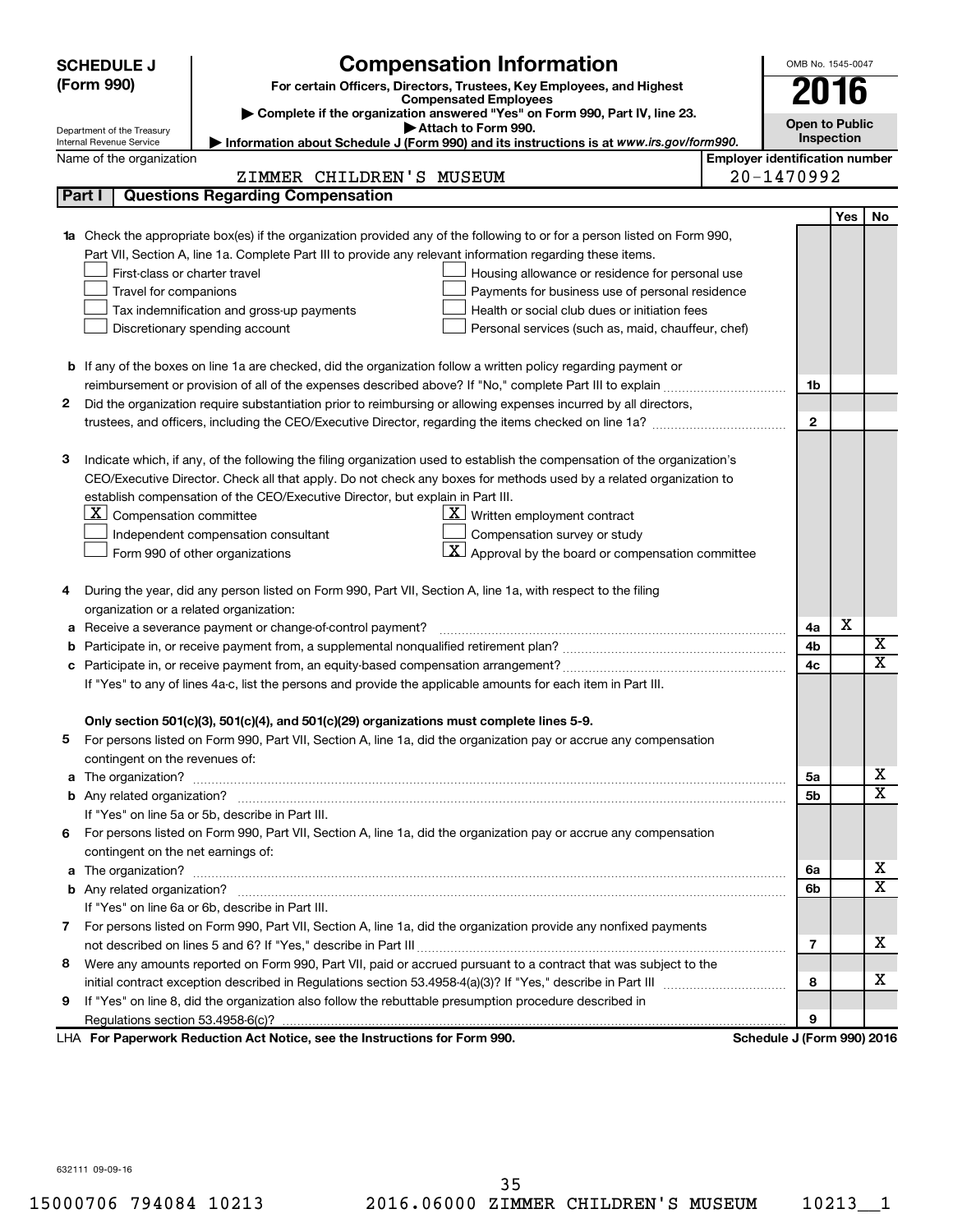**SCHEDULE J (Form 990)**

Department of the Treasury
Internal Revenue Service

# Compensation Information

**For certain Officers, Directors, Trustees, Key Employees, and Highest Compensated Employees**

▶ **Complete if the organization answered "Yes" on Form 990, Part IV, line 23.**

▶ **Attach to Form 990.**

▶ **Information about Schedule J (Form 990) and its instructions is at www.irs.gov/form990.**

OMB No. 1545-0047

**2016**

**Open to Public Inspection**

Name of the organization: ZIMMER CHILDREN'S MUSEUM

Employer identification number: 20-1470992

## Part I Questions Regarding Compensation

| | | | Yes | No |
|---|---|---|---|---|
| **1a** | Check the appropriate box(es) if the organization provided any of the following to or for a person listed on Form 990, Part VII, Section A, line 1a. Complete Part III to provide any relevant information regarding these items.<br>☐ First-class or charter travel ☐ Housing allowance or residence for personal use<br>☐ Travel for companions ☐ Payments for business use of personal residence<br>☐ Tax indemnification and gross-up payments ☐ Health or social club dues or initiation fees<br>☐ Discretionary spending account ☐ Personal services (such as, maid, chauffeur, chef) | | | |
| **b** | If any of the boxes on line 1a are checked, did the organization follow a written policy regarding payment or reimbursement or provision of all of the expenses described above? If "No," complete Part III to explain | 1b | | |
| **2** | Did the organization require substantiation prior to reimbursing or allowing expenses incurred by all directors, trustees, and officers, including the CEO/Executive Director, regarding the items checked on line 1a? | 2 | | |
| **3** | Indicate which, if any, of the following the filing organization used to establish the compensation of the organization's CEO/Executive Director. Check all that apply. Do not check any boxes for methods used by a related organization to establish compensation of the CEO/Executive Director, but explain in Part III.<br>☒ Compensation committee ☒ Written employment contract<br>☐ Independent compensation consultant ☐ Compensation survey or study<br>☐ Form 990 of other organizations ☒ Approval by the board or compensation committee | | | |
| **4** | During the year, did any person listed on Form 990, Part VII, Section A, line 1a, with respect to the filing organization or a related organization: | | | |
| **a** | Receive a severance payment or change-of-control payment? | 4a | X | |
| **b** | Participate in, or receive payment from, a supplemental nonqualified retirement plan? | 4b | | X |
| **c** | Participate in, or receive payment from, an equity-based compensation arrangement? | 4c | | X |
| | If "Yes" to any of lines 4a-c, list the persons and provide the applicable amounts for each item in Part III. | | | |
| | **Only section 501(c)(3), 501(c)(4), and 501(c)(29) organizations must complete lines 5-9.** | | | |
| **5** | For persons listed on Form 990, Part VII, Section A, line 1a, did the organization pay or accrue any compensation contingent on the revenues of: | | | |
| **a** | The organization? | 5a | | X |
| **b** | Any related organization? | 5b | | X |
| | If "Yes" on line 5a or 5b, describe in Part III. | | | |
| **6** | For persons listed on Form 990, Part VII, Section A, line 1a, did the organization pay or accrue any compensation contingent on the net earnings of: | | | |
| **a** | The organization? | 6a | | X |
| **b** | Any related organization? | 6b | | X |
| | If "Yes" on line 6a or 6b, describe in Part III. | | | |
| **7** | For persons listed on Form 990, Part VII, Section A, line 1a, did the organization provide any nonfixed payments not described on lines 5 and 6? If "Yes," describe in Part III | 7 | | X |
| **8** | Were any amounts reported on Form 990, Part VII, paid or accrued pursuant to a contract that was subject to the initial contract exception described in Regulations section 53.4958-4(a)(3)? If "Yes," describe in Part III | 8 | | X |
| **9** | If "Yes" on line 8, did the organization also follow the rebuttable presumption procedure described in Regulations section 53.4958-6(c)? | 9 | | |

LHA **For Paperwork Reduction Act Notice, see the Instructions for Form 990.** **Schedule J (Form 990) 2016**

632111 09-09-16

15000706 794084 10213 2016.06000 ZIMMER CHILDREN'S MUSEUM 10213__1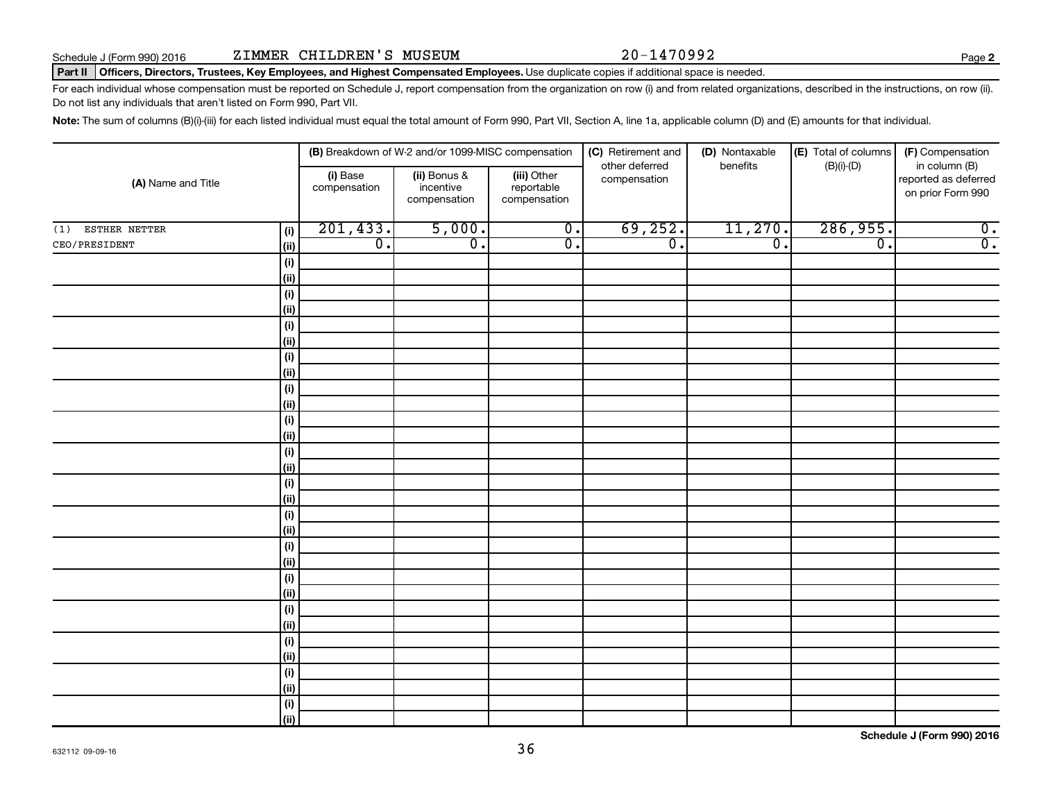Schedule J (Form 990) 2016 ZIMMER CHILDREN'S MUSEUM 20-1470992 Page **2**

**Part II** **Officers, Directors, Trustees, Key Employees, and Highest Compensated Employees.** Use duplicate copies if additional space is needed.

For each individual whose compensation must be reported on Schedule J, report compensation from the organization on row (i) and from related organizations, described in the instructions, on row (ii). Do not list any individuals that aren't listed on Form 990, Part VII.

**Note:** The sum of columns (B)(i)-(iii) for each listed individual must equal the total amount of Form 990, Part VII, Section A, line 1a, applicable column (D) and (E) amounts for that individual.

| (A) Name and Title | | (B) Breakdown of W-2 and/or 1099-MISC compensation | | | (C) Retirement and other deferred compensation | (D) Nontaxable benefits | (E) Total of columns (B)(i)-(D) | (F) Compensation in column (B) reported as deferred on prior Form 990 |
|---|---|---|---|---|---|---|---|---|
| | | (i) Base compensation | (ii) Bonus & incentive compensation | (iii) Other reportable compensation | | | | |
| (1) ESTHER NETTER | (i) | 201,433. | 5,000. | 0. | 69,252. | 11,270. | 286,955. | 0. |
| CEO/PRESIDENT | (ii) | 0. | 0. | 0. | 0. | 0. | 0. | 0. |

**Schedule J (Form 990) 2016**

632112 09-09-16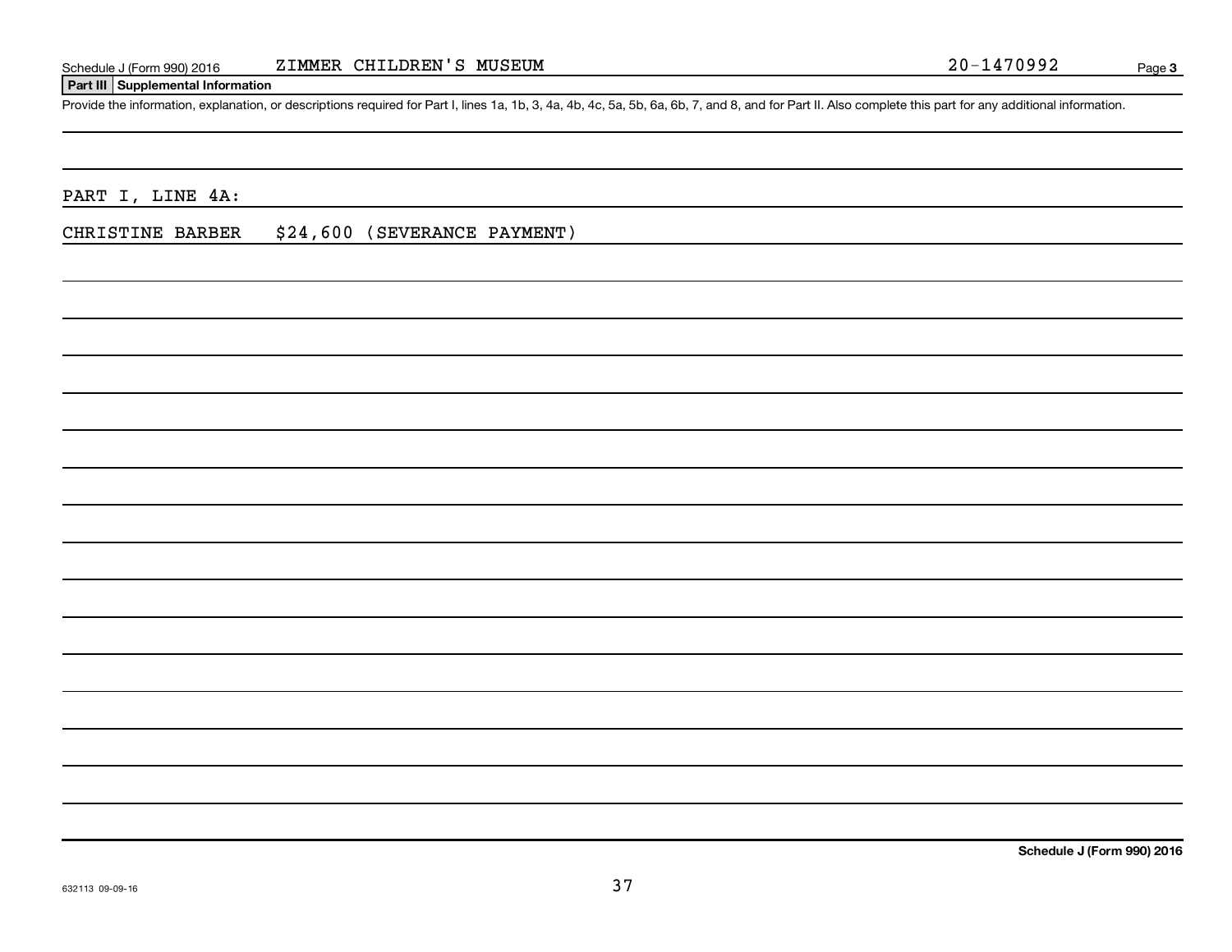Schedule J (Form 990) 2016 ZIMMER CHILDREN'S MUSEUM 20-1470992

**Part III Supplemental Information**

Provide the information, explanation, or descriptions required for Part I, lines 1a, 1b, 3, 4a, 4b, 4c, 5a, 5b, 6a, 6b, 7, and 8, and for Part II. Also complete this part for any additional information.

PART I, LINE 4A:

CHRISTINE BARBER $24,600 (SEVERANCE PAYMENT)

**Schedule J (Form 990) 2016**

632113 09-09-16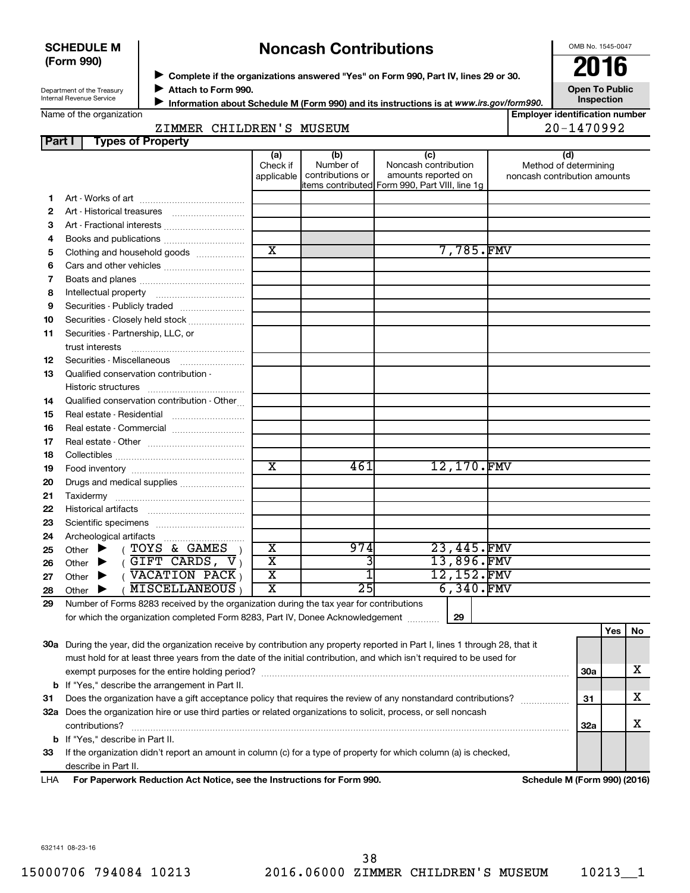**SCHEDULE M (Form 990)**

Department of the Treasury
Internal Revenue Service

# Noncash Contributions

▶ Complete if the organizations answered "Yes" on Form 990, Part IV, lines 29 or 30.
▶ Attach to Form 990.
▶ Information about Schedule M (Form 990) and its instructions is at *www.irs.gov/form990.*

OMB No. 1545-0047

**2016**

**Open To Public Inspection**

Name of the organization: ZIMMER CHILDREN'S MUSEUM

Employer identification number: 20-1470992

**Part I — Types of Property**

| | | (a) Check if applicable | (b) Number of contributions or items contributed | (c) Noncash contribution amounts reported on Form 990, Part VIII, line 1g | (d) Method of determining noncash contribution amounts |
|---|---|---|---|---|---|
| 1 | Art - Works of art | | | | |
| 2 | Art - Historical treasures | | | | |
| 3 | Art - Fractional interests | | | | |
| 4 | Books and publications | | | | |
| 5 | Clothing and household goods | X | | 7,785. | FMV |
| 6 | Cars and other vehicles | | | | |
| 7 | Boats and planes | | | | |
| 8 | Intellectual property | | | | |
| 9 | Securities - Publicly traded | | | | |
| 10 | Securities - Closely held stock | | | | |
| 11 | Securities - Partnership, LLC, or trust interests | | | | |
| 12 | Securities - Miscellaneous | | | | |
| 13 | Qualified conservation contribution - Historic structures | | | | |
| 14 | Qualified conservation contribution - Other | | | | |
| 15 | Real estate - Residential | | | | |
| 16 | Real estate - Commercial | | | | |
| 17 | Real estate - Other | | | | |
| 18 | Collectibles | | | | |
| 19 | Food inventory | X | 461 | 12,170. | FMV |
| 20 | Drugs and medical supplies | | | | |
| 21 | Taxidermy | | | | |
| 22 | Historical artifacts | | | | |
| 23 | Scientific specimens | | | | |
| 24 | Archeological artifacts | | | | |
| 25 | Other ▶ ( TOYS & GAMES ) | X | 974 | 23,445. | FMV |
| 26 | Other ▶ ( GIFT CARDS, V ) | X | 3 | 13,896. | FMV |
| 27 | Other ▶ ( VACATION PACK ) | X | 1 | 12,152. | FMV |
| 28 | Other ▶ ( MISCELLANEOUS ) | X | 25 | 6,340. | FMV |

29 Number of Forms 8283 received by the organization during the tax year for contributions for which the organization completed Form 8283, Part IV, Donee Acknowledgement ..... 29

| | | | Yes | No |
|---|---|---|---|---|
| 30a | During the year, did the organization receive by contribution any property reported in Part I, lines 1 through 28, that it must hold for at least three years from the date of the initial contribution, and which isn't required to be used for exempt purposes for the entire holding period? | 30a | | X |
| b | If "Yes," describe the arrangement in Part II. | | | |
| 31 | Does the organization have a gift acceptance policy that requires the review of any nonstandard contributions? | 31 | | X |
| 32a | Does the organization hire or use third parties or related organizations to solicit, process, or sell noncash contributions? | 32a | | X |
| b | If "Yes," describe in Part II. | | | |
| 33 | If the organization didn't report an amount in column (c) for a type of property for which column (a) is checked, describe in Part II. | | | |

LHA For Paperwork Reduction Act Notice, see the Instructions for Form 990. Schedule M (Form 990) (2016)

632141 08-23-16

15000706 794084 10213 2016.06000 ZIMMER CHILDREN'S MUSEUM 10213__1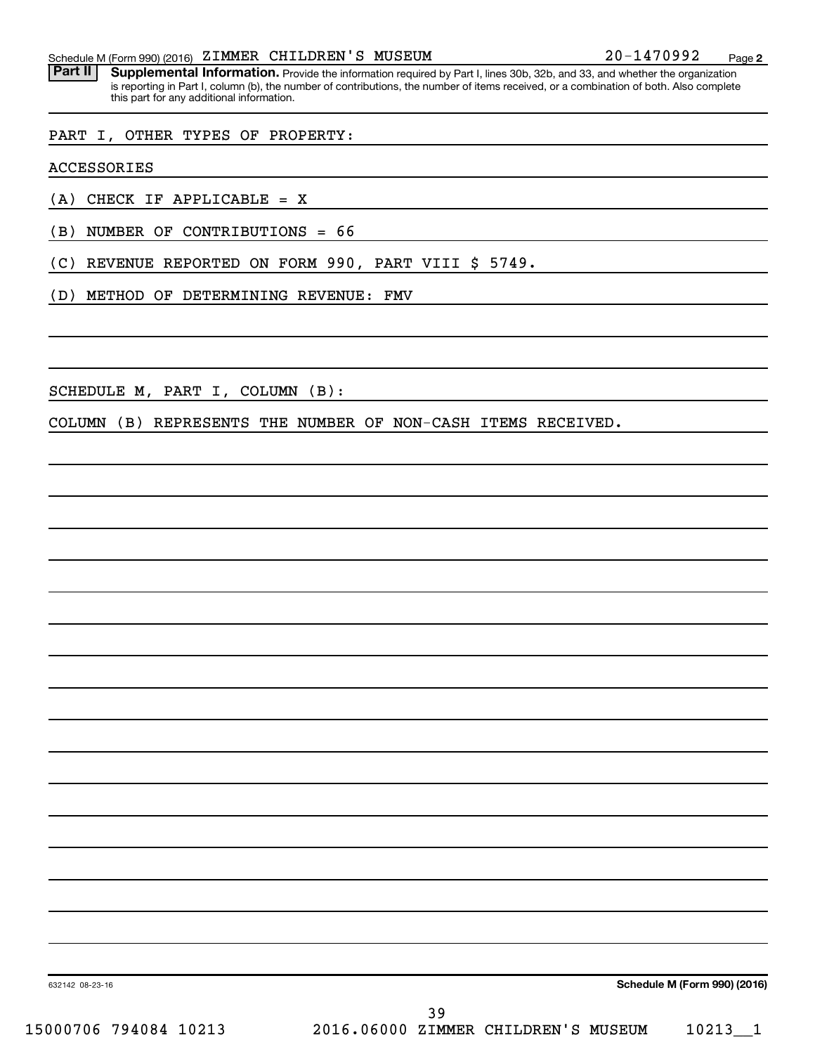Schedule M (Form 990) (2016) ZIMMER CHILDREN'S MUSEUM 20-1470992

**Part II** **Supplemental Information.** Provide the information required by Part I, lines 30b, 32b, and 33, and whether the organization is reporting in Part I, column (b), the number of contributions, the number of items received, or a combination of both. Also complete this part for any additional information.

PART I, OTHER TYPES OF PROPERTY:

ACCESSORIES

(A) CHECK IF APPLICABLE = X

(B) NUMBER OF CONTRIBUTIONS = 66

(C) REVENUE REPORTED ON FORM 990, PART VIII $ 5749.

(D) METHOD OF DETERMINING REVENUE: FMV

SCHEDULE M, PART I, COLUMN (B):

COLUMN (B) REPRESENTS THE NUMBER OF NON-CASH ITEMS RECEIVED.

632142 08-23-16

**Schedule M (Form 990) (2016)**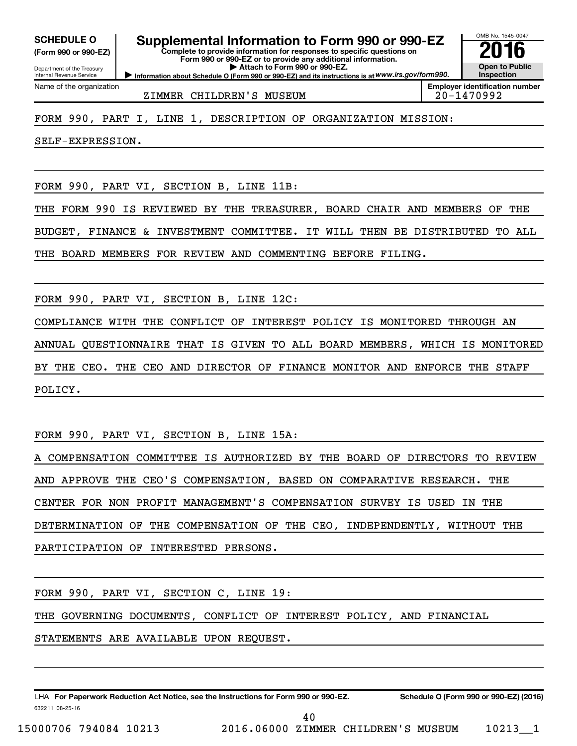**SCHEDULE O**
**(Form 990 or 990-EZ)**

Department of the Treasury
Internal Revenue Service

# Supplemental Information to Form 990 or 990-EZ

**Complete to provide information for responses to specific questions on Form 990 or 990-EZ or to provide any additional information.**
**▶ Attach to Form 990 or 990-EZ.**
**▶ Information about Schedule O (Form 990 or 990-EZ) and its instructions is at *www.irs.gov/form990.***

OMB No. 1545-0047
**2016**
**Open to Public Inspection**

| Name of the organization | Employer identification number |
|---|---|
| ZIMMER CHILDREN'S MUSEUM | 20-1470992 |

FORM 990, PART I, LINE 1, DESCRIPTION OF ORGANIZATION MISSION:

SELF-EXPRESSION.

FORM 990, PART VI, SECTION B, LINE 11B:

THE FORM 990 IS REVIEWED BY THE TREASURER, BOARD CHAIR AND MEMBERS OF THE BUDGET, FINANCE & INVESTMENT COMMITTEE. IT WILL THEN BE DISTRIBUTED TO ALL THE BOARD MEMBERS FOR REVIEW AND COMMENTING BEFORE FILING.

FORM 990, PART VI, SECTION B, LINE 12C:

COMPLIANCE WITH THE CONFLICT OF INTEREST POLICY IS MONITORED THROUGH AN ANNUAL QUESTIONNAIRE THAT IS GIVEN TO ALL BOARD MEMBERS, WHICH IS MONITORED BY THE CEO. THE CEO AND DIRECTOR OF FINANCE MONITOR AND ENFORCE THE STAFF POLICY.

FORM 990, PART VI, SECTION B, LINE 15A:

A COMPENSATION COMMITTEE IS AUTHORIZED BY THE BOARD OF DIRECTORS TO REVIEW AND APPROVE THE CEO'S COMPENSATION, BASED ON COMPARATIVE RESEARCH. THE CENTER FOR NON PROFIT MANAGEMENT'S COMPENSATION SURVEY IS USED IN THE DETERMINATION OF THE COMPENSATION OF THE CEO, INDEPENDENTLY, WITHOUT THE PARTICIPATION OF INTERESTED PERSONS.

FORM 990, PART VI, SECTION C, LINE 19:

THE GOVERNING DOCUMENTS, CONFLICT OF INTEREST POLICY, AND FINANCIAL STATEMENTS ARE AVAILABLE UPON REQUEST.

LHA **For Paperwork Reduction Act Notice, see the Instructions for Form 990 or 990-EZ.** **Schedule O (Form 990 or 990-EZ) (2016)**
632211 08-25-16

15000706 794084 10213 2016.06000 ZIMMER CHILDREN'S MUSEUM 10213__1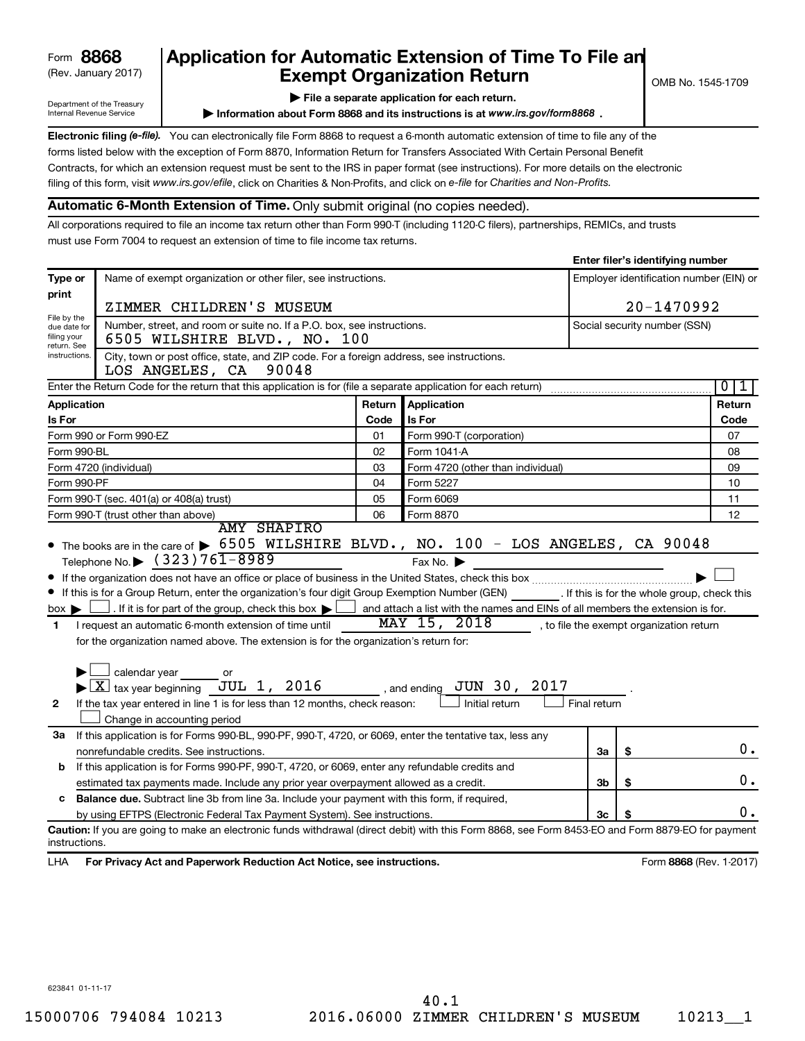Form **8868**
(Rev. January 2017)

Department of the Treasury
Internal Revenue Service

# Application for Automatic Extension of Time To File an Exempt Organization Return

OMB No. 1545-1709

▶ **File a separate application for each return.**

▶ **Information about Form 8868 and its instructions is at** ***www.irs.gov/form8868*** **.**

**Electronic filing** ***(e-file).*** You can electronically file Form 8868 to request a 6-month automatic extension of time to file any of the forms listed below with the exception of Form 8870, Information Return for Transfers Associated With Certain Personal Benefit Contracts, for which an extension request must be sent to the IRS in paper format (see instructions). For more details on the electronic filing of this form, visit *www.irs.gov/efile*, click on Charities & Non-Profits, and click on *e-file* for *Charities and Non-Profits.*

**Automatic 6-Month Extension of Time.** Only submit original (no copies needed).

All corporations required to file an income tax return other than Form 990-T (including 1120-C filers), partnerships, REMICs, and trusts must use Form 7004 to request an extension of time to file income tax returns.

**Enter filer's identifying number**

| Type or print | Name of exempt organization or other filer, see instructions. | Employer identification number (EIN) or |
|---|---|---|
| | ZIMMER CHILDREN'S MUSEUM | 20-1470992 |
| File by the due date for filing your return. See instructions. | Number, street, and room or suite no. If a P.O. box, see instructions. 6505 WILSHIRE BLVD., NO. 100 | Social security number (SSN) |
| | City, town or post office, state, and ZIP code. For a foreign address, see instructions. LOS ANGELES, CA 90048 | |

Enter the Return Code for the return that this application is for (file a separate application for each return) ..... 0 1

| Application Is For | Return Code | Application Is For | Return Code |
|---|---|---|---|
| Form 990 or Form 990-EZ | 01 | Form 990-T (corporation) | 07 |
| Form 990-BL | 02 | Form 1041-A | 08 |
| Form 4720 (individual) | 03 | Form 4720 (other than individual) | 09 |
| Form 990-PF | 04 | Form 5227 | 10 |
| Form 990-T (sec. 401(a) or 408(a) trust) | 05 | Form 6069 | 11 |
| Form 990-T (trust other than above) | 06 | Form 8870 | 12 |

- The books are in the care of ▶ AMY SHAPIRO 6505 WILSHIRE BLVD., NO. 100 - LOS ANGELES, CA 90048
  Telephone No. ▶ (323)761-8989  Fax No. ▶
- If the organization does not have an office or place of business in the United States, check this box ..... ▶ ☐
- If this is for a Group Return, enter the organization's four digit Group Exemption Number (GEN) _______ . If this is for the whole group, check this box ▶ ☐ . If it is for part of the group, check this box ▶ ☐ and attach a list with the names and EINs of all members the extension is for.

**1** I request an automatic 6-month extension of time until MAY 15, 2018 , to file the exempt organization return for the organization named above. The extension is for the organization's return for:

▶ ☐ calendar year ______ or
▶ ☒ tax year beginning JUL 1, 2016 , and ending JUN 30, 2017 .

**2** If the tax year entered in line 1 is for less than 12 months, check reason: ☐ Initial return ☐ Final return ☐ Change in accounting period

| | | | |
|---|---|---|---|
| **3a** | If this application is for Forms 990-BL, 990-PF, 990-T, 4720, or 6069, enter the tentative tax, less any nonrefundable credits. See instructions. | 3a | $ 0. |
| **b** | If this application is for Forms 990-PF, 990-T, 4720, or 6069, enter any refundable credits and estimated tax payments made. Include any prior year overpayment allowed as a credit. | 3b | $ 0. |
| **c** | **Balance due.** Subtract line 3b from line 3a. Include your payment with this form, if required, by using EFTPS (Electronic Federal Tax Payment System). See instructions. | 3c | $ 0. |

**Caution:** If you are going to make an electronic funds withdrawal (direct debit) with this Form 8868, see Form 8453-EO and Form 8879-EO for payment instructions.

LHA **For Privacy Act and Paperwork Reduction Act Notice, see instructions.** Form **8868** (Rev. 1-2017)

623841 01-11-17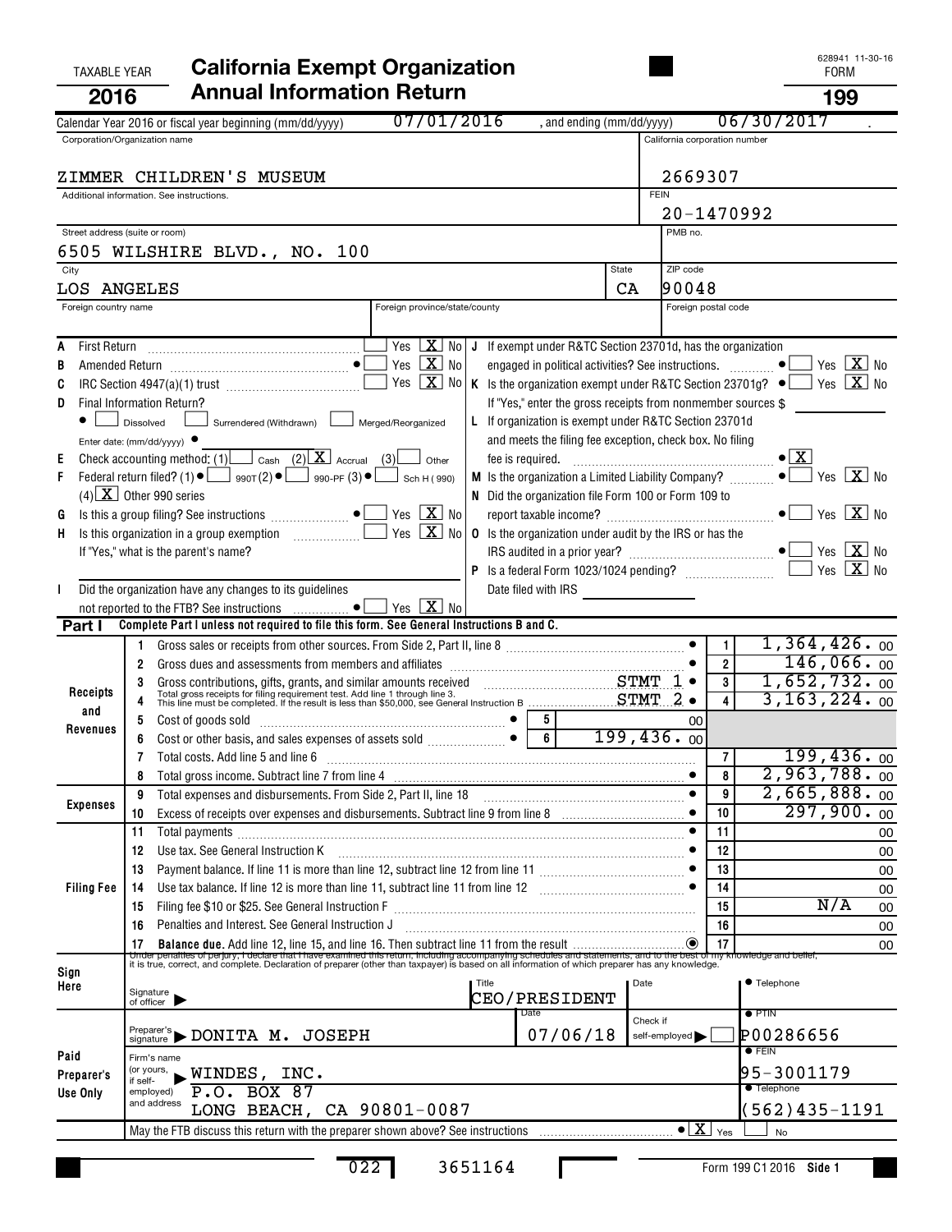TAXABLE YEAR **2016**

# California Exempt Organization Annual Information Return

628941 11-30-16
FORM **199**

Calendar Year 2016 or fiscal year beginning (mm/dd/yyyy) 07/01/2016 , and ending (mm/dd/yyyy) 06/30/2017 .

| Corporation/Organization name | California corporation number |
|---|---|
| ZIMMER CHILDREN'S MUSEUM | 2669307 |
| Additional information. See instructions. | FEIN 20-1470992 |
| Street address (suite or room) 6505 WILSHIRE BLVD., NO. 100 | PMB no. |
| City LOS ANGELES State CA | ZIP code 90048 |
| Foreign country name / Foreign province/state/county | Foreign postal code |

A First Return .......... Yes [X] No

B Amended Return .......... Yes [X] No

C IRC Section 4947(a)(1) trust .......... Yes [X] No

D Final Information Return?
[ ] Dissolved [ ] Surrendered (Withdrawn) [ ] Merged/Reorganized
Enter date: (mm/dd/yyyy)

E Check accounting method: (1) [ ] Cash (2) [X] Accrual (3) [ ] Other

F Federal return filed? (1) [ ] 990T (2) [ ] 990-PF (3) [ ] Sch H (990)
(4) [X] Other 990 series

G Is this a group filing? See instructions .......... Yes [X] No

H Is this organization in a group exemption .......... Yes [X] No
If "Yes," what is the parent's name?

I Did the organization have any changes to its guidelines not reported to the FTB? See instructions .......... Yes [X] No

J If exempt under R&TC Section 23701d, has the organization engaged in political activities? See instructions. .......... Yes [X] No

K Is the organization exempt under R&TC Section 23701g? .......... Yes [X] No
If "Yes," enter the gross receipts from nonmember sources $

L If organization is exempt under R&TC Section 23701d and meets the filing fee exception, check box. No filing fee is required. .......... [X]

M Is the organization a Limited Liability Company? .......... Yes [X] No

N Did the organization file Form 100 or Form 109 to report taxable income? .......... Yes [X] No

O Is the organization under audit by the IRS or has the IRS audited in a prior year? .......... Yes [X] No

P Is a federal Form 1023/1024 pending? .......... Yes [X] No
Date filed with IRS

**Part I** Complete Part I unless not required to file this form. See General Instructions B and C.

| Section | Line | Description | Col | Amount | Line | Amount |
|---|---|---|---|---|---|---|
| Receipts and Revenues | 1 | Gross sales or receipts from other sources. From Side 2, Part II, line 8 | | | 1 | 1,364,426.00 |
| | 2 | Gross dues and assessments from members and affiliates | | | 2 | 146,066.00 |
| | 3 | Gross contributions, gifts, grants, and similar amounts received STMT 1 | | | 3 | 1,652,732.00 |
| | 4 | Total gross receipts for filing requirement test. Add line 1 through line 3. This line must be completed. If the result is less than $50,000, see General Instruction B STMT 2 | | | 4 | 3,163,224.00 |
| | 5 | Cost of goods sold | 5 | 00 | | |
| | 6 | Cost or other basis, and sales expenses of assets sold | 6 | 199,436.00 | | |
| | 7 | Total costs. Add line 5 and line 6 | | | 7 | 199,436.00 |
| | 8 | Total gross income. Subtract line 7 from line 4 | | | 8 | 2,963,788.00 |
| Expenses | 9 | Total expenses and disbursements. From Side 2, Part II, line 18 | | | 9 | 2,665,888.00 |
| | 10 | Excess of receipts over expenses and disbursements. Subtract line 9 from line 8 | | | 10 | 297,900.00 |
| Filing Fee | 11 | Total payments | | | 11 | 00 |
| | 12 | Use tax. See General Instruction K | | | 12 | 00 |
| | 13 | Payment balance. If line 11 is more than line 12, subtract line 12 from line 11 | | | 13 | 00 |
| | 14 | Use tax balance. If line 12 is more than line 11, subtract line 11 from line 12 | | | 14 | 00 |
| | 15 | Filing fee $10 or $25. See General Instruction F | | | 15 | N/A 00 |
| | 16 | Penalties and Interest. See General Instruction J | | | 16 | 00 |
| | 17 | **Balance due.** Add line 12, line 15, and line 16. Then subtract line 11 from the result | | | 17 | 00 |

**Sign Here**

Under penalties of perjury, I declare that I have examined this return, including accompanying schedules and statements, and to the best of my knowledge and belief, it is true, correct, and complete. Declaration of preparer (other than taxpayer) is based on all information of which preparer has any knowledge.

Signature of officer | Title: CEO/PRESIDENT | Date | Telephone

**Paid Preparer's Use Only**

Preparer's signature: DONITA M. JOSEPH | Date: 07/06/18 | Check if self-employed [ ] | PTIN: P00286656

Firm's name (or yours, if self-employed) and address: WINDES, INC., P.O. BOX 87, LONG BEACH, CA 90801-0087 | FEIN: 95-3001179 | Telephone: (562)435-1191

May the FTB discuss this return with the preparer shown above? See instructions .......... [X] Yes [ ] No

022 3651164

Form 199 C1 2016 Side 1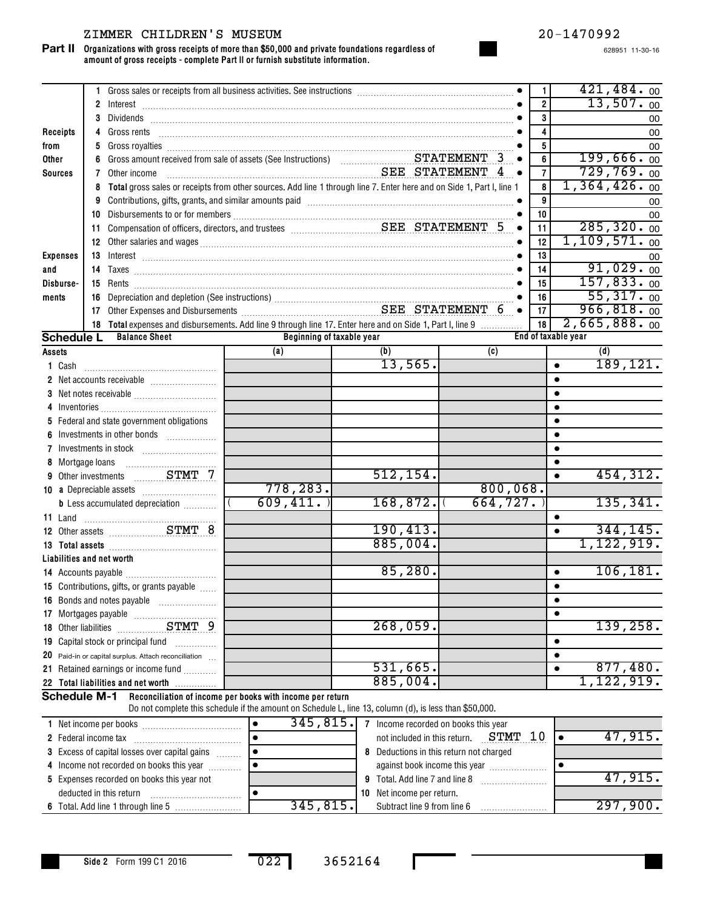ZIMMER CHILDREN'S MUSEUM 20-1470992

628951 11-30-16

**Part II** **Organizations with gross receipts of more than $50,000 and private foundations regardless of amount of gross receipts - complete Part II or furnish substitute information.**

| | | | Line | Amount |
|---|---|---|---|---|
| **Receipts from Other Sources** | 1 | Gross sales or receipts from all business activities. See instructions | 1 | 421,484. 00 |
| | 2 | Interest | 2 | 13,507. 00 |
| | 3 | Dividends | 3 | 00 |
| | 4 | Gross rents | 4 | 00 |
| | 5 | Gross royalties | 5 | 00 |
| | 6 | Gross amount received from sale of assets (See Instructions) STATEMENT 3 | 6 | 199,666. 00 |
| | 7 | Other income SEE STATEMENT 4 | 7 | 729,769. 00 |
| | 8 | **Total** gross sales or receipts from other sources. Add line 1 through line 7. Enter here and on Side 1, Part I, line 1 | 8 | 1,364,426. 00 |
| **Expenses and Disbursements** | 9 | Contributions, gifts, grants, and similar amounts paid | 9 | 00 |
| | 10 | Disbursements to or for members | 10 | 00 |
| | 11 | Compensation of officers, directors, and trustees SEE STATEMENT 5 | 11 | 285,320. 00 |
| | 12 | Other salaries and wages | 12 | 1,109,571. 00 |
| | 13 | Interest | 13 | 00 |
| | 14 | Taxes | 14 | 91,029. 00 |
| | 15 | Rents | 15 | 157,833. 00 |
| | 16 | Depreciation and depletion (See instructions) | 16 | 55,317. 00 |
| | 17 | Other Expenses and Disbursements SEE STATEMENT 6 | 17 | 966,818. 00 |
| | 18 | **Total** expenses and disbursements. Add line 9 through line 17. Enter here and on Side 1, Part I, line 9 | 18 | 2,665,888. 00 |

**Schedule L** **Balance Sheet**

| | Beginning of taxable year (a) | Beginning of taxable year (b) | End of taxable year (c) | End of taxable year (d) |
|---|---|---|---|---|
| **Assets** | | | | |
| 1 Cash | | 13,565. | | 189,121. |
| 2 Net accounts receivable | | | | |
| 3 Net notes receivable | | | | |
| 4 Inventories | | | | |
| 5 Federal and state government obligations | | | | |
| 6 Investments in other bonds | | | | |
| 7 Investments in stock | | | | |
| 8 Mortgage loans | | | | |
| 9 Other investments STMT 7 | | 512,154. | | 454,312. |
| 10 a Depreciable assets | 778,283. | | 800,068. | |
| b Less accumulated depreciation | ( 609,411. ) | 168,872. | ( 664,727. ) | 135,341. |
| 11 Land | | | | |
| 12 Other assets STMT 8 | | 190,413. | | 344,145. |
| 13 **Total assets** | | 885,004. | | 1,122,919. |
| **Liabilities and net worth** | | | | |
| 14 Accounts payable | | 85,280. | | 106,181. |
| 15 Contributions, gifts, or grants payable | | | | |
| 16 Bonds and notes payable | | | | |
| 17 Mortgages payable | | | | |
| 18 Other liabilities STMT 9 | | 268,059. | | 139,258. |
| 19 Capital stock or principal fund | | | | |
| 20 Paid-in or capital surplus. Attach reconciliation | | | | |
| 21 Retained earnings or income fund | | 531,665. | | 877,480. |
| 22 **Total liabilities and net worth** | | 885,004. | | 1,122,919. |

**Schedule M-1** **Reconciliation of income per books with income per return**

Do not complete this schedule if the amount on Schedule L, line 13, column (d), is less than $50,000.

| | | | |
|---|---|---|---|
| 1 Net income per books | 345,815. | 7 Income recorded on books this year not included in this return. STMT 10 | 47,915. |
| 2 Federal income tax | | 8 Deductions in this return not charged against book income this year | |
| 3 Excess of capital losses over capital gains | | 9 Total. Add line 7 and line 8 | 47,915. |
| 4 Income not recorded on books this year | | 10 Net income per return. Subtract line 9 from line 6 | 297,900. |
| 5 Expenses recorded on books this year not deducted in this return | | | |
| 6 Total. Add line 1 through line 5 | 345,815. | | |

Side 2 Form 199 C1 2016 022 3652164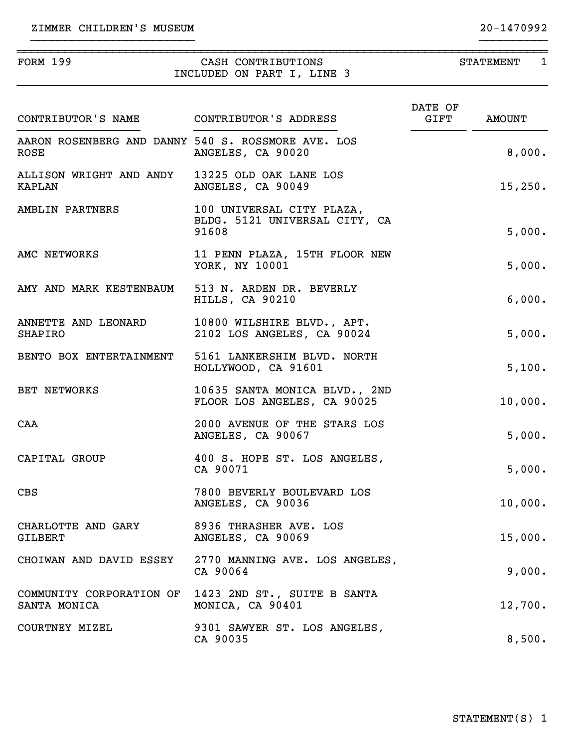ZIMMER CHILDREN'S MUSEUM 20-1470992

FORM 199 CASH CONTRIBUTIONS INCLUDED ON PART I, LINE 3 STATEMENT 1

| CONTRIBUTOR'S NAME | CONTRIBUTOR'S ADDRESS | DATE OF GIFT | AMOUNT |
|---|---|---|---|
| AARON ROSENBERG AND DANNY ROSE | 540 S. ROSSMORE AVE. LOS ANGELES, CA 90020 | | 8,000. |
| ALLISON WRIGHT AND ANDY KAPLAN | 13225 OLD OAK LANE LOS ANGELES, CA 90049 | | 15,250. |
| AMBLIN PARTNERS | 100 UNIVERSAL CITY PLAZA, BLDG. 5121 UNIVERSAL CITY, CA 91608 | | 5,000. |
| AMC NETWORKS | 11 PENN PLAZA, 15TH FLOOR NEW YORK, NY 10001 | | 5,000. |
| AMY AND MARK KESTENBAUM | 513 N. ARDEN DR. BEVERLY HILLS, CA 90210 | | 6,000. |
| ANNETTE AND LEONARD SHAPIRO | 10800 WILSHIRE BLVD., APT. 2102 LOS ANGELES, CA 90024 | | 5,000. |
| BENTO BOX ENTERTAINMENT | 5161 LANKERSHIM BLVD. NORTH HOLLYWOOD, CA 91601 | | 5,100. |
| BET NETWORKS | 10635 SANTA MONICA BLVD., 2ND FLOOR LOS ANGELES, CA 90025 | | 10,000. |
| CAA | 2000 AVENUE OF THE STARS LOS ANGELES, CA 90067 | | 5,000. |
| CAPITAL GROUP | 400 S. HOPE ST. LOS ANGELES, CA 90071 | | 5,000. |
| CBS | 7800 BEVERLY BOULEVARD LOS ANGELES, CA 90036 | | 10,000. |
| CHARLOTTE AND GARY GILBERT | 8936 THRASHER AVE. LOS ANGELES, CA 90069 | | 15,000. |
| CHOIWAN AND DAVID ESSEY | 2770 MANNING AVE. LOS ANGELES, CA 90064 | | 9,000. |
| COMMUNITY CORPORATION OF SANTA MONICA | 1423 2ND ST., SUITE B SANTA MONICA, CA 90401 | | 12,700. |
| COURTNEY MIZEL | 9301 SAWYER ST. LOS ANGELES, CA 90035 | | 8,500. |

STATEMENT(S) 1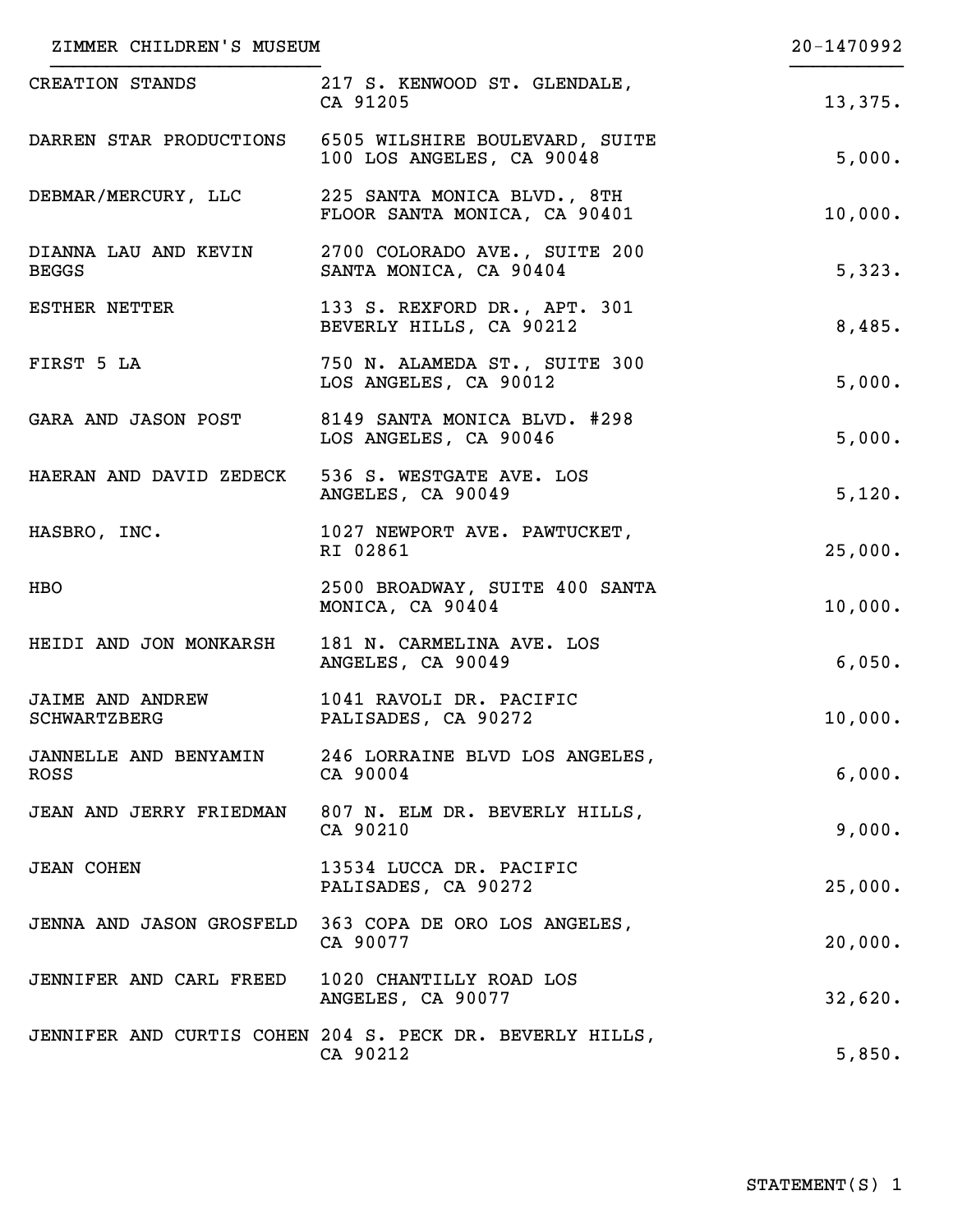ZIMMER CHILDREN'S MUSEUM 20-1470992

| | | |
|---|---|---|
| CREATION STANDS | 217 S. KENWOOD ST. GLENDALE, CA 91205 | 13,375. |
| DARREN STAR PRODUCTIONS | 6505 WILSHIRE BOULEVARD, SUITE 100 LOS ANGELES, CA 90048 | 5,000. |
| DEBMAR/MERCURY, LLC | 225 SANTA MONICA BLVD., 8TH FLOOR SANTA MONICA, CA 90401 | 10,000. |
| DIANNA LAU AND KEVIN BEGGS | 2700 COLORADO AVE., SUITE 200 SANTA MONICA, CA 90404 | 5,323. |
| ESTHER NETTER | 133 S. REXFORD DR., APT. 301 BEVERLY HILLS, CA 90212 | 8,485. |
| FIRST 5 LA | 750 N. ALAMEDA ST., SUITE 300 LOS ANGELES, CA 90012 | 5,000. |
| GARA AND JASON POST | 8149 SANTA MONICA BLVD. #298 LOS ANGELES, CA 90046 | 5,000. |
| HAERAN AND DAVID ZEDECK | 536 S. WESTGATE AVE. LOS ANGELES, CA 90049 | 5,120. |
| HASBRO, INC. | 1027 NEWPORT AVE. PAWTUCKET, RI 02861 | 25,000. |
| HBO | 2500 BROADWAY, SUITE 400 SANTA MONICA, CA 90404 | 10,000. |
| HEIDI AND JON MONKARSH | 181 N. CARMELINA AVE. LOS ANGELES, CA 90049 | 6,050. |
| JAIME AND ANDREW SCHWARTZBERG | 1041 RAVOLI DR. PACIFIC PALISADES, CA 90272 | 10,000. |
| JANNELLE AND BENYAMIN ROSS | 246 LORRAINE BLVD LOS ANGELES, CA 90004 | 6,000. |
| JEAN AND JERRY FRIEDMAN | 807 N. ELM DR. BEVERLY HILLS, CA 90210 | 9,000. |
| JEAN COHEN | 13534 LUCCA DR. PACIFIC PALISADES, CA 90272 | 25,000. |
| JENNA AND JASON GROSFELD | 363 COPA DE ORO LOS ANGELES, CA 90077 | 20,000. |
| JENNIFER AND CARL FREED | 1020 CHANTILLY ROAD LOS ANGELES, CA 90077 | 32,620. |
| JENNIFER AND CURTIS COHEN | 204 S. PECK DR. BEVERLY HILLS, CA 90212 | 5,850. |

STATEMENT(S) 1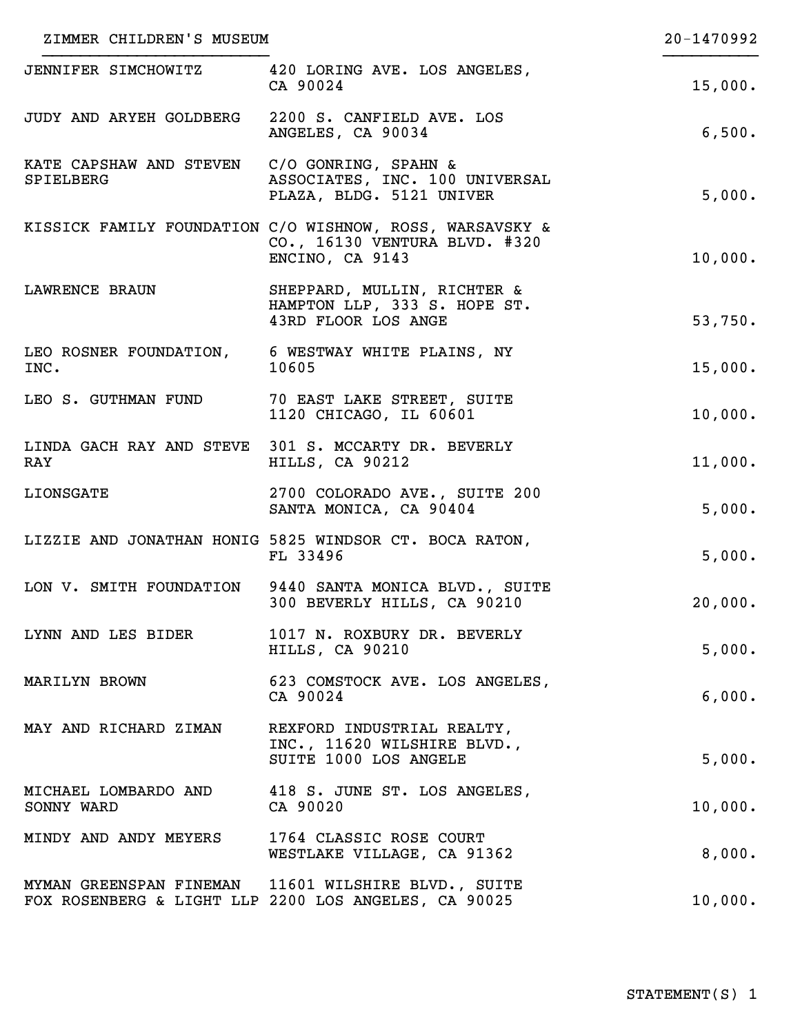ZIMMER CHILDREN'S MUSEUM 20-1470992

| | | |
|---|---|---|
| JENNIFER SIMCHOWITZ | 420 LORING AVE. LOS ANGELES, CA 90024 | 15,000. |
| JUDY AND ARYEH GOLDBERG | 2200 S. CANFIELD AVE. LOS ANGELES, CA 90034 | 6,500. |
| KATE CAPSHAW AND STEVEN SPIELBERG | C/O GONRING, SPAHN & ASSOCIATES, INC. 100 UNIVERSAL PLAZA, BLDG. 5121 UNIVER | 5,000. |
| KISSICK FAMILY FOUNDATION | C/O WISHNOW, ROSS, WARSAVSKY & CO., 16130 VENTURA BLVD. #320 ENCINO, CA 9143 | 10,000. |
| LAWRENCE BRAUN | SHEPPARD, MULLIN, RICHTER & HAMPTON LLP, 333 S. HOPE ST. 43RD FLOOR LOS ANGE | 53,750. |
| LEO ROSNER FOUNDATION, INC. | 6 WESTWAY WHITE PLAINS, NY 10605 | 15,000. |
| LEO S. GUTHMAN FUND | 70 EAST LAKE STREET, SUITE 1120 CHICAGO, IL 60601 | 10,000. |
| LINDA GACH RAY AND STEVE RAY | 301 S. MCCARTY DR. BEVERLY HILLS, CA 90212 | 11,000. |
| LIONSGATE | 2700 COLORADO AVE., SUITE 200 SANTA MONICA, CA 90404 | 5,000. |
| LIZZIE AND JONATHAN HONIG | 5825 WINDSOR CT. BOCA RATON, FL 33496 | 5,000. |
| LON V. SMITH FOUNDATION | 9440 SANTA MONICA BLVD., SUITE 300 BEVERLY HILLS, CA 90210 | 20,000. |
| LYNN AND LES BIDER | 1017 N. ROXBURY DR. BEVERLY HILLS, CA 90210 | 5,000. |
| MARILYN BROWN | 623 COMSTOCK AVE. LOS ANGELES, CA 90024 | 6,000. |
| MAY AND RICHARD ZIMAN | REXFORD INDUSTRIAL REALTY, INC., 11620 WILSHIRE BLVD., SUITE 1000 LOS ANGELE | 5,000. |
| MICHAEL LOMBARDO AND SONNY WARD | 418 S. JUNE ST. LOS ANGELES, CA 90020 | 10,000. |
| MINDY AND ANDY MEYERS | 1764 CLASSIC ROSE COURT WESTLAKE VILLAGE, CA 91362 | 8,000. |
| MYMAN GREENSPAN FINEMAN FOX ROSENBERG & LIGHT LLP | 11601 WILSHIRE BLVD., SUITE 2200 LOS ANGELES, CA 90025 | 10,000. |

STATEMENT(S) 1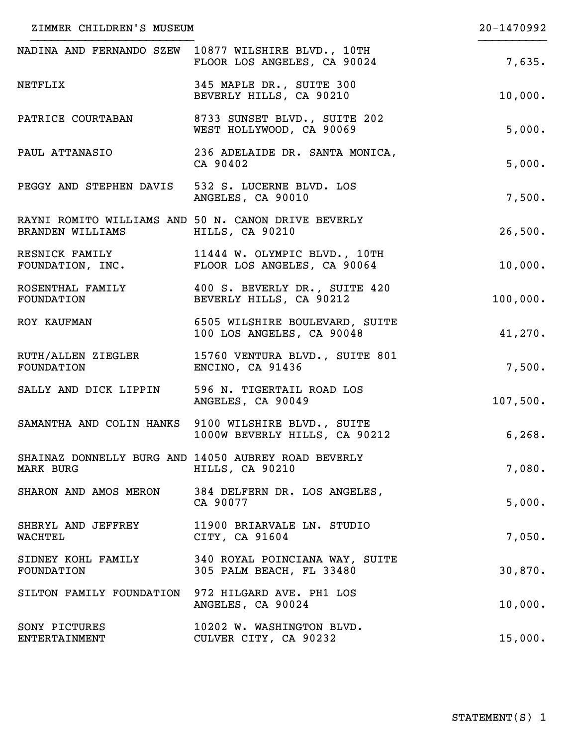ZIMMER CHILDREN'S MUSEUM 20-1470992

| | | |
|---|---|---|
| NADINA AND FERNANDO SZEW | 10877 WILSHIRE BLVD., 10TH FLOOR LOS ANGELES, CA 90024 | 7,635. |
| NETFLIX | 345 MAPLE DR., SUITE 300 BEVERLY HILLS, CA 90210 | 10,000. |
| PATRICE COURTABAN | 8733 SUNSET BLVD., SUITE 202 WEST HOLLYWOOD, CA 90069 | 5,000. |
| PAUL ATTANASIO | 236 ADELAIDE DR. SANTA MONICA, CA 90402 | 5,000. |
| PEGGY AND STEPHEN DAVIS | 532 S. LUCERNE BLVD. LOS ANGELES, CA 90010 | 7,500. |
| RAYNI ROMITO WILLIAMS AND BRANDEN WILLIAMS | 50 N. CANON DRIVE BEVERLY HILLS, CA 90210 | 26,500. |
| RESNICK FAMILY FOUNDATION, INC. | 11444 W. OLYMPIC BLVD., 10TH FLOOR LOS ANGELES, CA 90064 | 10,000. |
| ROSENTHAL FAMILY FOUNDATION | 400 S. BEVERLY DR., SUITE 420 BEVERLY HILLS, CA 90212 | 100,000. |
| ROY KAUFMAN | 6505 WILSHIRE BOULEVARD, SUITE 100 LOS ANGELES, CA 90048 | 41,270. |
| RUTH/ALLEN ZIEGLER FOUNDATION | 15760 VENTURA BLVD., SUITE 801 ENCINO, CA 91436 | 7,500. |
| SALLY AND DICK LIPPIN | 596 N. TIGERTAIL ROAD LOS ANGELES, CA 90049 | 107,500. |
| SAMANTHA AND COLIN HANKS | 9100 WILSHIRE BLVD., SUITE 1000W BEVERLY HILLS, CA 90212 | 6,268. |
| SHAINAZ DONNELLY BURG AND MARK BURG | 14050 AUBREY ROAD BEVERLY HILLS, CA 90210 | 7,080. |
| SHARON AND AMOS MERON | 384 DELFERN DR. LOS ANGELES, CA 90077 | 5,000. |
| SHERYL AND JEFFREY WACHTEL | 11900 BRIARVALE LN. STUDIO CITY, CA 91604 | 7,050. |
| SIDNEY KOHL FAMILY FOUNDATION | 340 ROYAL POINCIANA WAY, SUITE 305 PALM BEACH, FL 33480 | 30,870. |
| SILTON FAMILY FOUNDATION | 972 HILGARD AVE. PH1 LOS ANGELES, CA 90024 | 10,000. |
| SONY PICTURES ENTERTAINMENT | 10202 W. WASHINGTON BLVD. CULVER CITY, CA 90232 | 15,000. |

STATEMENT(S) 1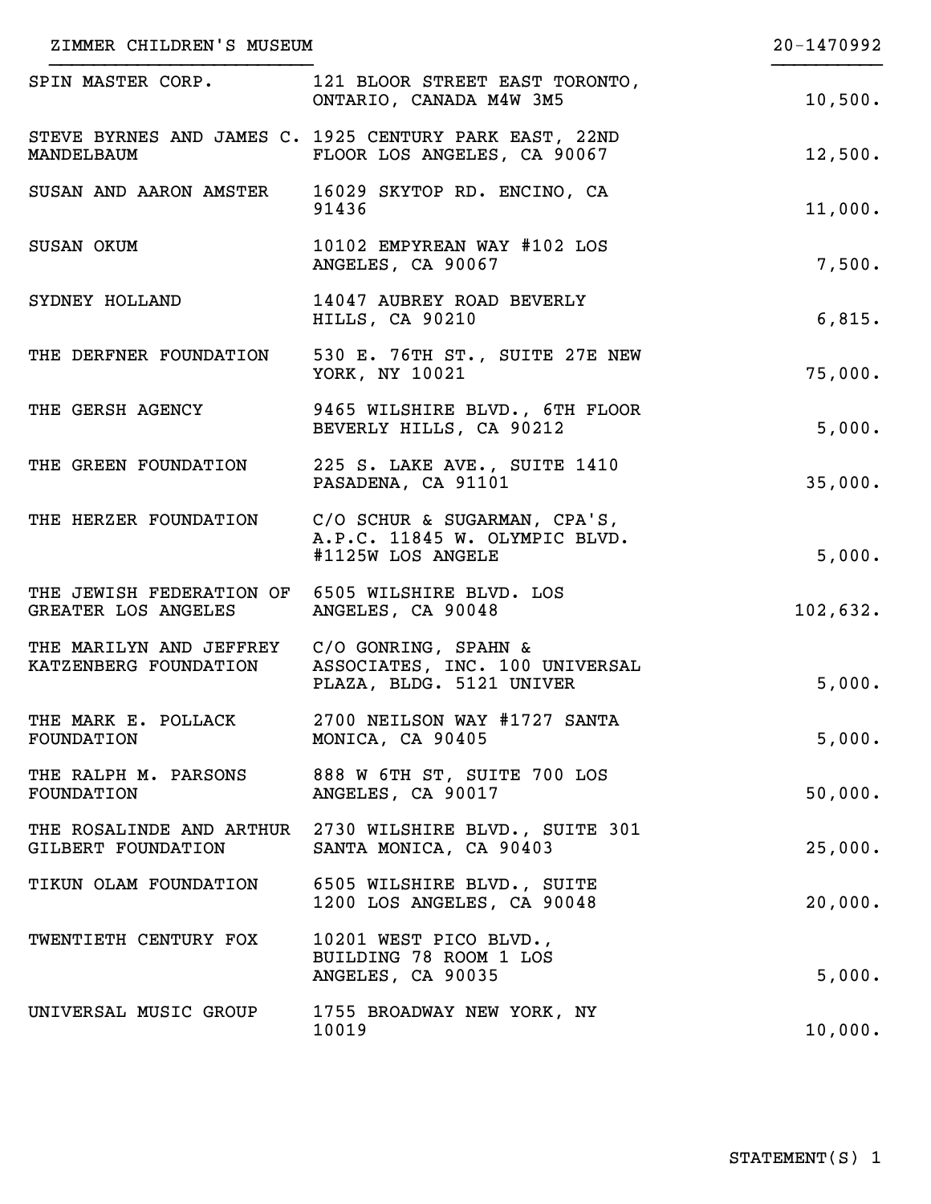ZIMMER CHILDREN'S MUSEUM 20-1470992

| Name | Address | Amount |
|---|---|---|
| SPIN MASTER CORP. | 121 BLOOR STREET EAST TORONTO, ONTARIO, CANADA M4W 3M5 | 10,500. |
| STEVE BYRNES AND JAMES C. MANDELBAUM | 1925 CENTURY PARK EAST, 22ND FLOOR LOS ANGELES, CA 90067 | 12,500. |
| SUSAN AND AARON AMSTER | 16029 SKYTOP RD. ENCINO, CA 91436 | 11,000. |
| SUSAN OKUM | 10102 EMPYREAN WAY #102 LOS ANGELES, CA 90067 | 7,500. |
| SYDNEY HOLLAND | 14047 AUBREY ROAD BEVERLY HILLS, CA 90210 | 6,815. |
| THE DERFNER FOUNDATION | 530 E. 76TH ST., SUITE 27E NEW YORK, NY 10021 | 75,000. |
| THE GERSH AGENCY | 9465 WILSHIRE BLVD., 6TH FLOOR BEVERLY HILLS, CA 90212 | 5,000. |
| THE GREEN FOUNDATION | 225 S. LAKE AVE., SUITE 1410 PASADENA, CA 91101 | 35,000. |
| THE HERZER FOUNDATION | C/O SCHUR & SUGARMAN, CPA'S, A.P.C. 11845 W. OLYMPIC BLVD. #1125W LOS ANGELE | 5,000. |
| THE JEWISH FEDERATION OF GREATER LOS ANGELES | 6505 WILSHIRE BLVD. LOS ANGELES, CA 90048 | 102,632. |
| THE MARILYN AND JEFFREY KATZENBERG FOUNDATION | C/O GONRING, SPAHN & ASSOCIATES, INC. 100 UNIVERSAL PLAZA, BLDG. 5121 UNIVER | 5,000. |
| THE MARK E. POLLACK FOUNDATION | 2700 NEILSON WAY #1727 SANTA MONICA, CA 90405 | 5,000. |
| THE RALPH M. PARSONS FOUNDATION | 888 W 6TH ST, SUITE 700 LOS ANGELES, CA 90017 | 50,000. |
| THE ROSALINDE AND ARTHUR GILBERT FOUNDATION | 2730 WILSHIRE BLVD., SUITE 301 SANTA MONICA, CA 90403 | 25,000. |
| TIKUN OLAM FOUNDATION | 6505 WILSHIRE BLVD., SUITE 1200 LOS ANGELES, CA 90048 | 20,000. |
| TWENTIETH CENTURY FOX | 10201 WEST PICO BLVD., BUILDING 78 ROOM 1 LOS ANGELES, CA 90035 | 5,000. |
| UNIVERSAL MUSIC GROUP | 1755 BROADWAY NEW YORK, NY 10019 | 10,000. |

STATEMENT(S) 1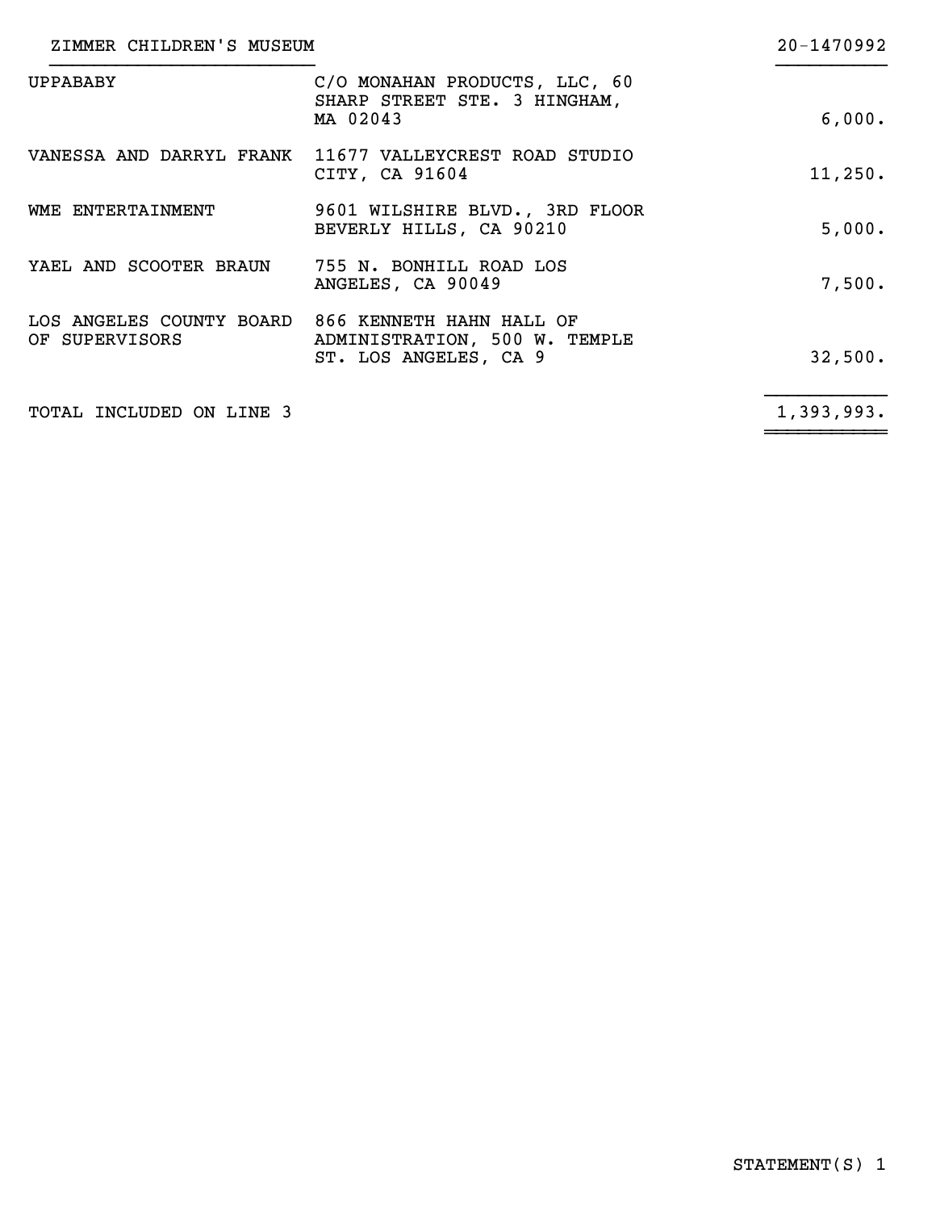ZIMMER CHILDREN'S MUSEUM 20-1470992

| | | |
|---|---|---|
| UPPABABY | C/O MONAHAN PRODUCTS, LLC, 60 SHARP STREET STE. 3 HINGHAM, MA 02043 | 6,000. |
| VANESSA AND DARRYL FRANK | 11677 VALLEYCREST ROAD STUDIO CITY, CA 91604 | 11,250. |
| WME ENTERTAINMENT | 9601 WILSHIRE BLVD., 3RD FLOOR BEVERLY HILLS, CA 90210 | 5,000. |
| YAEL AND SCOOTER BRAUN | 755 N. BONHILL ROAD LOS ANGELES, CA 90049 | 7,500. |
| LOS ANGELES COUNTY BOARD OF SUPERVISORS | 866 KENNETH HAHN HALL OF ADMINISTRATION, 500 W. TEMPLE ST. LOS ANGELES, CA 9 | 32,500. |
| TOTAL INCLUDED ON LINE 3 | | 1,393,993. |

STATEMENT(S) 1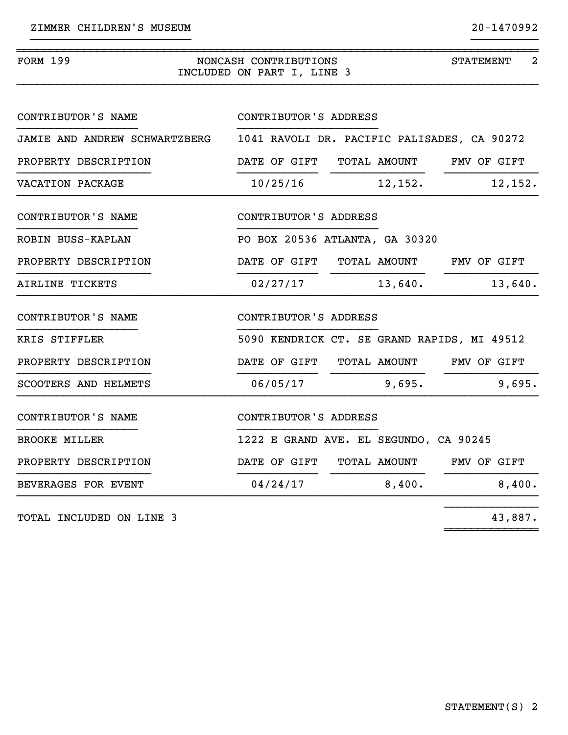ZIMMER CHILDREN'S MUSEUM 20-1470992

FORM 199 — NONCASH CONTRIBUTIONS INCLUDED ON PART I, LINE 3 — STATEMENT 2

| CONTRIBUTOR'S NAME | CONTRIBUTOR'S ADDRESS | | |
|---|---|---|---|
| JAMIE AND ANDREW SCHWARTZBERG | 1041 RAVOLI DR. PACIFIC PALISADES, CA 90272 | | |
| **PROPERTY DESCRIPTION** | **DATE OF GIFT** | **TOTAL AMOUNT** | **FMV OF GIFT** |
| VACATION PACKAGE | 10/25/16 | 12,152. | 12,152. |

| CONTRIBUTOR'S NAME | CONTRIBUTOR'S ADDRESS | | |
|---|---|---|---|
| ROBIN BUSS-KAPLAN | PO BOX 20536 ATLANTA, GA 30320 | | |
| **PROPERTY DESCRIPTION** | **DATE OF GIFT** | **TOTAL AMOUNT** | **FMV OF GIFT** |
| AIRLINE TICKETS | 02/27/17 | 13,640. | 13,640. |

| CONTRIBUTOR'S NAME | CONTRIBUTOR'S ADDRESS | | |
|---|---|---|---|
| KRIS STIFFLER | 5090 KENDRICK CT. SE GRAND RAPIDS, MI 49512 | | |
| **PROPERTY DESCRIPTION** | **DATE OF GIFT** | **TOTAL AMOUNT** | **FMV OF GIFT** |
| SCOOTERS AND HELMETS | 06/05/17 | 9,695. | 9,695. |

| CONTRIBUTOR'S NAME | CONTRIBUTOR'S ADDRESS | | |
|---|---|---|---|
| BROOKE MILLER | 1222 E GRAND AVE. EL SEGUNDO, CA 90245 | | |
| **PROPERTY DESCRIPTION** | **DATE OF GIFT** | **TOTAL AMOUNT** | **FMV OF GIFT** |
| BEVERAGES FOR EVENT | 04/24/17 | 8,400. | 8,400. |

TOTAL INCLUDED ON LINE 3 — 43,887.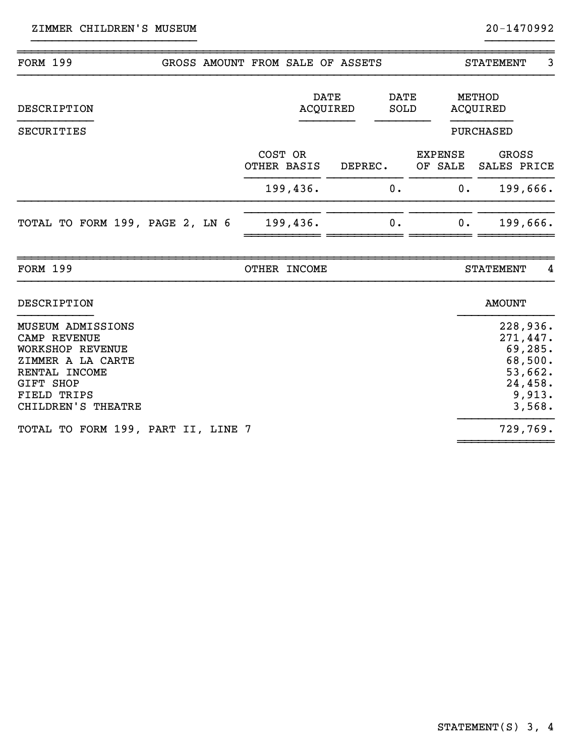ZIMMER CHILDREN'S MUSEUM 20-1470992

## FORM 199 — GROSS AMOUNT FROM SALE OF ASSETS — STATEMENT 3

| DESCRIPTION | DATE ACQUIRED | DATE SOLD | METHOD ACQUIRED |
|---|---|---|---|
| SECURITIES | | | PURCHASED |

| | COST OR OTHER BASIS | DEPREC. | EXPENSE OF SALE | GROSS SALES PRICE |
|---|---|---|---|---|
| | 199,436. | 0. | 0. | 199,666. |
| TOTAL TO FORM 199, PAGE 2, LN 6 | 199,436. | 0. | 0. | 199,666. |

## FORM 199 — OTHER INCOME — STATEMENT 4

| DESCRIPTION | AMOUNT |
|---|---|
| MUSEUM ADMISSIONS | 228,936. |
| CAMP REVENUE | 271,447. |
| WORKSHOP REVENUE | 69,285. |
| ZIMMER A LA CARTE | 68,500. |
| RENTAL INCOME | 53,662. |
| GIFT SHOP | 24,458. |
| FIELD TRIPS | 9,913. |
| CHILDREN'S THEATRE | 3,568. |
| TOTAL TO FORM 199, PART II, LINE 7 | 729,769. |

STATEMENT(S) 3, 4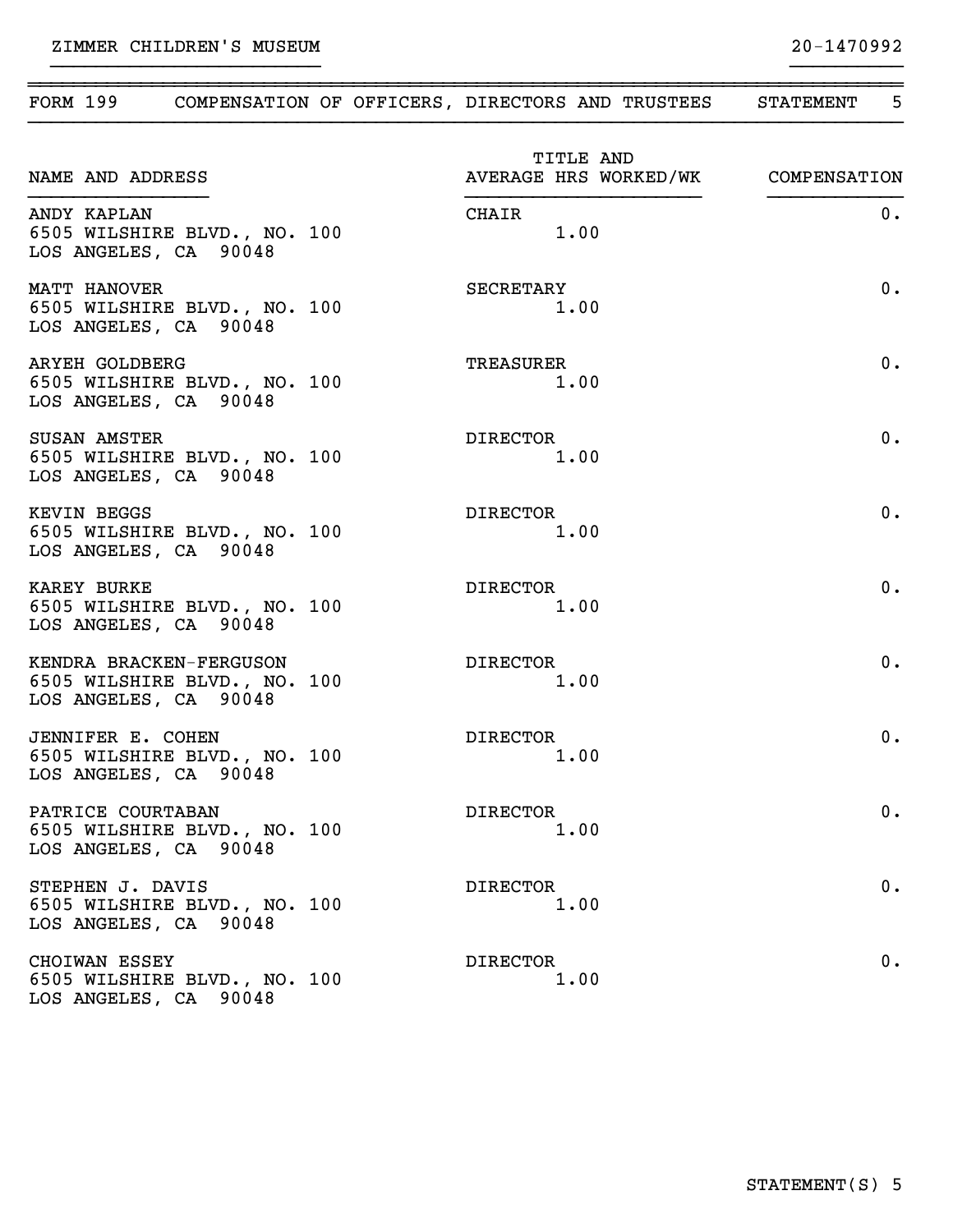ZIMMER CHILDREN'S MUSEUM 20-1470992

## FORM 199 COMPENSATION OF OFFICERS, DIRECTORS AND TRUSTEES STATEMENT 5

| NAME AND ADDRESS | TITLE AND AVERAGE HRS WORKED/WK | COMPENSATION |
|---|---|---|
| ANDY KAPLAN<br>6505 WILSHIRE BLVD., NO. 100<br>LOS ANGELES, CA 90048 | CHAIR<br>1.00 | 0. |
| MATT HANOVER<br>6505 WILSHIRE BLVD., NO. 100<br>LOS ANGELES, CA 90048 | SECRETARY<br>1.00 | 0. |
| ARYEH GOLDBERG<br>6505 WILSHIRE BLVD., NO. 100<br>LOS ANGELES, CA 90048 | TREASURER<br>1.00 | 0. |
| SUSAN AMSTER<br>6505 WILSHIRE BLVD., NO. 100<br>LOS ANGELES, CA 90048 | DIRECTOR<br>1.00 | 0. |
| KEVIN BEGGS<br>6505 WILSHIRE BLVD., NO. 100<br>LOS ANGELES, CA 90048 | DIRECTOR<br>1.00 | 0. |
| KAREY BURKE<br>6505 WILSHIRE BLVD., NO. 100<br>LOS ANGELES, CA 90048 | DIRECTOR<br>1.00 | 0. |
| KENDRA BRACKEN-FERGUSON<br>6505 WILSHIRE BLVD., NO. 100<br>LOS ANGELES, CA 90048 | DIRECTOR<br>1.00 | 0. |
| JENNIFER E. COHEN<br>6505 WILSHIRE BLVD., NO. 100<br>LOS ANGELES, CA 90048 | DIRECTOR<br>1.00 | 0. |
| PATRICE COURTABAN<br>6505 WILSHIRE BLVD., NO. 100<br>LOS ANGELES, CA 90048 | DIRECTOR<br>1.00 | 0. |
| STEPHEN J. DAVIS<br>6505 WILSHIRE BLVD., NO. 100<br>LOS ANGELES, CA 90048 | DIRECTOR<br>1.00 | 0. |
| CHOIWAN ESSEY<br>6505 WILSHIRE BLVD., NO. 100<br>LOS ANGELES, CA 90048 | DIRECTOR<br>1.00 | 0. |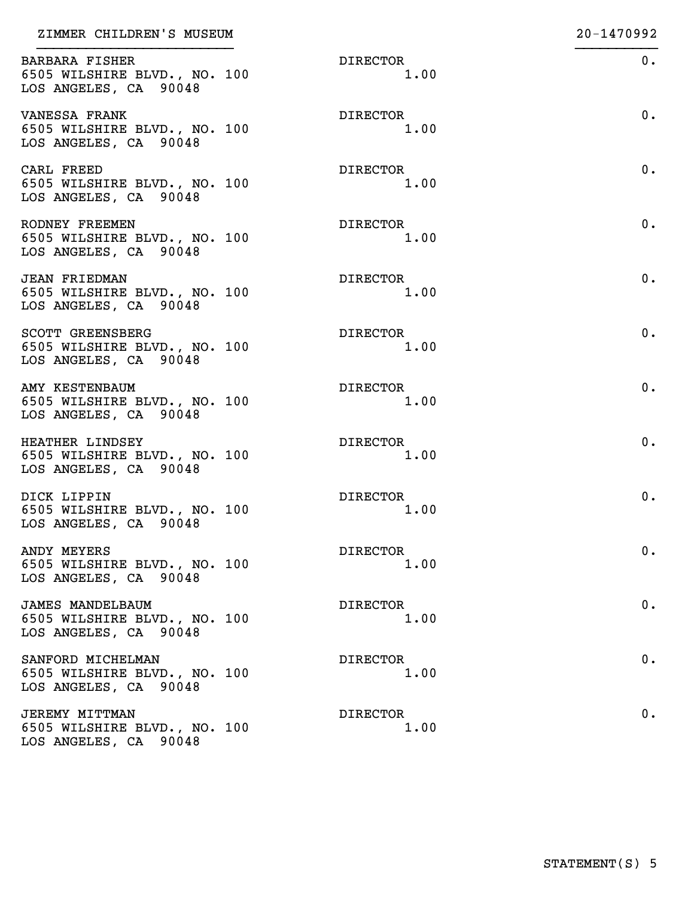ZIMMER CHILDREN'S MUSEUM 20-1470992

| Name and Address | Title and Average Hours | Compensation |
|---|---|---|
| BARBARA FISHER<br>6505 WILSHIRE BLVD., NO. 100<br>LOS ANGELES, CA 90048 | DIRECTOR<br>1.00 | 0. |
| VANESSA FRANK<br>6505 WILSHIRE BLVD., NO. 100<br>LOS ANGELES, CA 90048 | DIRECTOR<br>1.00 | 0. |
| CARL FREED<br>6505 WILSHIRE BLVD., NO. 100<br>LOS ANGELES, CA 90048 | DIRECTOR<br>1.00 | 0. |
| RODNEY FREEMEN<br>6505 WILSHIRE BLVD., NO. 100<br>LOS ANGELES, CA 90048 | DIRECTOR<br>1.00 | 0. |
| JEAN FRIEDMAN<br>6505 WILSHIRE BLVD., NO. 100<br>LOS ANGELES, CA 90048 | DIRECTOR<br>1.00 | 0. |
| SCOTT GREENSBERG<br>6505 WILSHIRE BLVD., NO. 100<br>LOS ANGELES, CA 90048 | DIRECTOR<br>1.00 | 0. |
| AMY KESTENBAUM<br>6505 WILSHIRE BLVD., NO. 100<br>LOS ANGELES, CA 90048 | DIRECTOR<br>1.00 | 0. |
| HEATHER LINDSEY<br>6505 WILSHIRE BLVD., NO. 100<br>LOS ANGELES, CA 90048 | DIRECTOR<br>1.00 | 0. |
| DICK LIPPIN<br>6505 WILSHIRE BLVD., NO. 100<br>LOS ANGELES, CA 90048 | DIRECTOR<br>1.00 | 0. |
| ANDY MEYERS<br>6505 WILSHIRE BLVD., NO. 100<br>LOS ANGELES, CA 90048 | DIRECTOR<br>1.00 | 0. |
| JAMES MANDELBAUM<br>6505 WILSHIRE BLVD., NO. 100<br>LOS ANGELES, CA 90048 | DIRECTOR<br>1.00 | 0. |
| SANFORD MICHELMAN<br>6505 WILSHIRE BLVD., NO. 100<br>LOS ANGELES, CA 90048 | DIRECTOR<br>1.00 | 0. |
| JEREMY MITTMAN<br>6505 WILSHIRE BLVD., NO. 100<br>LOS ANGELES, CA 90048 | DIRECTOR<br>1.00 | 0. |

STATEMENT(S) 5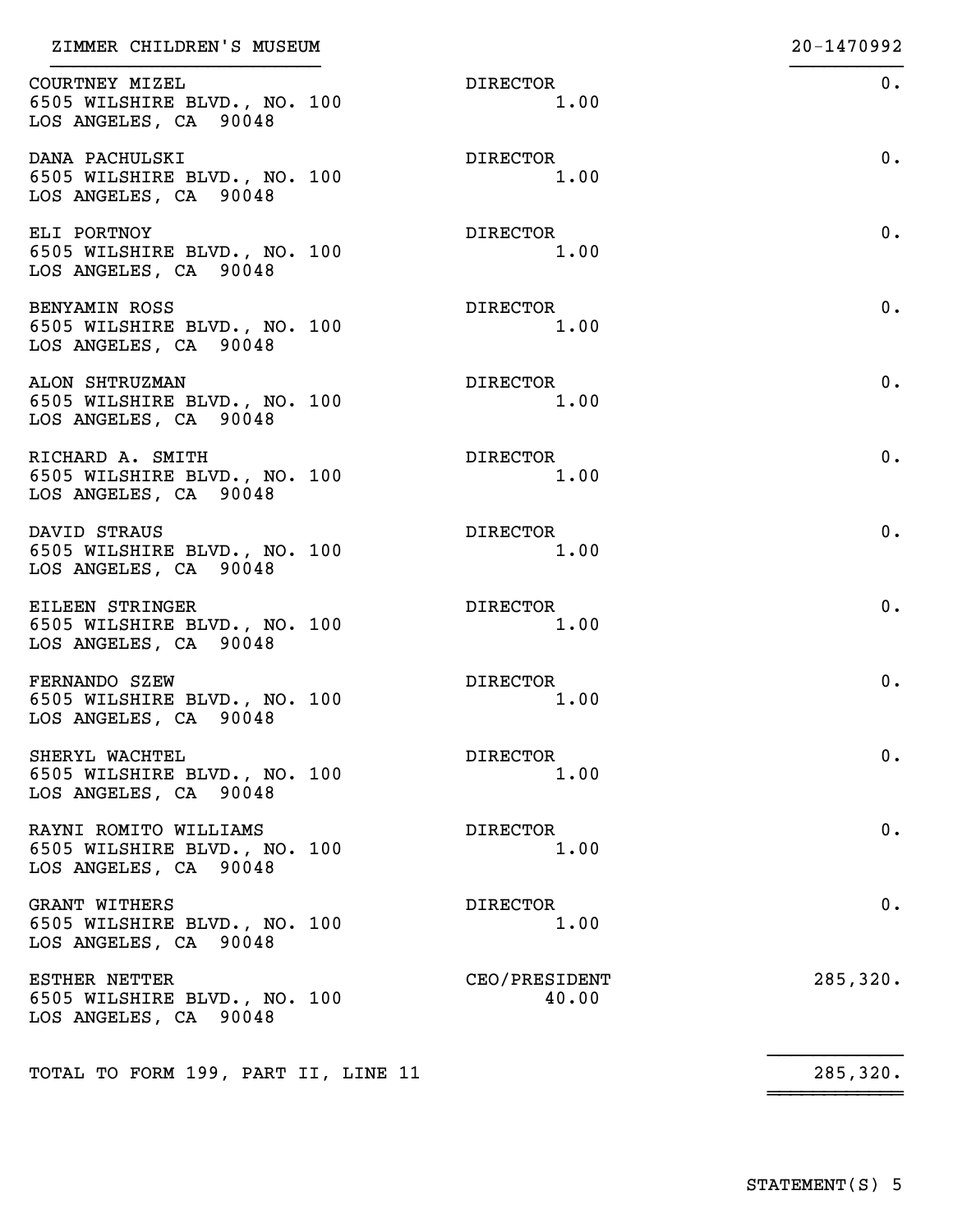ZIMMER CHILDREN'S MUSEUM 20-1470992

| Name and Address | Title / Hours | Compensation |
|---|---|---|
| COURTNEY MIZEL<br>6505 WILSHIRE BLVD., NO. 100<br>LOS ANGELES, CA 90048 | DIRECTOR<br>1.00 | 0. |
| DANA PACHULSKI<br>6505 WILSHIRE BLVD., NO. 100<br>LOS ANGELES, CA 90048 | DIRECTOR<br>1.00 | 0. |
| ELI PORTNOY<br>6505 WILSHIRE BLVD., NO. 100<br>LOS ANGELES, CA 90048 | DIRECTOR<br>1.00 | 0. |
| BENYAMIN ROSS<br>6505 WILSHIRE BLVD., NO. 100<br>LOS ANGELES, CA 90048 | DIRECTOR<br>1.00 | 0. |
| ALON SHTRUZMAN<br>6505 WILSHIRE BLVD., NO. 100<br>LOS ANGELES, CA 90048 | DIRECTOR<br>1.00 | 0. |
| RICHARD A. SMITH<br>6505 WILSHIRE BLVD., NO. 100<br>LOS ANGELES, CA 90048 | DIRECTOR<br>1.00 | 0. |
| DAVID STRAUS<br>6505 WILSHIRE BLVD., NO. 100<br>LOS ANGELES, CA 90048 | DIRECTOR<br>1.00 | 0. |
| EILEEN STRINGER<br>6505 WILSHIRE BLVD., NO. 100<br>LOS ANGELES, CA 90048 | DIRECTOR<br>1.00 | 0. |
| FERNANDO SZEW<br>6505 WILSHIRE BLVD., NO. 100<br>LOS ANGELES, CA 90048 | DIRECTOR<br>1.00 | 0. |
| SHERYL WACHTEL<br>6505 WILSHIRE BLVD., NO. 100<br>LOS ANGELES, CA 90048 | DIRECTOR<br>1.00 | 0. |
| RAYNI ROMITO WILLIAMS<br>6505 WILSHIRE BLVD., NO. 100<br>LOS ANGELES, CA 90048 | DIRECTOR<br>1.00 | 0. |
| GRANT WITHERS<br>6505 WILSHIRE BLVD., NO. 100<br>LOS ANGELES, CA 90048 | DIRECTOR<br>1.00 | 0. |
| ESTHER NETTER<br>6505 WILSHIRE BLVD., NO. 100<br>LOS ANGELES, CA 90048 | CEO/PRESIDENT<br>40.00 | 285,320. |
| TOTAL TO FORM 199, PART II, LINE 11 | | 285,320. |

STATEMENT(S) 5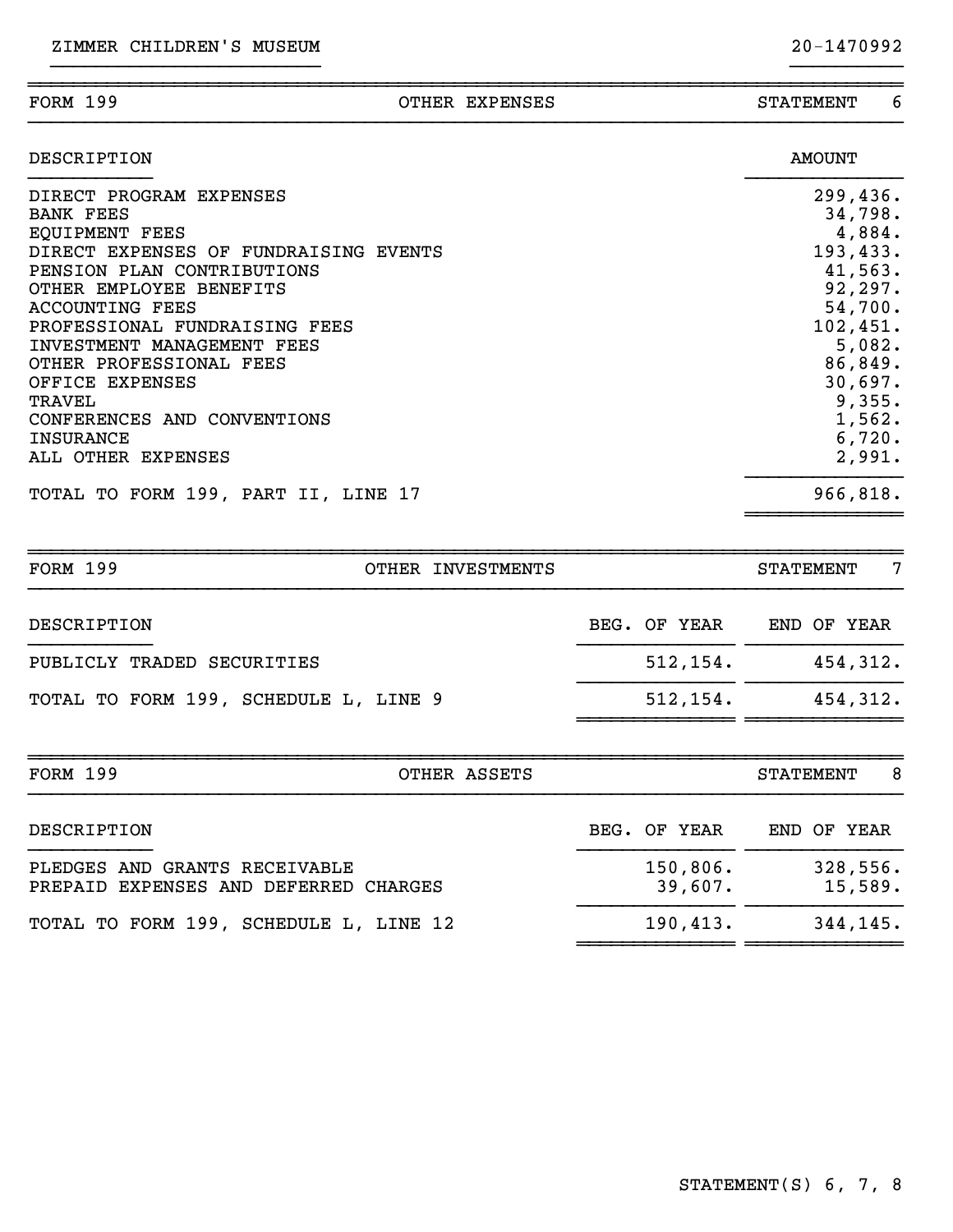ZIMMER CHILDREN'S MUSEUM 20-1470992

| FORM 199 | OTHER EXPENSES | STATEMENT 6 |
|---|---|---|

| DESCRIPTION | AMOUNT |
|---|---|
| DIRECT PROGRAM EXPENSES | 299,436. |
| BANK FEES | 34,798. |
| EQUIPMENT FEES | 4,884. |
| DIRECT EXPENSES OF FUNDRAISING EVENTS | 193,433. |
| PENSION PLAN CONTRIBUTIONS | 41,563. |
| OTHER EMPLOYEE BENEFITS | 92,297. |
| ACCOUNTING FEES | 54,700. |
| PROFESSIONAL FUNDRAISING FEES | 102,451. |
| INVESTMENT MANAGEMENT FEES | 5,082. |
| OTHER PROFESSIONAL FEES | 86,849. |
| OFFICE EXPENSES | 30,697. |
| TRAVEL | 9,355. |
| CONFERENCES AND CONVENTIONS | 1,562. |
| INSURANCE | 6,720. |
| ALL OTHER EXPENSES | 2,991. |
| TOTAL TO FORM 199, PART II, LINE 17 | 966,818. |

| FORM 199 | OTHER INVESTMENTS | STATEMENT 7 |
|---|---|---|

| DESCRIPTION | BEG. OF YEAR | END OF YEAR |
|---|---|---|
| PUBLICLY TRADED SECURITIES | 512,154. | 454,312. |
| TOTAL TO FORM 199, SCHEDULE L, LINE 9 | 512,154. | 454,312. |

| FORM 199 | OTHER ASSETS | STATEMENT 8 |
|---|---|---|

| DESCRIPTION | BEG. OF YEAR | END OF YEAR |
|---|---|---|
| PLEDGES AND GRANTS RECEIVABLE | 150,806. | 328,556. |
| PREPAID EXPENSES AND DEFERRED CHARGES | 39,607. | 15,589. |
| TOTAL TO FORM 199, SCHEDULE L, LINE 12 | 190,413. | 344,145. |

STATEMENT(S) 6, 7, 8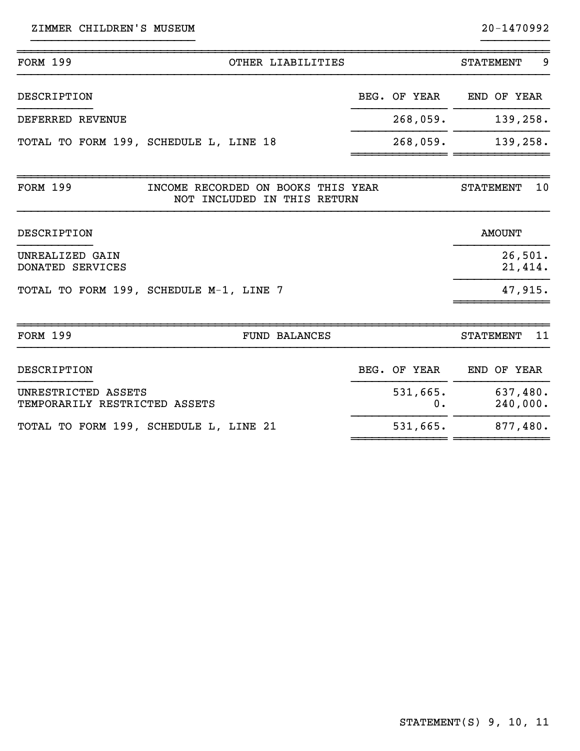ZIMMER CHILDREN'S MUSEUM 20-1470992

## FORM 199 — OTHER LIABILITIES — STATEMENT 9

| DESCRIPTION | BEG. OF YEAR | END OF YEAR |
|---|---|---|
| DEFERRED REVENUE | 268,059. | 139,258. |
| TOTAL TO FORM 199, SCHEDULE L, LINE 18 | 268,059. | 139,258. |

## FORM 199 — INCOME RECORDED ON BOOKS THIS YEAR NOT INCLUDED IN THIS RETURN — STATEMENT 10

| DESCRIPTION | AMOUNT |
|---|---|
| UNREALIZED GAIN | 26,501. |
| DONATED SERVICES | 21,414. |
| TOTAL TO FORM 199, SCHEDULE M-1, LINE 7 | 47,915. |

## FORM 199 — FUND BALANCES — STATEMENT 11

| DESCRIPTION | BEG. OF YEAR | END OF YEAR |
|---|---|---|
| UNRESTRICTED ASSETS | 531,665. | 637,480. |
| TEMPORARILY RESTRICTED ASSETS | 0. | 240,000. |
| TOTAL TO FORM 199, SCHEDULE L, LINE 21 | 531,665. | 877,480. |

STATEMENT(S) 9, 10, 11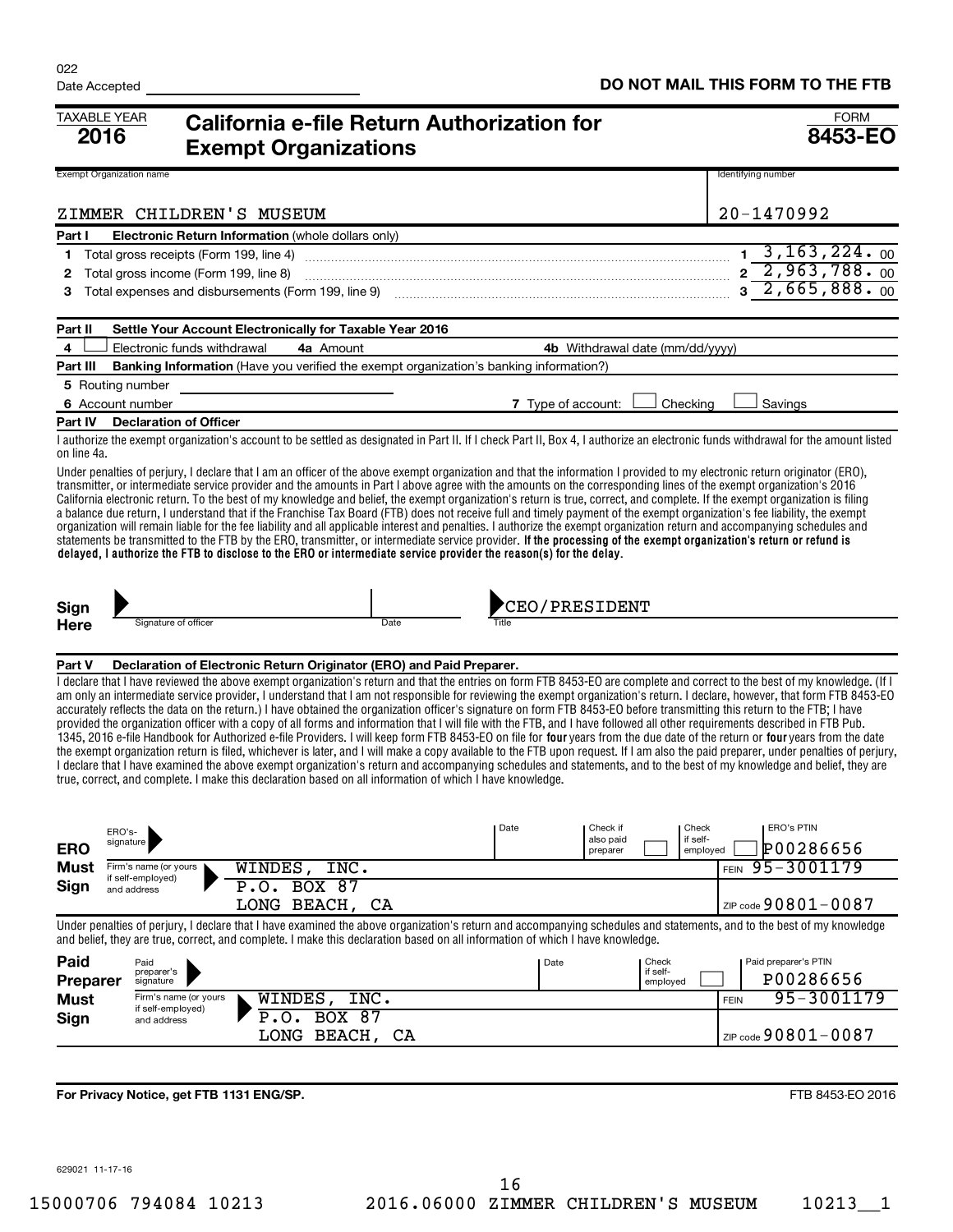022

Date Accepted

**DO NOT MAIL THIS FORM TO THE FTB**

TAXABLE YEAR **2016**

# California e-file Return Authorization for Exempt Organizations

FORM **8453-EO**

| Exempt Organization name | Identifying number |
|---|---|
| ZIMMER CHILDREN'S MUSEUM | 20-1470992 |

**Part I Electronic Return Information** (whole dollars only)

| | | | |
|---|---|---|---|
| 1 | Total gross receipts (Form 199, line 4) | 1 | 3,163,224. 00 |
| 2 | Total gross income (Form 199, line 8) | 2 | 2,963,788. 00 |
| 3 | Total expenses and disbursements (Form 199, line 9) | 3 | 2,665,888. 00 |

**Part II Settle Your Account Electronically for Taxable Year 2016**

4 ☐ Electronic funds withdrawal **4a** Amount **4b** Withdrawal date (mm/dd/yyyy)

**Part III Banking Information** (Have you verified the exempt organization's banking information?)

**5** Routing number

**6** Account number **7** Type of account: ☐ Checking ☐ Savings

**Part IV Declaration of Officer**

I authorize the exempt organization's account to be settled as designated in Part II. If I check Part II, Box 4, I authorize an electronic funds withdrawal for the amount listed on line 4a.

Under penalties of perjury, I declare that I am an officer of the above exempt organization and that the information I provided to my electronic return originator (ERO), transmitter, or intermediate service provider and the amounts in Part I above agree with the amounts on the corresponding lines of the exempt organization's 2016 California electronic return. To the best of my knowledge and belief, the exempt organization's return is true, correct, and complete. If the exempt organization is filing a balance due return, I understand that if the Franchise Tax Board (FTB) does not receive full and timely payment of the exempt organization's fee liability, the exempt organization will remain liable for the fee liability and all applicable interest and penalties. I authorize the exempt organization return and accompanying schedules and statements to be transmitted to the FTB by the ERO, transmitter, or intermediate service provider. **If the processing of the exempt organization's return or refund is delayed, I authorize the FTB to disclose to the ERO or intermediate service provider the reason(s) for the delay.**

**Sign Here** Signature of officer | Date | Title: CEO/PRESIDENT

**Part V Declaration of Electronic Return Originator (ERO) and Paid Preparer.**

I declare that I have reviewed the above exempt organization's return and that the entries on form FTB 8453-EO are complete and correct to the best of my knowledge. (If I am only an intermediate service provider, I understand that I am not responsible for reviewing the exempt organization's return. I declare, however, that form FTB 8453-EO accurately reflects the data on the return.) I have obtained the organization officer's signature on form FTB 8453-EO before transmitting this return to the FTB; I have provided the organization officer with a copy of all forms and information that I will file with the FTB, and I have followed all other requirements described in FTB Pub. 1345, 2016 e-file Handbook for Authorized e-file Providers. I will keep form FTB 8453-EO on file for **four** years from the due date of the return or **four** years from the date the exempt organization return is filed, whichever is later, and I will make a copy available to the FTB upon request. If I am also the paid preparer, under penalties of perjury, I declare that I have examined the above exempt organization's return and accompanying schedules and statements, and to the best of my knowledge and belief, they are true, correct, and complete. I make this declaration based on all information of which I have knowledge.

**ERO Must Sign**

| ERO's signature | Date | Check if also paid preparer ☐ | Check if self-employed ☐ | ERO's PTIN: P00286656 |
|---|---|---|---|---|
| Firm's name (or yours if self-employed) and address: WINDES, INC. P.O. BOX 87 LONG BEACH, CA | | | | FEIN 95-3001179; ZIP code 90801-0087 |

Under penalties of perjury, I declare that I have examined the above exempt organization's return and accompanying schedules and statements, and to the best of my knowledge and belief, they are true, correct, and complete. I make this declaration based on all information of which I have knowledge.

**Paid Preparer Must Sign**

| Paid preparer's signature | Date | Check if self-employed ☐ | Paid preparer's PTIN: P00286656 |
|---|---|---|---|
| Firm's name (or yours if self-employed) and address: WINDES, INC. P.O. BOX 87 LONG BEACH, CA | | | FEIN 95-3001179; ZIP code 90801-0087 |

**For Privacy Notice, get FTB 1131 ENG/SP.** FTB 8453-EO 2016

629021 11-17-16

15000706 794084 10213 2016.06000 ZIMMER CHILDREN'S MUSEUM 10213__1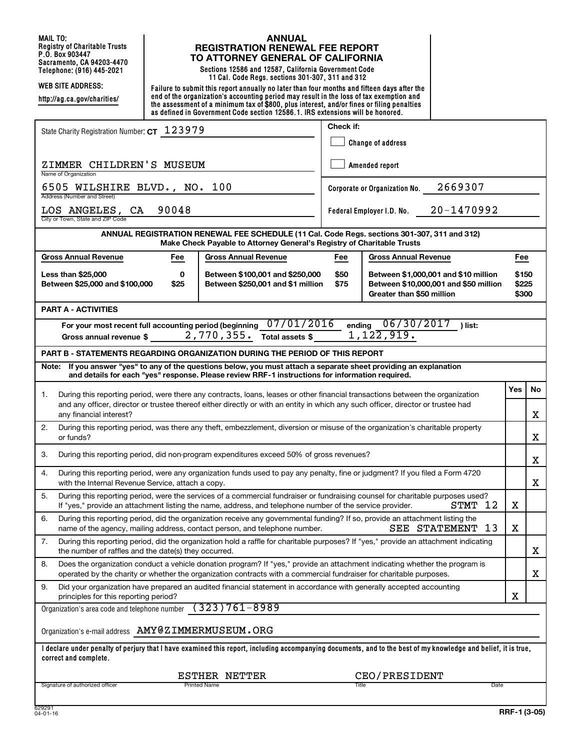MAIL TO:
Registry of Charitable Trusts
P.O. Box 903447
Sacramento, CA 94203-4470
Telephone: (916) 445-2021

WEB SITE ADDRESS:

http://ag.ca.gov/charities/

# ANNUAL REGISTRATION RENEWAL FEE REPORT TO ATTORNEY GENERAL OF CALIFORNIA

Sections 12586 and 12587, California Government Code
11 Cal. Code Regs. sections 301-307, 311 and 312

Failure to submit this report annually no later than four months and fifteen days after the end of the organization's accounting period may result in the loss of tax exemption and the assessment of a minimum tax of $800, plus interest, and/or fines or filing penalties as defined in Government Code section 12586.1. IRS extensions will be honored.

State Charity Registration Number: **CT** 123979

Check if:

☐ Change of address

☐ Amended report

ZIMMER CHILDREN'S MUSEUM
Name of Organization

6505 WILSHIRE BLVD., NO. 100
Address (Number and Street)

LOS ANGELES, CA 90048
City or Town, State and ZIP Code

Corporate or Organization No. 2669307

Federal Employer I.D. No. 20-1470992

**ANNUAL REGISTRATION RENEWAL FEE SCHEDULE (11 Cal. Code Regs. sections 301-307, 311 and 312)**
**Make Check Payable to Attorney General's Registry of Charitable Trusts**

| Gross Annual Revenue | Fee | Gross Annual Revenue | Fee | Gross Annual Revenue | Fee |
|---|---|---|---|---|---|
| Less than $25,000 | 0 | Between $100,001 and $250,000 | $50 | Between $1,000,001 and $10 million | $150 |
| Between $25,000 and $100,000 | $25 | Between $250,001 and $1 million | $75 | Between $10,000,001 and $50 million | $225 |
| | | | | Greater than $50 million | $300 |

**PART A - ACTIVITIES**

For your most recent full accounting period (beginning 07/01/2016 ending 06/30/2017 ) list:

Gross annual revenue $ 2,770,355. Total assets $ 1,122,919.

**PART B - STATEMENTS REGARDING ORGANIZATION DURING THE PERIOD OF THIS REPORT**

**Note: If you answer "yes" to any of the questions below, you must attach a separate sheet providing an explanation and details for each "yes" response. Please review RRF-1 instructions for information required.**

| | | Yes | No |
|---|---|---|---|
| 1. | During this reporting period, were there any contracts, loans, leases or other financial transactions between the organization and any officer, director or trustee thereof either directly or with an entity in which any such officer, director or trustee had any financial interest? | | X |
| 2. | During this reporting period, was there any theft, embezzlement, diversion or misuse of the organization's charitable property or funds? | | X |
| 3. | During this reporting period, did non-program expenditures exceed 50% of gross revenues? | | X |
| 4. | During this reporting period, were any organization funds used to pay any penalty, fine or judgment? If you filed a Form 4720 with the Internal Revenue Service, attach a copy. | | X |
| 5. | During this reporting period, were the services of a commercial fundraiser or fundraising counsel for charitable purposes used? If "yes," provide an attachment listing the name, address, and telephone number of the service provider. STMT 12 | X | |
| 6. | During this reporting period, did the organization receive any governmental funding? If so, provide an attachment listing the name of the agency, mailing address, contact person, and telephone number. SEE STATEMENT 13 | X | |
| 7. | During this reporting period, did the organization hold a raffle for charitable purposes? If "yes," provide an attachment indicating the number of raffles and the date(s) they occurred. | | X |
| 8. | Does the organization conduct a vehicle donation program? If "yes," provide an attachment indicating whether the program is operated by the charity or whether the organization contracts with a commercial fundraiser for charitable purposes. | | X |
| 9. | Did your organization have prepared an audited financial statement in accordance with generally accepted accounting principles for this reporting period? | X | |

Organization's area code and telephone number (323)761-8989

Organization's e-mail address AMY@ZIMMERMUSEUM.ORG

**I declare under penalty of perjury that I have examined this report, including accompanying documents, and to the best of my knowledge and belief, it is true, correct and complete.**

| Signature of authorized officer | Printed Name | Title | Date |
|---|---|---|---|
| | ESTHER NETTER | CEO/PRESIDENT | |

629291
04-01-16

RRF-1 (3-05)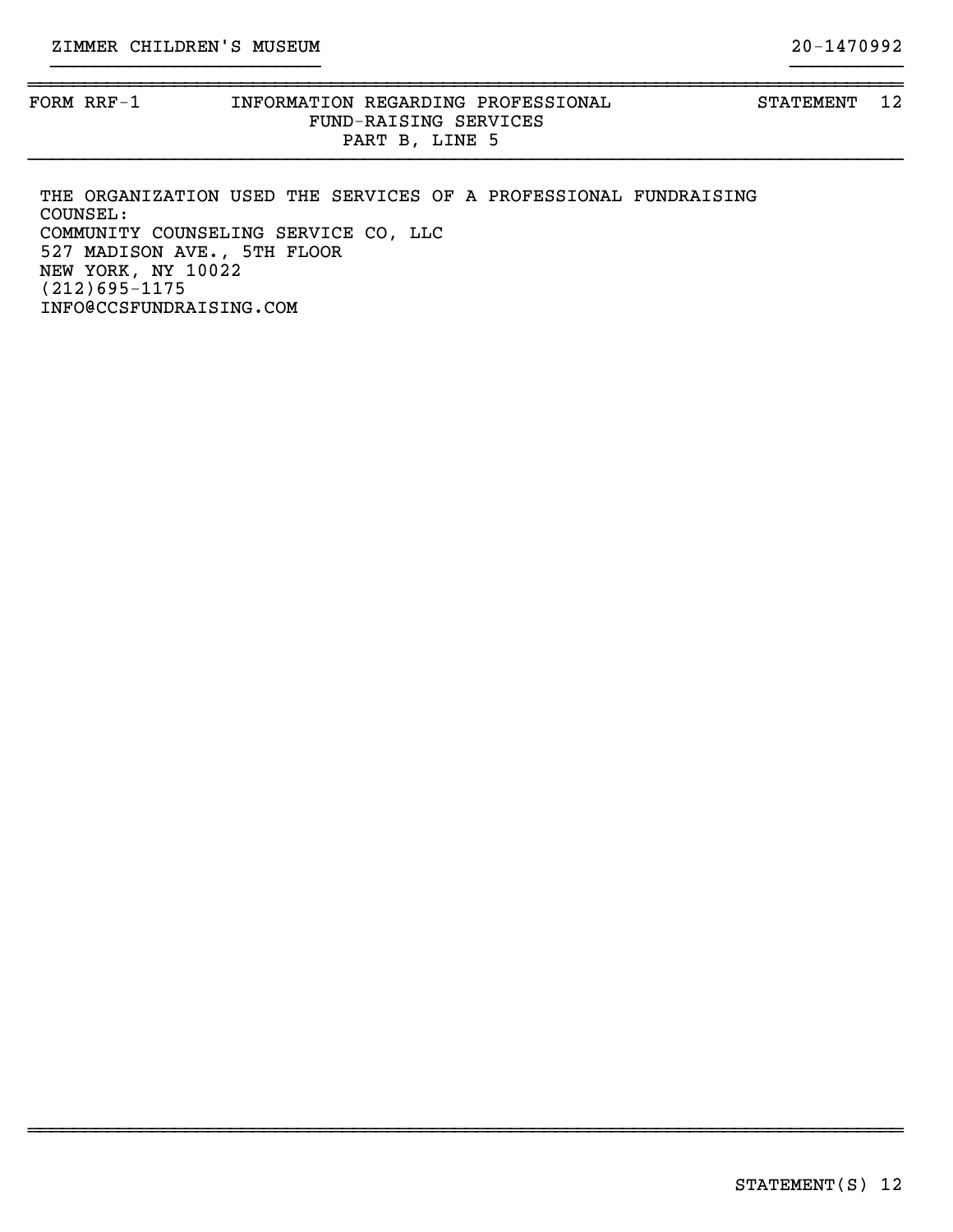ZIMMER CHILDREN'S MUSEUM 20-1470992

| FORM RRF-1 | INFORMATION REGARDING PROFESSIONAL FUND-RAISING SERVICES PART B, LINE 5 | STATEMENT 12 |
|---|---|---|

THE ORGANIZATION USED THE SERVICES OF A PROFESSIONAL FUNDRAISING COUNSEL:
COMMUNITY COUNSELING SERVICE CO, LLC
527 MADISON AVE., 5TH FLOOR
NEW YORK, NY 10022
(212)695-1175
INFO@CCSFUNDRAISING.COM

STATEMENT(S) 12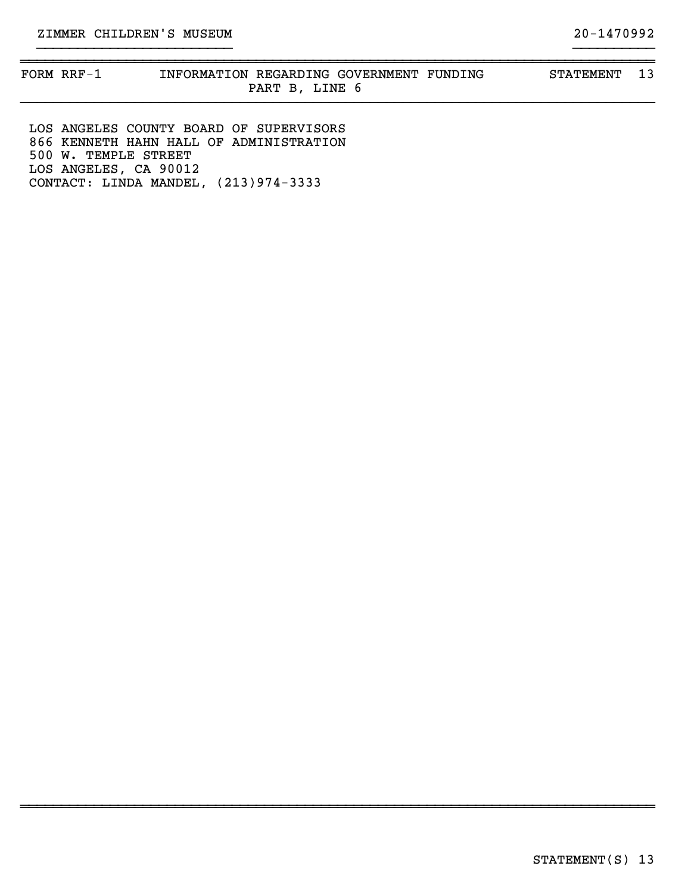ZIMMER CHILDREN'S MUSEUM 20-1470992

| FORM RRF-1 | INFORMATION REGARDING GOVERNMENT FUNDING PART B, LINE 6 | STATEMENT 13 |
| --- | --- | --- |

LOS ANGELES COUNTY BOARD OF SUPERVISORS
866 KENNETH HAHN HALL OF ADMINISTRATION
500 W. TEMPLE STREET
LOS ANGELES, CA 90012
CONTACT: LINDA MANDEL, (213)974-3333

STATEMENT(S) 13